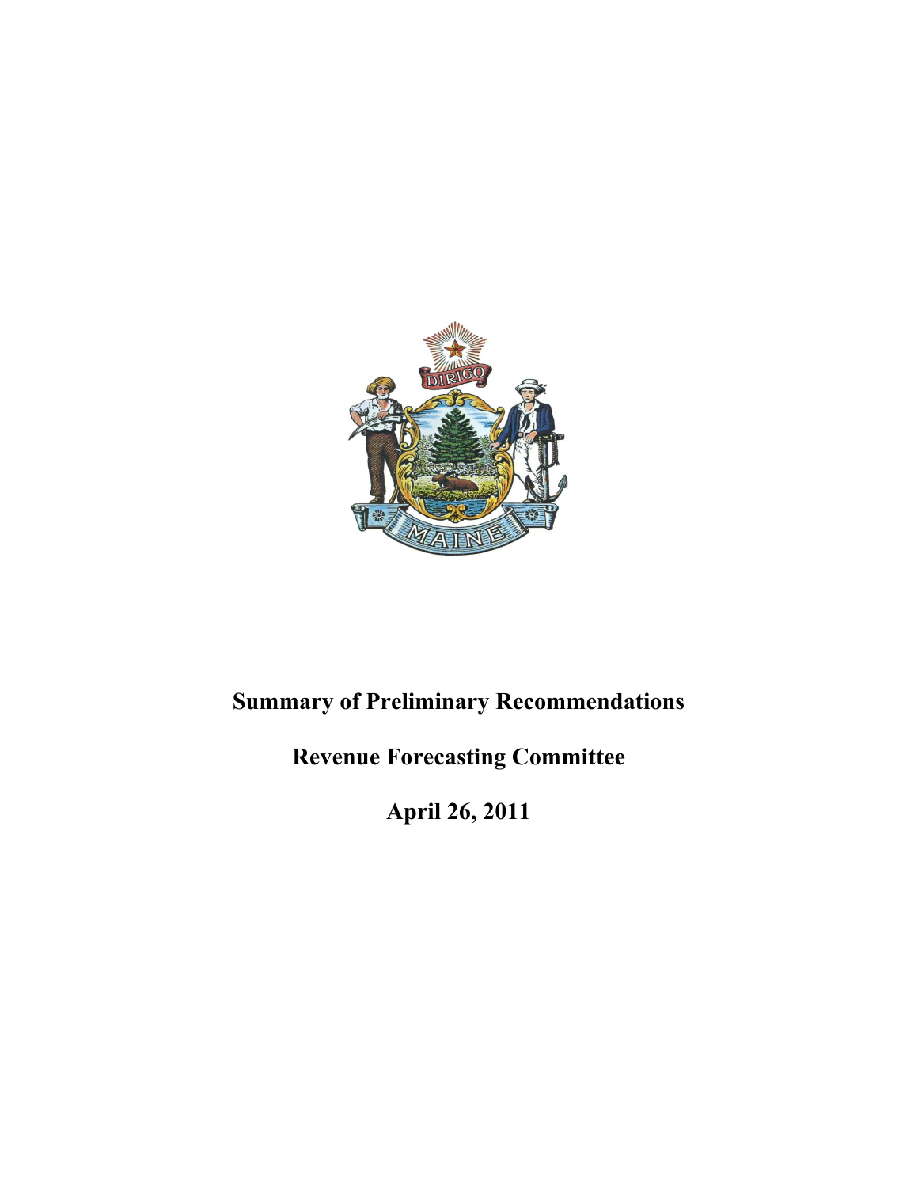# Summary of Preliminary Recommendations

## Revenue Forecasting Committee

## April 26, 2011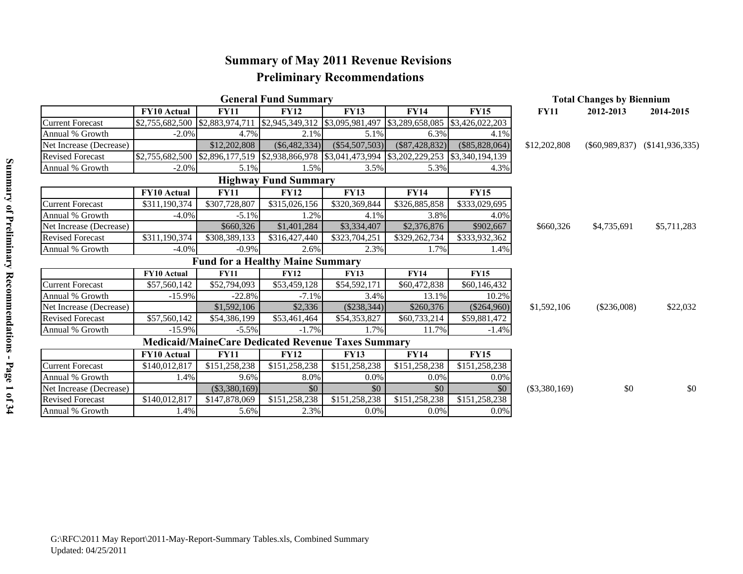# Summary of May 2011 Revenue Revisions

## Preliminary Recommendations

### General Fund Summary

| | FY10 Actual | FY11 | FY12 | FY13 | FY14 | FY15 |
|---|---|---|---|---|---|---|
| Current Forecast | $2,755,682,500 | $2,883,974,711 | $2,945,349,312 | $3,095,981,497 | $3,289,658,085 | $3,426,022,203 |
| Annual % Growth | -2.0% | 4.7% | 2.1% | 5.1% | 6.3% | 4.1% |
| Net Increase (Decrease) | | $12,202,808 | ($6,482,334) | ($54,507,503) | ($87,428,832) | ($85,828,064) |
| Revised Forecast | $2,755,682,500 | $2,896,177,519 | $2,938,866,978 | $3,041,473,994 | $3,202,229,253 | $3,340,194,139 |
| Annual % Growth | -2.0% | 5.1% | 1.5% | 3.5% | 5.3% | 4.3% |

### Highway Fund Summary

| | FY10 Actual | FY11 | FY12 | FY13 | FY14 | FY15 |
|---|---|---|---|---|---|---|
| Current Forecast | $311,190,374 | $307,728,807 | $315,026,156 | $320,369,844 | $326,885,858 | $333,029,695 |
| Annual % Growth | -4.0% | -5.1% | 1.2% | 4.1% | 3.8% | 4.0% |
| Net Increase (Decrease) | | $660,326 | $1,401,284 | $3,334,407 | $2,376,876 | $902,667 |
| Revised Forecast | $311,190,374 | $308,389,133 | $316,427,440 | $323,704,251 | $329,262,734 | $333,932,362 |
| Annual % Growth | -4.0% | -0.9% | 2.6% | 2.3% | 1.7% | 1.4% |

### Fund for a Healthy Maine Summary

| | FY10 Actual | FY11 | FY12 | FY13 | FY14 | FY15 |
|---|---|---|---|---|---|---|
| Current Forecast | $57,560,142 | $52,794,093 | $53,459,128 | $54,592,171 | $60,472,838 | $60,146,432 |
| Annual % Growth | -15.9% | -22.8% | -7.1% | 3.4% | 13.1% | 10.2% |
| Net Increase (Decrease) | | $1,592,106 | $2,336 | ($238,344) | $260,376 | ($264,960) |
| Revised Forecast | $57,560,142 | $54,386,199 | $53,461,464 | $54,353,827 | $60,733,214 | $59,881,472 |
| Annual % Growth | -15.9% | -5.5% | -1.7% | 1.7% | 11.7% | -1.4% |

### Medicaid/MaineCare Dedicated Revenue Taxes Summary

| | FY10 Actual | FY11 | FY12 | FY13 | FY14 | FY15 |
|---|---|---|---|---|---|---|
| Current Forecast | $140,012,817 | $151,258,238 | $151,258,238 | $151,258,238 | $151,258,238 | $151,258,238 |
| Annual % Growth | 1.4% | 9.6% | 8.0% | 0.0% | 0.0% | 0.0% |
| Net Increase (Decrease) | | ($3,380,169) | $0 | $0 | $0 | $0 |
| Revised Forecast | $140,012,817 | $147,878,069 | $151,258,238 | $151,258,238 | $151,258,238 | $151,258,238 |
| Annual % Growth | 1.4% | 5.6% | 2.3% | 0.0% | 0.0% | 0.0% |

### Total Changes by Biennium

| Fund | FY11 | 2012-2013 | 2014-2015 |
|---|---|---|---|
| General Fund | $12,202,808 | ($60,989,837) | ($141,936,335) |
| Highway Fund | $660,326 | $4,735,691 | $5,711,283 |
| Fund for a Healthy Maine | $1,592,106 | ($236,008) | $22,032 |
| Medicaid/MaineCare Dedicated Revenue Taxes | ($3,380,169) | $0 | $0 |

G:\RFC\2011 May Report\2011-May-Report-Summary Tables.xls, Combined Summary
Updated: 04/25/2011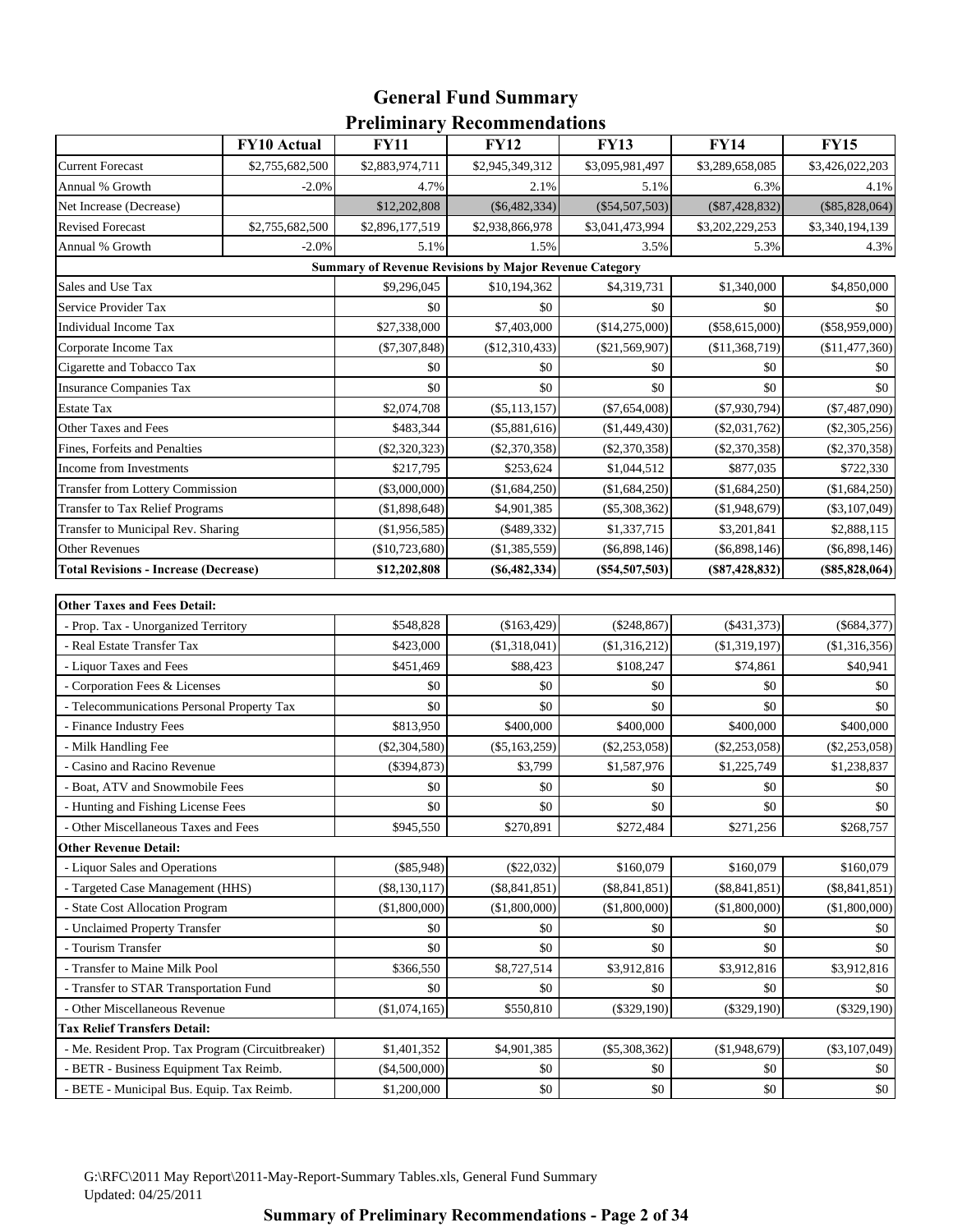# General Fund Summary
## Preliminary Recommendations

| | FY10 Actual | FY11 | FY12 | FY13 | FY14 | FY15 |
|---|---|---|---|---|---|---|
| Current Forecast | $2,755,682,500 | $2,883,974,711 | $2,945,349,312 | $3,095,981,497 | $3,289,658,085 | $3,426,022,203 |
| Annual % Growth | -2.0% | 4.7% | 2.1% | 5.1% | 6.3% | 4.1% |
| Net Increase (Decrease) | | $12,202,808 | ($6,482,334) | ($54,507,503) | ($87,428,832) | ($85,828,064) |
| Revised Forecast | $2,755,682,500 | $2,896,177,519 | $2,938,866,978 | $3,041,473,994 | $3,202,229,253 | $3,340,194,139 |
| Annual % Growth | -2.0% | 5.1% | 1.5% | 3.5% | 5.3% | 4.3% |
| **Summary of Revenue Revisions by Major Revenue Category** | | | | | | |
| Sales and Use Tax | | $9,296,045 | $10,194,362 | $4,319,731 | $1,340,000 | $4,850,000 |
| Service Provider Tax | | $0 | $0 | $0 | $0 | $0 |
| Individual Income Tax | | $27,338,000 | $7,403,000 | ($14,275,000) | ($58,615,000) | ($58,959,000) |
| Corporate Income Tax | | ($7,307,848) | ($12,310,433) | ($21,569,907) | ($11,368,719) | ($11,477,360) |
| Cigarette and Tobacco Tax | | $0 | $0 | $0 | $0 | $0 |
| Insurance Companies Tax | | $0 | $0 | $0 | $0 | $0 |
| Estate Tax | | $2,074,708 | ($5,113,157) | ($7,654,008) | ($7,930,794) | ($7,487,090) |
| Other Taxes and Fees | | $483,344 | ($5,881,616) | ($1,449,430) | ($2,031,762) | ($2,305,256) |
| Fines, Forfeits and Penalties | | ($2,320,323) | ($2,370,358) | ($2,370,358) | ($2,370,358) | ($2,370,358) |
| Income from Investments | | $217,795 | $253,624 | $1,044,512 | $877,035 | $722,330 |
| Transfer from Lottery Commission | | ($3,000,000) | ($1,684,250) | ($1,684,250) | ($1,684,250) | ($1,684,250) |
| Transfer to Tax Relief Programs | | ($1,898,648) | $4,901,385 | ($5,308,362) | ($1,948,679) | ($3,107,049) |
| Transfer to Municipal Rev. Sharing | | ($1,956,585) | ($489,332) | $1,337,715 | $3,201,841 | $2,888,115 |
| Other Revenues | | ($10,723,680) | ($1,385,559) | ($6,898,146) | ($6,898,146) | ($6,898,146) |
| **Total Revisions - Increase (Decrease)** | | **$12,202,808** | **($6,482,334)** | **($54,507,503)** | **($87,428,832)** | **($85,828,064)** |

| | FY11 | FY12 | FY13 | FY14 | FY15 |
|---|---|---|---|---|---|
| **Other Taxes and Fees Detail:** | | | | | |
| - Prop. Tax - Unorganized Territory | $548,828 | ($163,429) | ($248,867) | ($431,373) | ($684,377) |
| - Real Estate Transfer Tax | $423,000 | ($1,318,041) | ($1,316,212) | ($1,319,197) | ($1,316,356) |
| - Liquor Taxes and Fees | $451,469 | $88,423 | $108,247 | $74,861 | $40,941 |
| - Corporation Fees & Licenses | $0 | $0 | $0 | $0 | $0 |
| - Telecommunications Personal Property Tax | $0 | $0 | $0 | $0 | $0 |
| - Finance Industry Fees | $813,950 | $400,000 | $400,000 | $400,000 | $400,000 |
| - Milk Handling Fee | ($2,304,580) | ($5,163,259) | ($2,253,058) | ($2,253,058) | ($2,253,058) |
| - Casino and Racino Revenue | ($394,873) | $3,799 | $1,587,976 | $1,225,749 | $1,238,837 |
| - Boat, ATV and Snowmobile Fees | $0 | $0 | $0 | $0 | $0 |
| - Hunting and Fishing License Fees | $0 | $0 | $0 | $0 | $0 |
| - Other Miscellaneous Taxes and Fees | $945,550 | $270,891 | $272,484 | $271,256 | $268,757 |
| **Other Revenue Detail:** | | | | | |
| - Liquor Sales and Operations | ($85,948) | ($22,032) | $160,079 | $160,079 | $160,079 |
| - Targeted Case Management (HHS) | ($8,130,117) | ($8,841,851) | ($8,841,851) | ($8,841,851) | ($8,841,851) |
| - State Cost Allocation Program | ($1,800,000) | ($1,800,000) | ($1,800,000) | ($1,800,000) | ($1,800,000) |
| - Unclaimed Property Transfer | $0 | $0 | $0 | $0 | $0 |
| - Tourism Transfer | $0 | $0 | $0 | $0 | $0 |
| - Transfer to Maine Milk Pool | $366,550 | $8,727,514 | $3,912,816 | $3,912,816 | $3,912,816 |
| - Transfer to STAR Transportation Fund | $0 | $0 | $0 | $0 | $0 |
| - Other Miscellaneous Revenue | ($1,074,165) | $550,810 | ($329,190) | ($329,190) | ($329,190) |
| **Tax Relief Transfers Detail:** | | | | | |
| - Me. Resident Prop. Tax Program (Circuitbreaker) | $1,401,352 | $4,901,385 | ($5,308,362) | ($1,948,679) | ($3,107,049) |
| - BETR - Business Equipment Tax Reimb. | ($4,500,000) | $0 | $0 | $0 | $0 |
| - BETE - Municipal Bus. Equip. Tax Reimb. | $1,200,000 | $0 | $0 | $0 | $0 |

G:\RFC\2011 May Report\2011-May-Report-Summary Tables.xls, General Fund Summary
Updated: 04/25/2011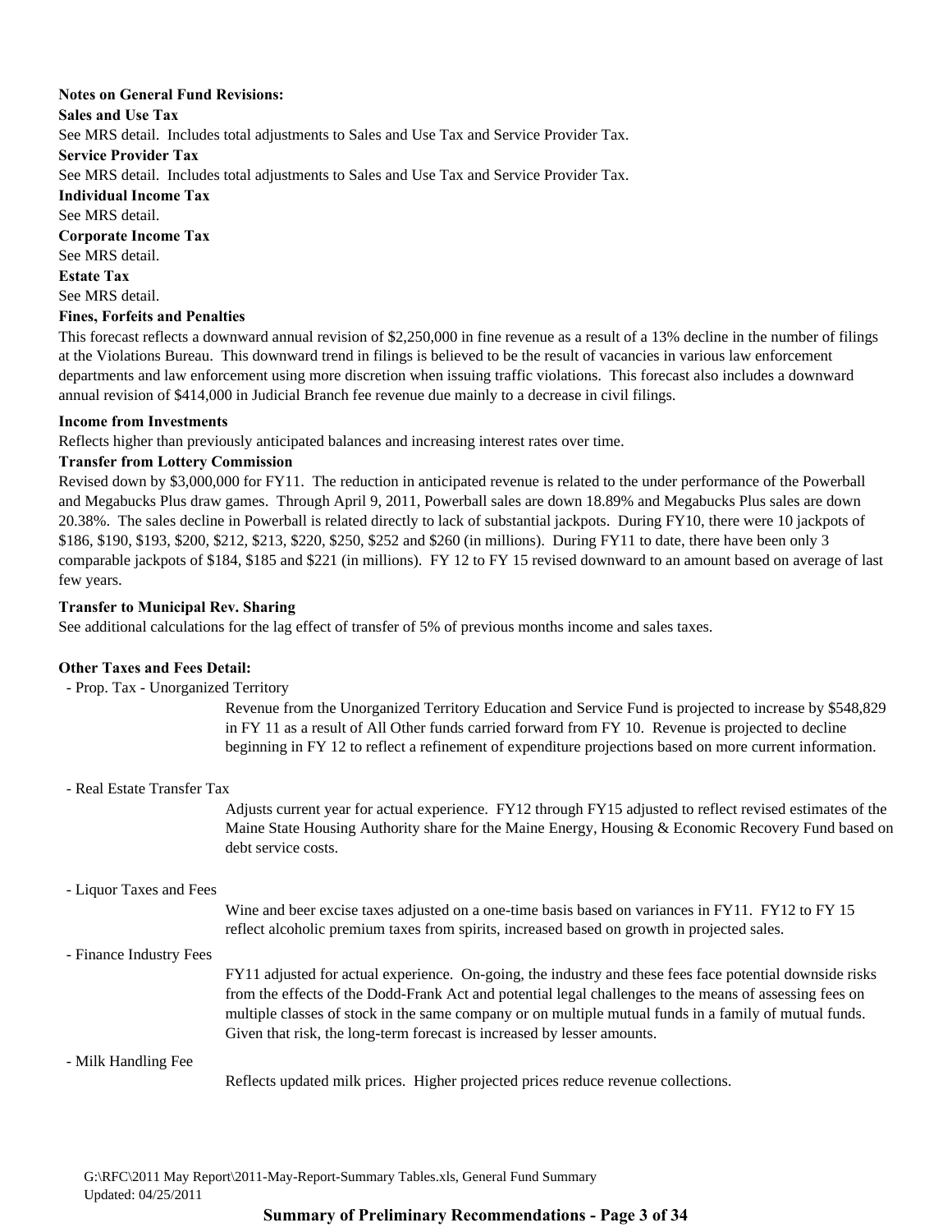**Notes on General Fund Revisions:**

**Sales and Use Tax**

See MRS detail. Includes total adjustments to Sales and Use Tax and Service Provider Tax.

**Service Provider Tax**

See MRS detail. Includes total adjustments to Sales and Use Tax and Service Provider Tax.

**Individual Income Tax**

See MRS detail.

**Corporate Income Tax**

See MRS detail.

**Estate Tax**

See MRS detail.

**Fines, Forfeits and Penalties**

This forecast reflects a downward annual revision of $2,250,000 in fine revenue as a result of a 13% decline in the number of filings at the Violations Bureau. This downward trend in filings is believed to be the result of vacancies in various law enforcement departments and law enforcement using more discretion when issuing traffic violations. This forecast also includes a downward annual revision of $414,000 in Judicial Branch fee revenue due mainly to a decrease in civil filings.

**Income from Investments**

Reflects higher than previously anticipated balances and increasing interest rates over time.

**Transfer from Lottery Commission**

Revised down by $3,000,000 for FY11. The reduction in anticipated revenue is related to the under performance of the Powerball and Megabucks Plus draw games. Through April 9, 2011, Powerball sales are down 18.89% and Megabucks Plus sales are down 20.38%. The sales decline in Powerball is related directly to lack of substantial jackpots. During FY10, there were 10 jackpots of $186, $190, $193, $200, $212, $213, $220, $250, $252 and $260 (in millions). During FY11 to date, there have been only 3 comparable jackpots of $184, $185 and $221 (in millions). FY 12 to FY 15 revised downward to an amount based on average of last few years.

**Transfer to Municipal Rev. Sharing**

See additional calculations for the lag effect of transfer of 5% of previous months income and sales taxes.

**Other Taxes and Fees Detail:**

- Prop. Tax - Unorganized Territory

  Revenue from the Unorganized Territory Education and Service Fund is projected to increase by $548,829 in FY 11 as a result of All Other funds carried forward from FY 10. Revenue is projected to decline beginning in FY 12 to reflect a refinement of expenditure projections based on more current information.

- Real Estate Transfer Tax

  Adjusts current year for actual experience. FY12 through FY15 adjusted to reflect revised estimates of the Maine State Housing Authority share for the Maine Energy, Housing & Economic Recovery Fund based on debt service costs.

- Liquor Taxes and Fees

  Wine and beer excise taxes adjusted on a one-time basis based on variances in FY11. FY12 to FY 15 reflect alcoholic premium taxes from spirits, increased based on growth in projected sales.

- Finance Industry Fees

  FY11 adjusted for actual experience. On-going, the industry and these fees face potential downside risks from the effects of the Dodd-Frank Act and potential legal challenges to the means of assessing fees on multiple classes of stock in the same company or on multiple mutual funds in a family of mutual funds. Given that risk, the long-term forecast is increased by lesser amounts.

- Milk Handling Fee

  Reflects updated milk prices. Higher projected prices reduce revenue collections.

G:\RFC\2011 May Report\2011-May-Report-Summary Tables.xls, General Fund Summary
Updated: 04/25/2011

**Summary of Preliminary Recommendations**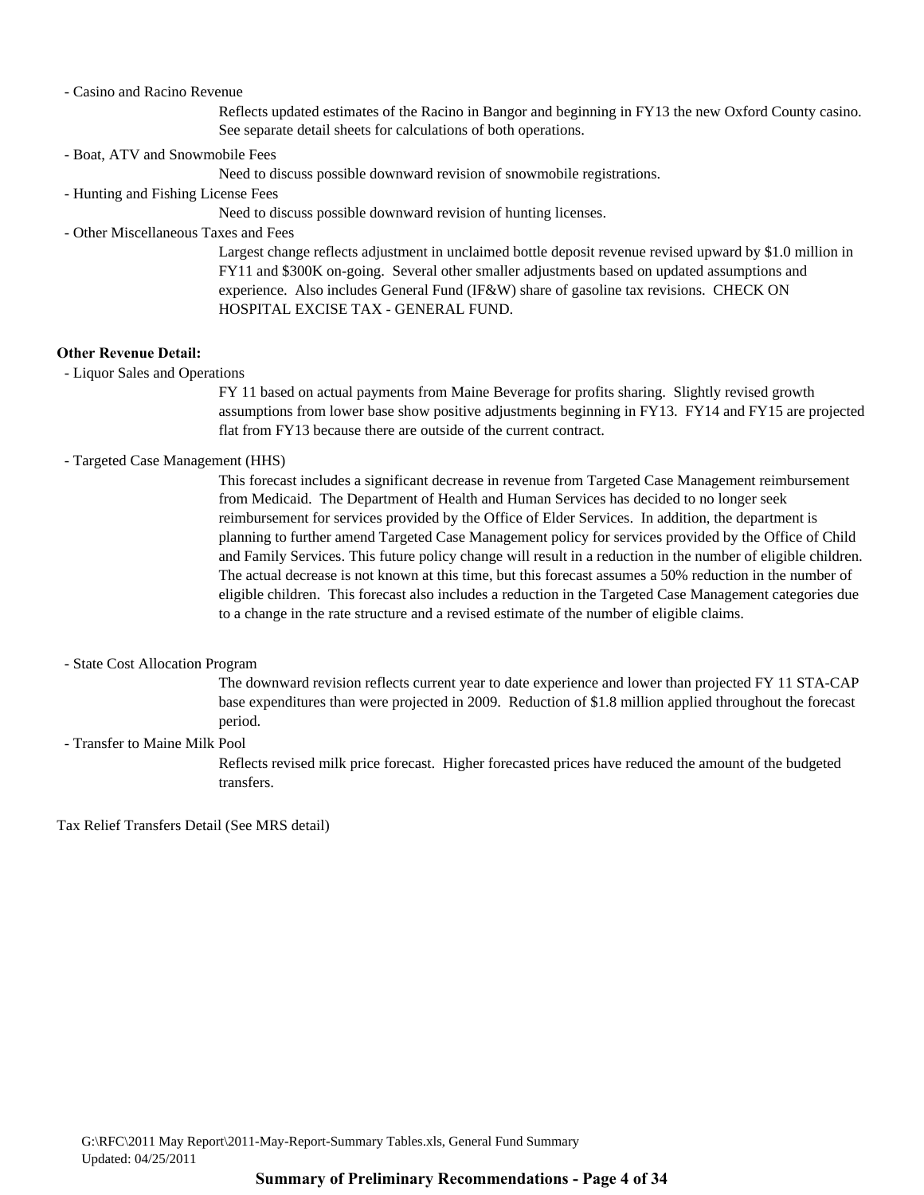- Casino and Racino Revenue

  Reflects updated estimates of the Racino in Bangor and beginning in FY13 the new Oxford County casino. See separate detail sheets for calculations of both operations.

- Boat, ATV and Snowmobile Fees

  Need to discuss possible downward revision of snowmobile registrations.

- Hunting and Fishing License Fees

  Need to discuss possible downward revision of hunting licenses.

- Other Miscellaneous Taxes and Fees

  Largest change reflects adjustment in unclaimed bottle deposit revenue revised upward by $1.0 million in FY11 and $300K on-going. Several other smaller adjustments based on updated assumptions and experience. Also includes General Fund (IF&W) share of gasoline tax revisions. CHECK ON HOSPITAL EXCISE TAX - GENERAL FUND.

**Other Revenue Detail:**

- Liquor Sales and Operations

  FY 11 based on actual payments from Maine Beverage for profits sharing. Slightly revised growth assumptions from lower base show positive adjustments beginning in FY13. FY14 and FY15 are projected flat from FY13 because there are outside of the current contract.

- Targeted Case Management (HHS)

  This forecast includes a significant decrease in revenue from Targeted Case Management reimbursement from Medicaid. The Department of Health and Human Services has decided to no longer seek reimbursement for services provided by the Office of Elder Services. In addition, the department is planning to further amend Targeted Case Management policy for services provided by the Office of Child and Family Services. This future policy change will result in a reduction in the number of eligible children. The actual decrease is not known at this time, but this forecast assumes a 50% reduction in the number of eligible children. This forecast also includes a reduction in the Targeted Case Management categories due to a change in the rate structure and a revised estimate of the number of eligible claims.

- State Cost Allocation Program

  The downward revision reflects current year to date experience and lower than projected FY 11 STA-CAP base expenditures than were projected in 2009. Reduction of $1.8 million applied throughout the forecast period.

- Transfer to Maine Milk Pool

  Reflects revised milk price forecast. Higher forecasted prices have reduced the amount of the budgeted transfers.

Tax Relief Transfers Detail (See MRS detail)

G:\RFC\2011 May Report\2011-May-Report-Summary Tables.xls, General Fund Summary
Updated: 04/25/2011

**Summary of Preliminary Recommendations - Page 4 of 34**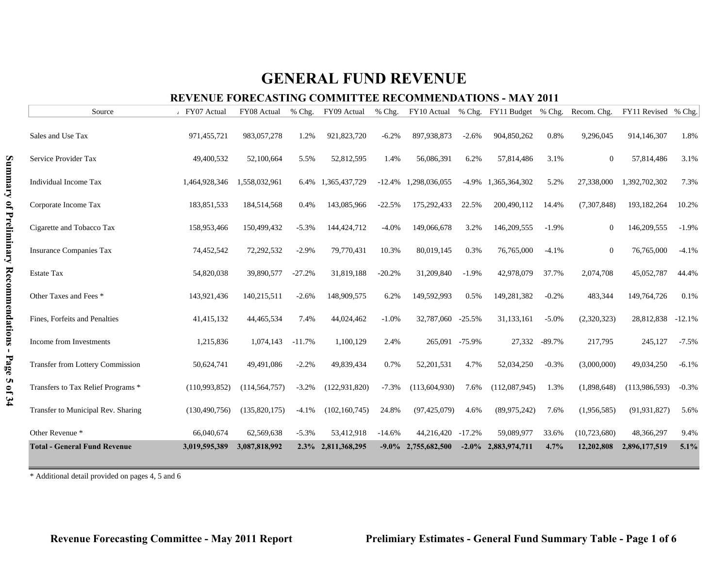# GENERAL FUND REVENUE

## REVENUE FORECASTING COMMITTEE RECOMMENDATIONS - MAY 2011

| Source | FY07 Actual | FY08 Actual | % Chg. | FY09 Actual | % Chg. | FY10 Actual | % Chg. | FY11 Budget | % Chg. | Recom. Chg. | FY11 Revised | % Chg. |
|---|---|---|---|---|---|---|---|---|---|---|---|---|
| Sales and Use Tax | 971,455,721 | 983,057,278 | 1.2% | 921,823,720 | -6.2% | 897,938,873 | -2.6% | 904,850,262 | 0.8% | 9,296,045 | 914,146,307 | 1.8% |
| Service Provider Tax | 49,400,532 | 52,100,664 | 5.5% | 52,812,595 | 1.4% | 56,086,391 | 6.2% | 57,814,486 | 3.1% | 0 | 57,814,486 | 3.1% |
| Individual Income Tax | 1,464,928,346 | 1,558,032,961 | 6.4% | 1,365,437,729 | -12.4% | 1,298,036,055 | -4.9% | 1,365,364,302 | 5.2% | 27,338,000 | 1,392,702,302 | 7.3% |
| Corporate Income Tax | 183,851,533 | 184,514,568 | 0.4% | 143,085,966 | -22.5% | 175,292,433 | 22.5% | 200,490,112 | 14.4% | (7,307,848) | 193,182,264 | 10.2% |
| Cigarette and Tobacco Tax | 158,953,466 | 150,499,432 | -5.3% | 144,424,712 | -4.0% | 149,066,678 | 3.2% | 146,209,555 | -1.9% | 0 | 146,209,555 | -1.9% |
| Insurance Companies Tax | 74,452,542 | 72,292,532 | -2.9% | 79,770,431 | 10.3% | 80,019,145 | 0.3% | 76,765,000 | -4.1% | 0 | 76,765,000 | -4.1% |
| Estate Tax | 54,820,038 | 39,890,577 | -27.2% | 31,819,188 | -20.2% | 31,209,840 | -1.9% | 42,978,079 | 37.7% | 2,074,708 | 45,052,787 | 44.4% |
| Other Taxes and Fees * | 143,921,436 | 140,215,511 | -2.6% | 148,909,575 | 6.2% | 149,592,993 | 0.5% | 149,281,382 | -0.2% | 483,344 | 149,764,726 | 0.1% |
| Fines, Forfeits and Penalties | 41,415,132 | 44,465,534 | 7.4% | 44,024,462 | -1.0% | 32,787,060 | -25.5% | 31,133,161 | -5.0% | (2,320,323) | 28,812,838 | -12.1% |
| Income from Investments | 1,215,836 | 1,074,143 | -11.7% | 1,100,129 | 2.4% | 265,091 | -75.9% | 27,332 | -89.7% | 217,795 | 245,127 | -7.5% |
| Transfer from Lottery Commission | 50,624,741 | 49,491,086 | -2.2% | 49,839,434 | 0.7% | 52,201,531 | 4.7% | 52,034,250 | -0.3% | (3,000,000) | 49,034,250 | -6.1% |
| Transfers to Tax Relief Programs * | (110,993,852) | (114,564,757) | -3.2% | (122,931,820) | -7.3% | (113,604,930) | 7.6% | (112,087,945) | 1.3% | (1,898,648) | (113,986,593) | -0.3% |
| Transfer to Municipal Rev. Sharing | (130,490,756) | (135,820,175) | -4.1% | (102,160,745) | 24.8% | (97,425,079) | 4.6% | (89,975,242) | 7.6% | (1,956,585) | (91,931,827) | 5.6% |
| Other Revenue * | 66,040,674 | 62,569,638 | -5.3% | 53,412,918 | -14.6% | 44,216,420 | -17.2% | 59,089,977 | 33.6% | (10,723,680) | 48,366,297 | 9.4% |
| **Total - General Fund Revenue** | **3,019,595,389** | **3,087,818,992** | **2.3%** | **2,811,368,295** | **-9.0%** | **2,755,682,500** | **-2.0%** | **2,883,974,711** | **4.7%** | **12,202,808** | **2,896,177,519** | **5.1%** |

\* Additional detail provided on pages 4, 5 and 6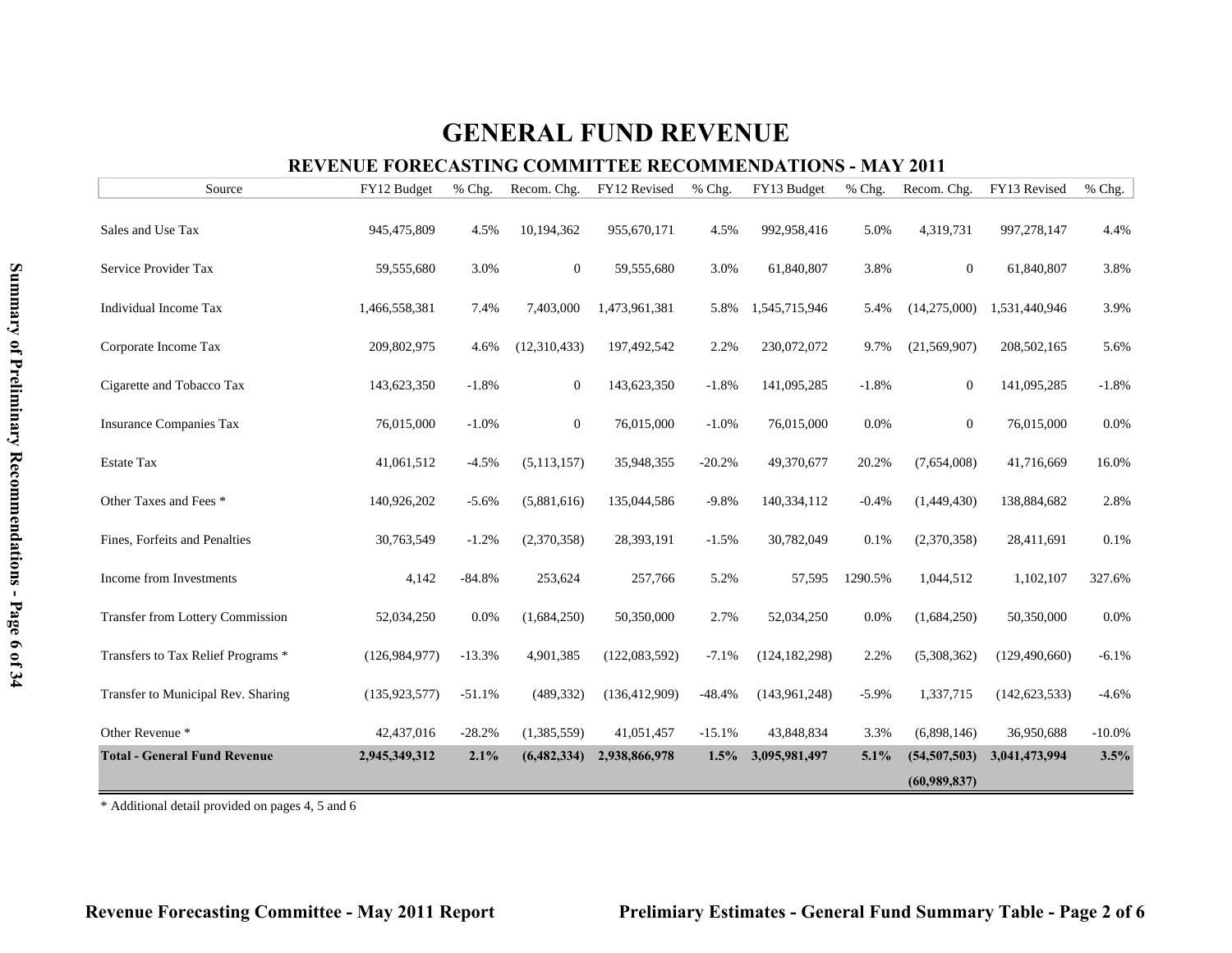# GENERAL FUND REVENUE

## REVENUE FORECASTING COMMITTEE RECOMMENDATIONS - MAY 2011

| Source | FY12 Budget | % Chg. | Recom. Chg. | FY12 Revised | % Chg. | FY13 Budget | % Chg. | Recom. Chg. | FY13 Revised | % Chg. |
|---|---|---|---|---|---|---|---|---|---|---|
| Sales and Use Tax | 945,475,809 | 4.5% | 10,194,362 | 955,670,171 | 4.5% | 992,958,416 | 5.0% | 4,319,731 | 997,278,147 | 4.4% |
| Service Provider Tax | 59,555,680 | 3.0% | 0 | 59,555,680 | 3.0% | 61,840,807 | 3.8% | 0 | 61,840,807 | 3.8% |
| Individual Income Tax | 1,466,558,381 | 7.4% | 7,403,000 | 1,473,961,381 | 5.8% | 1,545,715,946 | 5.4% | (14,275,000) | 1,531,440,946 | 3.9% |
| Corporate Income Tax | 209,802,975 | 4.6% | (12,310,433) | 197,492,542 | 2.2% | 230,072,072 | 9.7% | (21,569,907) | 208,502,165 | 5.6% |
| Cigarette and Tobacco Tax | 143,623,350 | -1.8% | 0 | 143,623,350 | -1.8% | 141,095,285 | -1.8% | 0 | 141,095,285 | -1.8% |
| Insurance Companies Tax | 76,015,000 | -1.0% | 0 | 76,015,000 | -1.0% | 76,015,000 | 0.0% | 0 | 76,015,000 | 0.0% |
| Estate Tax | 41,061,512 | -4.5% | (5,113,157) | 35,948,355 | -20.2% | 49,370,677 | 20.2% | (7,654,008) | 41,716,669 | 16.0% |
| Other Taxes and Fees * | 140,926,202 | -5.6% | (5,881,616) | 135,044,586 | -9.8% | 140,334,112 | -0.4% | (1,449,430) | 138,884,682 | 2.8% |
| Fines, Forfeits and Penalties | 30,763,549 | -1.2% | (2,370,358) | 28,393,191 | -1.5% | 30,782,049 | 0.1% | (2,370,358) | 28,411,691 | 0.1% |
| Income from Investments | 4,142 | -84.8% | 253,624 | 257,766 | 5.2% | 57,595 | 1290.5% | 1,044,512 | 1,102,107 | 327.6% |
| Transfer from Lottery Commission | 52,034,250 | 0.0% | (1,684,250) | 50,350,000 | 2.7% | 52,034,250 | 0.0% | (1,684,250) | 50,350,000 | 0.0% |
| Transfers to Tax Relief Programs * | (126,984,977) | -13.3% | 4,901,385 | (122,083,592) | -7.1% | (124,182,298) | 2.2% | (5,308,362) | (129,490,660) | -6.1% |
| Transfer to Municipal Rev. Sharing | (135,923,577) | -51.1% | (489,332) | (136,412,909) | -48.4% | (143,961,248) | -5.9% | 1,337,715 | (142,623,533) | -4.6% |
| Other Revenue * | 42,437,016 | -28.2% | (1,385,559) | 41,051,457 | -15.1% | 43,848,834 | 3.3% | (6,898,146) | 36,950,688 | -10.0% |
| **Total - General Fund Revenue** | **2,945,349,312** | **2.1%** | **(6,482,334)** | **2,938,866,978** | **1.5%** | **3,095,981,497** | **5.1%** | **(54,507,503)** | **3,041,473,994** | **3.5%** |
| | | | | | | | | **(60,989,837)** | | |

\* Additional detail provided on pages 4, 5 and 6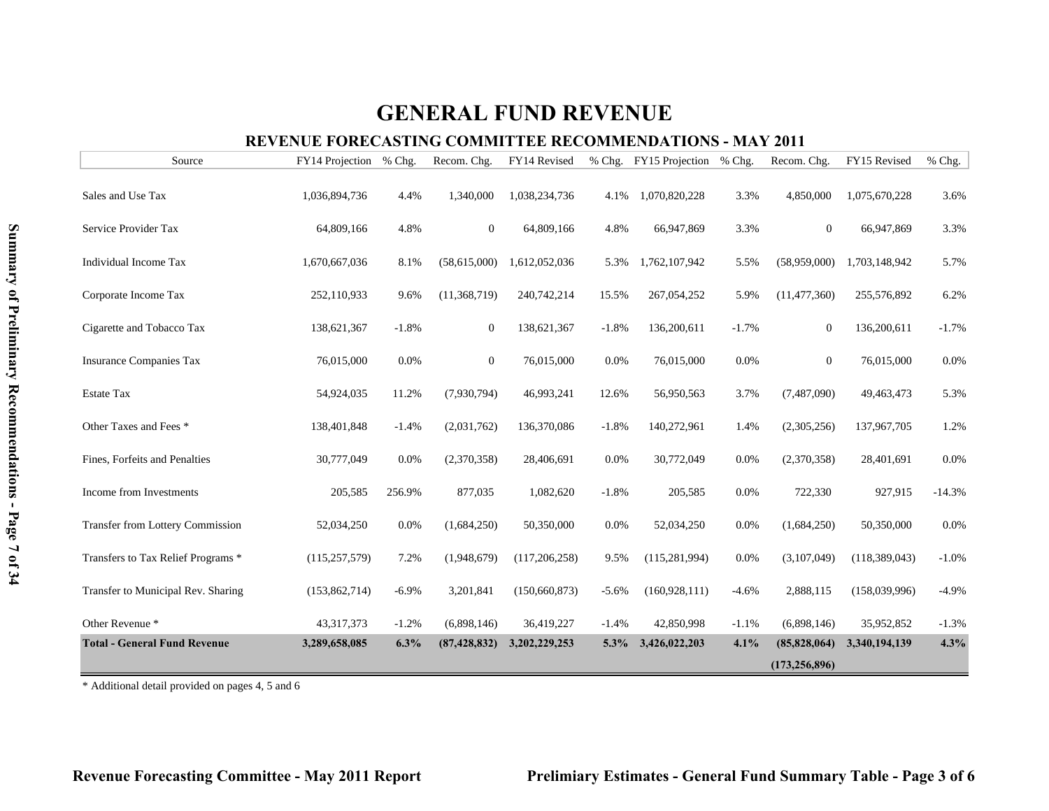# GENERAL FUND REVENUE

## REVENUE FORECASTING COMMITTEE RECOMMENDATIONS - MAY 2011

| Source | FY14 Projection | % Chg. | Recom. Chg. | FY14 Revised | % Chg. | FY15 Projection | % Chg. | Recom. Chg. | FY15 Revised | % Chg. |
|---|---|---|---|---|---|---|---|---|---|---|
| Sales and Use Tax | 1,036,894,736 | 4.4% | 1,340,000 | 1,038,234,736 | 4.1% | 1,070,820,228 | 3.3% | 4,850,000 | 1,075,670,228 | 3.6% |
| Service Provider Tax | 64,809,166 | 4.8% | 0 | 64,809,166 | 4.8% | 66,947,869 | 3.3% | 0 | 66,947,869 | 3.3% |
| Individual Income Tax | 1,670,667,036 | 8.1% | (58,615,000) | 1,612,052,036 | 5.3% | 1,762,107,942 | 5.5% | (58,959,000) | 1,703,148,942 | 5.7% |
| Corporate Income Tax | 252,110,933 | 9.6% | (11,368,719) | 240,742,214 | 15.5% | 267,054,252 | 5.9% | (11,477,360) | 255,576,892 | 6.2% |
| Cigarette and Tobacco Tax | 138,621,367 | -1.8% | 0 | 138,621,367 | -1.8% | 136,200,611 | -1.7% | 0 | 136,200,611 | -1.7% |
| Insurance Companies Tax | 76,015,000 | 0.0% | 0 | 76,015,000 | 0.0% | 76,015,000 | 0.0% | 0 | 76,015,000 | 0.0% |
| Estate Tax | 54,924,035 | 11.2% | (7,930,794) | 46,993,241 | 12.6% | 56,950,563 | 3.7% | (7,487,090) | 49,463,473 | 5.3% |
| Other Taxes and Fees * | 138,401,848 | -1.4% | (2,031,762) | 136,370,086 | -1.8% | 140,272,961 | 1.4% | (2,305,256) | 137,967,705 | 1.2% |
| Fines, Forfeits and Penalties | 30,777,049 | 0.0% | (2,370,358) | 28,406,691 | 0.0% | 30,772,049 | 0.0% | (2,370,358) | 28,401,691 | 0.0% |
| Income from Investments | 205,585 | 256.9% | 877,035 | 1,082,620 | -1.8% | 205,585 | 0.0% | 722,330 | 927,915 | -14.3% |
| Transfer from Lottery Commission | 52,034,250 | 0.0% | (1,684,250) | 50,350,000 | 0.0% | 52,034,250 | 0.0% | (1,684,250) | 50,350,000 | 0.0% |
| Transfers to Tax Relief Programs * | (115,257,579) | 7.2% | (1,948,679) | (117,206,258) | 9.5% | (115,281,994) | 0.0% | (3,107,049) | (118,389,043) | -1.0% |
| Transfer to Municipal Rev. Sharing | (153,862,714) | -6.9% | 3,201,841 | (150,660,873) | -5.6% | (160,928,111) | -4.6% | 2,888,115 | (158,039,996) | -4.9% |
| Other Revenue * | 43,317,373 | -1.2% | (6,898,146) | 36,419,227 | -1.4% | 42,850,998 | -1.1% | (6,898,146) | 35,952,852 | -1.3% |
| **Total - General Fund Revenue** | **3,289,658,085** | **6.3%** | **(87,428,832)** | **3,202,229,253** | **5.3%** | **3,426,022,203** | **4.1%** | **(85,828,064)** | **3,340,194,139** | **4.3%** |
| | | | | | | | | **(173,256,896)** | | |

\* Additional detail provided on pages 4, 5 and 6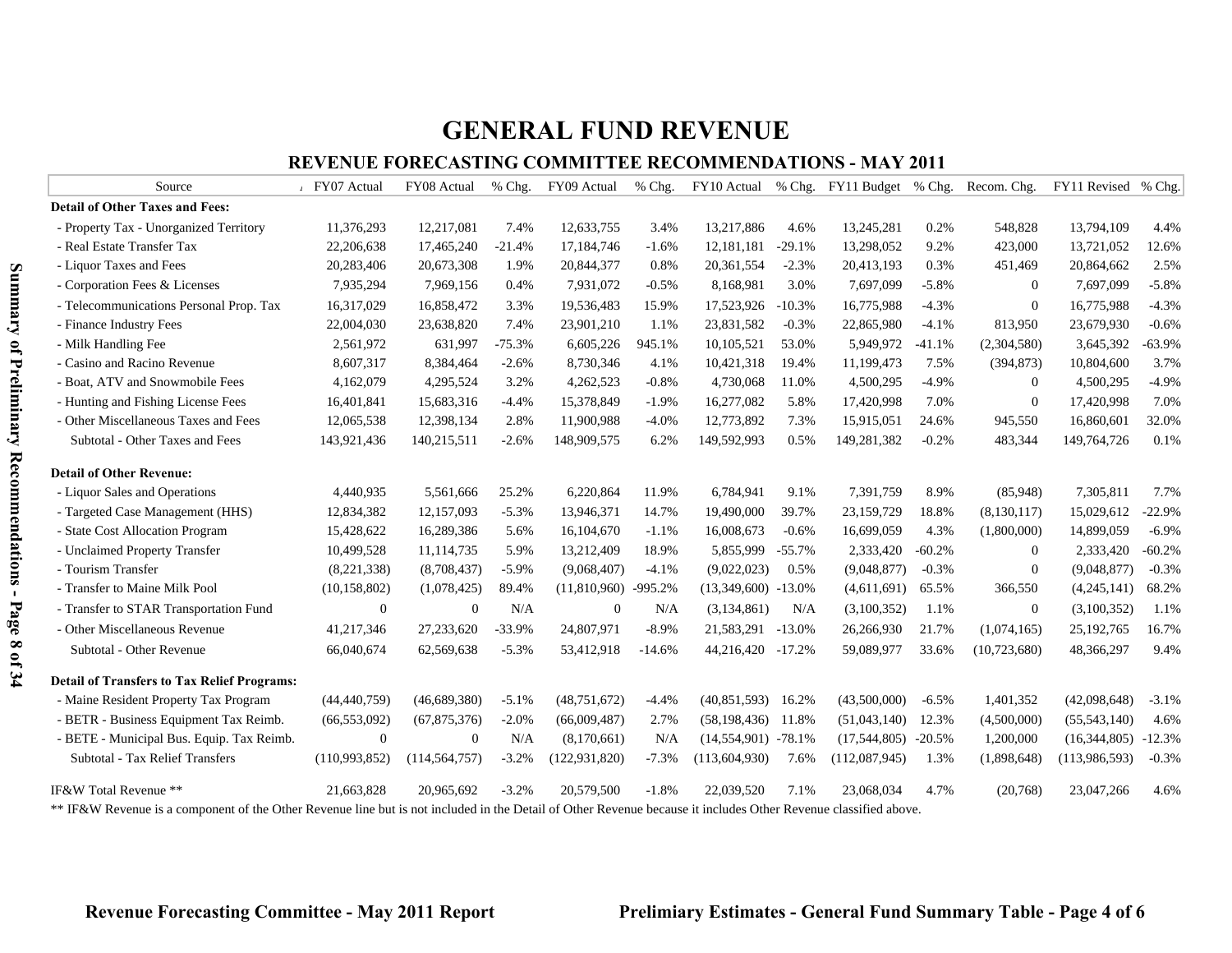# GENERAL FUND REVENUE

## REVENUE FORECASTING COMMITTEE RECOMMENDATIONS - MAY 2011

| Source | FY07 Actual | FY08 Actual | % Chg. | FY09 Actual | % Chg. | FY10 Actual | % Chg. | FY11 Budget | % Chg. | Recom. Chg. | FY11 Revised | % Chg. |
|---|---|---|---|---|---|---|---|---|---|---|---|---|
| **Detail of Other Taxes and Fees:** | | | | | | | | | | | | |
| - Property Tax - Unorganized Territory | 11,376,293 | 12,217,081 | 7.4% | 12,633,755 | 3.4% | 13,217,886 | 4.6% | 13,245,281 | 0.2% | 548,828 | 13,794,109 | 4.4% |
| - Real Estate Transfer Tax | 22,206,638 | 17,465,240 | -21.4% | 17,184,746 | -1.6% | 12,181,181 | -29.1% | 13,298,052 | 9.2% | 423,000 | 13,721,052 | 12.6% |
| - Liquor Taxes and Fees | 20,283,406 | 20,673,308 | 1.9% | 20,844,377 | 0.8% | 20,361,554 | -2.3% | 20,413,193 | 0.3% | 451,469 | 20,864,662 | 2.5% |
| - Corporation Fees & Licenses | 7,935,294 | 7,969,156 | 0.4% | 7,931,072 | -0.5% | 8,168,981 | 3.0% | 7,697,099 | -5.8% | 0 | 7,697,099 | -5.8% |
| - Telecommunications Personal Prop. Tax | 16,317,029 | 16,858,472 | 3.3% | 19,536,483 | 15.9% | 17,523,926 | -10.3% | 16,775,988 | -4.3% | 0 | 16,775,988 | -4.3% |
| - Finance Industry Fees | 22,004,030 | 23,638,820 | 7.4% | 23,901,210 | 1.1% | 23,831,582 | -0.3% | 22,865,980 | -4.1% | 813,950 | 23,679,930 | -0.6% |
| - Milk Handling Fee | 2,561,972 | 631,997 | -75.3% | 6,605,226 | 945.1% | 10,105,521 | 53.0% | 5,949,972 | -41.1% | (2,304,580) | 3,645,392 | -63.9% |
| - Casino and Racino Revenue | 8,607,317 | 8,384,464 | -2.6% | 8,730,346 | 4.1% | 10,421,318 | 19.4% | 11,199,473 | 7.5% | (394,873) | 10,804,600 | 3.7% |
| - Boat, ATV and Snowmobile Fees | 4,162,079 | 4,295,524 | 3.2% | 4,262,523 | -0.8% | 4,730,068 | 11.0% | 4,500,295 | -4.9% | 0 | 4,500,295 | -4.9% |
| - Hunting and Fishing License Fees | 16,401,841 | 15,683,316 | -4.4% | 15,378,849 | -1.9% | 16,277,082 | 5.8% | 17,420,998 | 7.0% | 0 | 17,420,998 | 7.0% |
| - Other Miscellaneous Taxes and Fees | 12,065,538 | 12,398,134 | 2.8% | 11,900,988 | -4.0% | 12,773,892 | 7.3% | 15,915,051 | 24.6% | 945,550 | 16,860,601 | 32.0% |
| Subtotal - Other Taxes and Fees | 143,921,436 | 140,215,511 | -2.6% | 148,909,575 | 6.2% | 149,592,993 | 0.5% | 149,281,382 | -0.2% | 483,344 | 149,764,726 | 0.1% |
| **Detail of Other Revenue:** | | | | | | | | | | | | |
| - Liquor Sales and Operations | 4,440,935 | 5,561,666 | 25.2% | 6,220,864 | 11.9% | 6,784,941 | 9.1% | 7,391,759 | 8.9% | (85,948) | 7,305,811 | 7.7% |
| - Targeted Case Management (HHS) | 12,834,382 | 12,157,093 | -5.3% | 13,946,371 | 14.7% | 19,490,000 | 39.7% | 23,159,729 | 18.8% | (8,130,117) | 15,029,612 | -22.9% |
| - State Cost Allocation Program | 15,428,622 | 16,289,386 | 5.6% | 16,104,670 | -1.1% | 16,008,673 | -0.6% | 16,699,059 | 4.3% | (1,800,000) | 14,899,059 | -6.9% |
| - Unclaimed Property Transfer | 10,499,528 | 11,114,735 | 5.9% | 13,212,409 | 18.9% | 5,855,999 | -55.7% | 2,333,420 | -60.2% | 0 | 2,333,420 | -60.2% |
| - Tourism Transfer | (8,221,338) | (8,708,437) | -5.9% | (9,068,407) | -4.1% | (9,022,023) | 0.5% | (9,048,877) | -0.3% | 0 | (9,048,877) | -0.3% |
| - Transfer to Maine Milk Pool | (10,158,802) | (1,078,425) | 89.4% | (11,810,960) | -995.2% | (13,349,600) | -13.0% | (4,611,691) | 65.5% | 366,550 | (4,245,141) | 68.2% |
| - Transfer to STAR Transportation Fund | 0 | 0 | N/A | 0 | N/A | (3,134,861) | N/A | (3,100,352) | 1.1% | 0 | (3,100,352) | 1.1% |
| - Other Miscellaneous Revenue | 41,217,346 | 27,233,620 | -33.9% | 24,807,971 | -8.9% | 21,583,291 | -13.0% | 26,266,930 | 21.7% | (1,074,165) | 25,192,765 | 16.7% |
| Subtotal - Other Revenue | 66,040,674 | 62,569,638 | -5.3% | 53,412,918 | -14.6% | 44,216,420 | -17.2% | 59,089,977 | 33.6% | (10,723,680) | 48,366,297 | 9.4% |
| **Detail of Transfers to Tax Relief Programs:** | | | | | | | | | | | | |
| - Maine Resident Property Tax Program | (44,440,759) | (46,689,380) | -5.1% | (48,751,672) | -4.4% | (40,851,593) | 16.2% | (43,500,000) | -6.5% | 1,401,352 | (42,098,648) | -3.1% |
| - BETR - Business Equipment Tax Reimb. | (66,553,092) | (67,875,376) | -2.0% | (66,009,487) | 2.7% | (58,198,436) | 11.8% | (51,043,140) | 12.3% | (4,500,000) | (55,543,140) | 4.6% |
| - BETE - Municipal Bus. Equip. Tax Reimb. | 0 | 0 | N/A | (8,170,661) | N/A | (14,554,901) | -78.1% | (17,544,805) | -20.5% | 1,200,000 | (16,344,805) | -12.3% |
| Subtotal - Tax Relief Transfers | (110,993,852) | (114,564,757) | -3.2% | (122,931,820) | -7.3% | (113,604,930) | 7.6% | (112,087,945) | 1.3% | (1,898,648) | (113,986,593) | -0.3% |
| IF&W Total Revenue ** | 21,663,828 | 20,965,692 | -3.2% | 20,579,500 | -1.8% | 22,039,520 | 7.1% | 23,068,034 | 4.7% | (20,768) | 23,047,266 | 4.6% |

** IF&W Revenue is a component of the Other Revenue line but is not included in the Detail of Other Revenue because it includes Other Revenue classified above.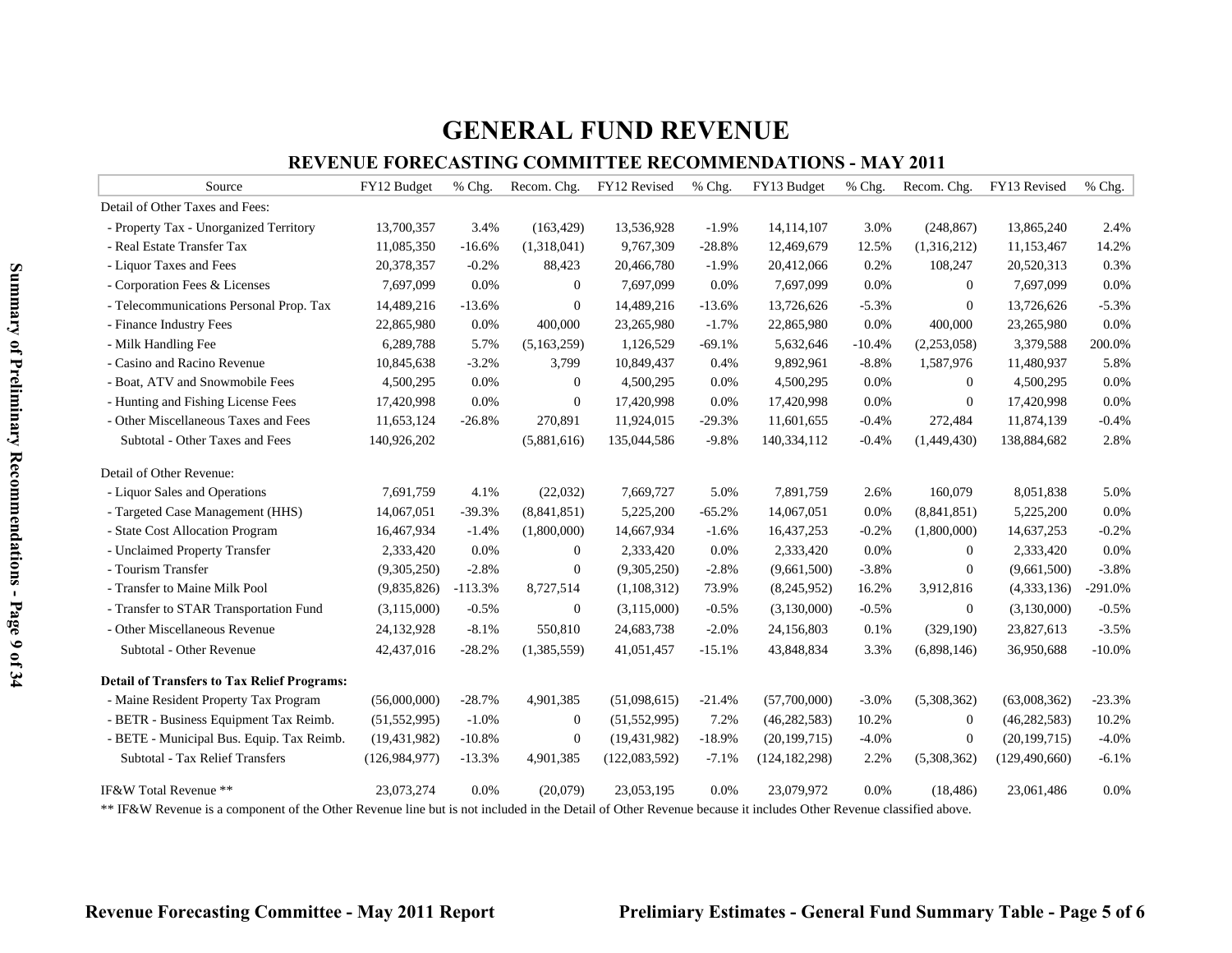# GENERAL FUND REVENUE

## REVENUE FORECASTING COMMITTEE RECOMMENDATIONS - MAY 2011

| Source | FY12 Budget | % Chg. | Recom. Chg. | FY12 Revised | % Chg. | FY13 Budget | % Chg. | Recom. Chg. | FY13 Revised | % Chg. |
|---|---|---|---|---|---|---|---|---|---|---|
| Detail of Other Taxes and Fees: | | | | | | | | | | |
| - Property Tax - Unorganized Territory | 13,700,357 | 3.4% | (163,429) | 13,536,928 | -1.9% | 14,114,107 | 3.0% | (248,867) | 13,865,240 | 2.4% |
| - Real Estate Transfer Tax | 11,085,350 | -16.6% | (1,318,041) | 9,767,309 | -28.8% | 12,469,679 | 12.5% | (1,316,212) | 11,153,467 | 14.2% |
| - Liquor Taxes and Fees | 20,378,357 | -0.2% | 88,423 | 20,466,780 | -1.9% | 20,412,066 | 0.2% | 108,247 | 20,520,313 | 0.3% |
| - Corporation Fees & Licenses | 7,697,099 | 0.0% | 0 | 7,697,099 | 0.0% | 7,697,099 | 0.0% | 0 | 7,697,099 | 0.0% |
| - Telecommunications Personal Prop. Tax | 14,489,216 | -13.6% | 0 | 14,489,216 | -13.6% | 13,726,626 | -5.3% | 0 | 13,726,626 | -5.3% |
| - Finance Industry Fees | 22,865,980 | 0.0% | 400,000 | 23,265,980 | -1.7% | 22,865,980 | 0.0% | 400,000 | 23,265,980 | 0.0% |
| - Milk Handling Fee | 6,289,788 | 5.7% | (5,163,259) | 1,126,529 | -69.1% | 5,632,646 | -10.4% | (2,253,058) | 3,379,588 | 200.0% |
| - Casino and Racino Revenue | 10,845,638 | -3.2% | 3,799 | 10,849,437 | 0.4% | 9,892,961 | -8.8% | 1,587,976 | 11,480,937 | 5.8% |
| - Boat, ATV and Snowmobile Fees | 4,500,295 | 0.0% | 0 | 4,500,295 | 0.0% | 4,500,295 | 0.0% | 0 | 4,500,295 | 0.0% |
| - Hunting and Fishing License Fees | 17,420,998 | 0.0% | 0 | 17,420,998 | 0.0% | 17,420,998 | 0.0% | 0 | 17,420,998 | 0.0% |
| - Other Miscellaneous Taxes and Fees | 11,653,124 | -26.8% | 270,891 | 11,924,015 | -29.3% | 11,601,655 | -0.4% | 272,484 | 11,874,139 | -0.4% |
| Subtotal - Other Taxes and Fees | 140,926,202 | | (5,881,616) | 135,044,586 | -9.8% | 140,334,112 | -0.4% | (1,449,430) | 138,884,682 | 2.8% |
| Detail of Other Revenue: | | | | | | | | | | |
| - Liquor Sales and Operations | 7,691,759 | 4.1% | (22,032) | 7,669,727 | 5.0% | 7,891,759 | 2.6% | 160,079 | 8,051,838 | 5.0% |
| - Targeted Case Management (HHS) | 14,067,051 | -39.3% | (8,841,851) | 5,225,200 | -65.2% | 14,067,051 | 0.0% | (8,841,851) | 5,225,200 | 0.0% |
| - State Cost Allocation Program | 16,467,934 | -1.4% | (1,800,000) | 14,667,934 | -1.6% | 16,437,253 | -0.2% | (1,800,000) | 14,637,253 | -0.2% |
| - Unclaimed Property Transfer | 2,333,420 | 0.0% | 0 | 2,333,420 | 0.0% | 2,333,420 | 0.0% | 0 | 2,333,420 | 0.0% |
| - Tourism Transfer | (9,305,250) | -2.8% | 0 | (9,305,250) | -2.8% | (9,661,500) | -3.8% | 0 | (9,661,500) | -3.8% |
| - Transfer to Maine Milk Pool | (9,835,826) | -113.3% | 8,727,514 | (1,108,312) | 73.9% | (8,245,952) | 16.2% | 3,912,816 | (4,333,136) | -291.0% |
| - Transfer to STAR Transportation Fund | (3,115,000) | -0.5% | 0 | (3,115,000) | -0.5% | (3,130,000) | -0.5% | 0 | (3,130,000) | -0.5% |
| - Other Miscellaneous Revenue | 24,132,928 | -8.1% | 550,810 | 24,683,738 | -2.0% | 24,156,803 | 0.1% | (329,190) | 23,827,613 | -3.5% |
| Subtotal - Other Revenue | 42,437,016 | -28.2% | (1,385,559) | 41,051,457 | -15.1% | 43,848,834 | 3.3% | (6,898,146) | 36,950,688 | -10.0% |
| **Detail of Transfers to Tax Relief Programs:** | | | | | | | | | | |
| - Maine Resident Property Tax Program | (56,000,000) | -28.7% | 4,901,385 | (51,098,615) | -21.4% | (57,700,000) | -3.0% | (5,308,362) | (63,008,362) | -23.3% |
| - BETR - Business Equipment Tax Reimb. | (51,552,995) | -1.0% | 0 | (51,552,995) | 7.2% | (46,282,583) | 10.2% | 0 | (46,282,583) | 10.2% |
| - BETE - Municipal Bus. Equip. Tax Reimb. | (19,431,982) | -10.8% | 0 | (19,431,982) | -18.9% | (20,199,715) | -4.0% | 0 | (20,199,715) | -4.0% |
| Subtotal - Tax Relief Transfers | (126,984,977) | -13.3% | 4,901,385 | (122,083,592) | -7.1% | (124,182,298) | 2.2% | (5,308,362) | (129,490,660) | -6.1% |
| IF&W Total Revenue ** | 23,073,274 | 0.0% | (20,079) | 23,053,195 | 0.0% | 23,079,972 | 0.0% | (18,486) | 23,061,486 | 0.0% |

** IF&W Revenue is a component of the Other Revenue line but is not included in the Detail of Other Revenue because it includes Other Revenue classified above.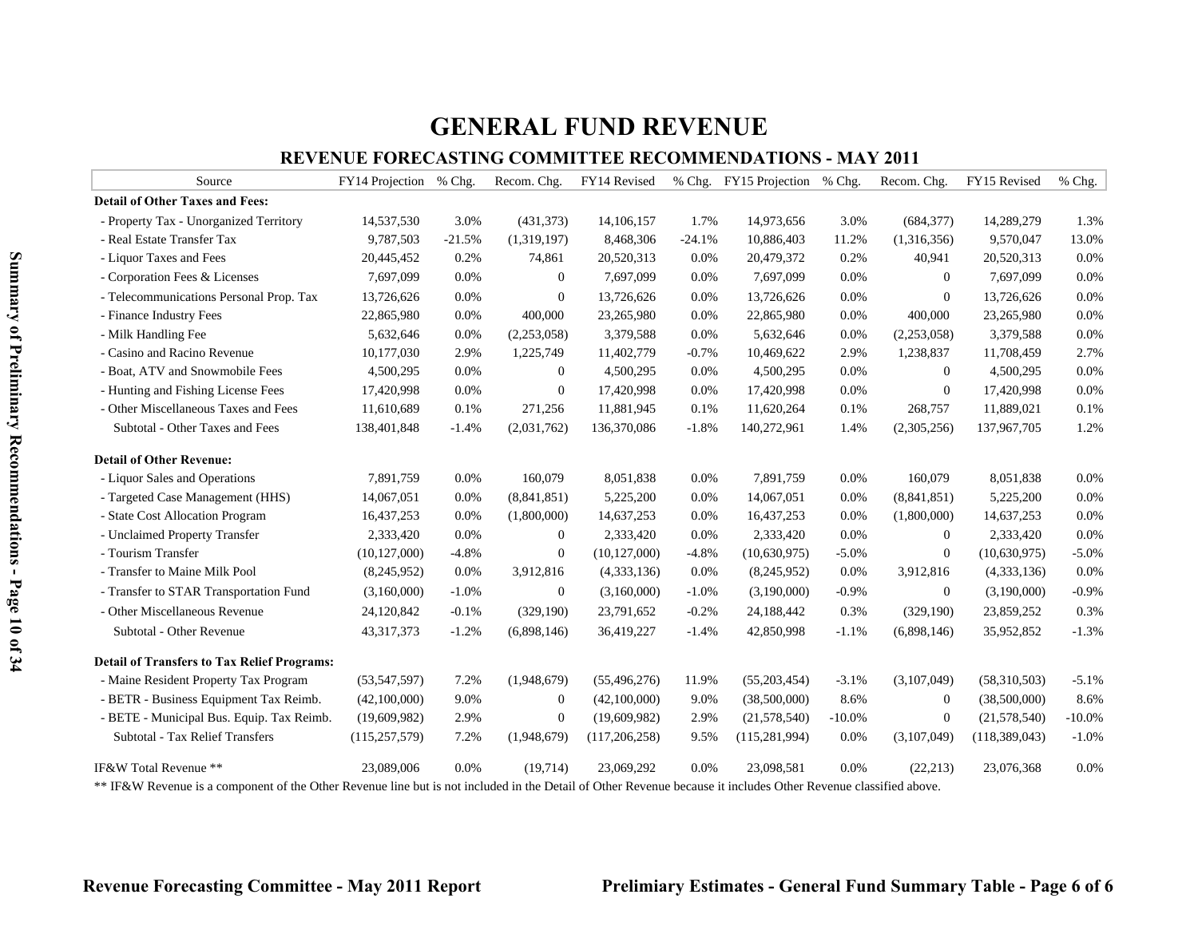# GENERAL FUND REVENUE

## REVENUE FORECASTING COMMITTEE RECOMMENDATIONS - MAY 2011

| Source | FY14 Projection | % Chg. | Recom. Chg. | FY14 Revised | % Chg. | FY15 Projection | % Chg. | Recom. Chg. | FY15 Revised | % Chg. |
|---|---|---|---|---|---|---|---|---|---|---|
| **Detail of Other Taxes and Fees:** | | | | | | | | | | |
| - Property Tax - Unorganized Territory | 14,537,530 | 3.0% | (431,373) | 14,106,157 | 1.7% | 14,973,656 | 3.0% | (684,377) | 14,289,279 | 1.3% |
| - Real Estate Transfer Tax | 9,787,503 | -21.5% | (1,319,197) | 8,468,306 | -24.1% | 10,886,403 | 11.2% | (1,316,356) | 9,570,047 | 13.0% |
| - Liquor Taxes and Fees | 20,445,452 | 0.2% | 74,861 | 20,520,313 | 0.0% | 20,479,372 | 0.2% | 40,941 | 20,520,313 | 0.0% |
| - Corporation Fees & Licenses | 7,697,099 | 0.0% | 0 | 7,697,099 | 0.0% | 7,697,099 | 0.0% | 0 | 7,697,099 | 0.0% |
| - Telecommunications Personal Prop. Tax | 13,726,626 | 0.0% | 0 | 13,726,626 | 0.0% | 13,726,626 | 0.0% | 0 | 13,726,626 | 0.0% |
| - Finance Industry Fees | 22,865,980 | 0.0% | 400,000 | 23,265,980 | 0.0% | 22,865,980 | 0.0% | 400,000 | 23,265,980 | 0.0% |
| - Milk Handling Fee | 5,632,646 | 0.0% | (2,253,058) | 3,379,588 | 0.0% | 5,632,646 | 0.0% | (2,253,058) | 3,379,588 | 0.0% |
| - Casino and Racino Revenue | 10,177,030 | 2.9% | 1,225,749 | 11,402,779 | -0.7% | 10,469,622 | 2.9% | 1,238,837 | 11,708,459 | 2.7% |
| - Boat, ATV and Snowmobile Fees | 4,500,295 | 0.0% | 0 | 4,500,295 | 0.0% | 4,500,295 | 0.0% | 0 | 4,500,295 | 0.0% |
| - Hunting and Fishing License Fees | 17,420,998 | 0.0% | 0 | 17,420,998 | 0.0% | 17,420,998 | 0.0% | 0 | 17,420,998 | 0.0% |
| - Other Miscellaneous Taxes and Fees | 11,610,689 | 0.1% | 271,256 | 11,881,945 | 0.1% | 11,620,264 | 0.1% | 268,757 | 11,889,021 | 0.1% |
| Subtotal - Other Taxes and Fees | 138,401,848 | -1.4% | (2,031,762) | 136,370,086 | -1.8% | 140,272,961 | 1.4% | (2,305,256) | 137,967,705 | 1.2% |
| **Detail of Other Revenue:** | | | | | | | | | | |
| - Liquor Sales and Operations | 7,891,759 | 0.0% | 160,079 | 8,051,838 | 0.0% | 7,891,759 | 0.0% | 160,079 | 8,051,838 | 0.0% |
| - Targeted Case Management (HHS) | 14,067,051 | 0.0% | (8,841,851) | 5,225,200 | 0.0% | 14,067,051 | 0.0% | (8,841,851) | 5,225,200 | 0.0% |
| - State Cost Allocation Program | 16,437,253 | 0.0% | (1,800,000) | 14,637,253 | 0.0% | 16,437,253 | 0.0% | (1,800,000) | 14,637,253 | 0.0% |
| - Unclaimed Property Transfer | 2,333,420 | 0.0% | 0 | 2,333,420 | 0.0% | 2,333,420 | 0.0% | 0 | 2,333,420 | 0.0% |
| - Tourism Transfer | (10,127,000) | -4.8% | 0 | (10,127,000) | -4.8% | (10,630,975) | -5.0% | 0 | (10,630,975) | -5.0% |
| - Transfer to Maine Milk Pool | (8,245,952) | 0.0% | 3,912,816 | (4,333,136) | 0.0% | (8,245,952) | 0.0% | 3,912,816 | (4,333,136) | 0.0% |
| - Transfer to STAR Transportation Fund | (3,160,000) | -1.0% | 0 | (3,160,000) | -1.0% | (3,190,000) | -0.9% | 0 | (3,190,000) | -0.9% |
| - Other Miscellaneous Revenue | 24,120,842 | -0.1% | (329,190) | 23,791,652 | -0.2% | 24,188,442 | 0.3% | (329,190) | 23,859,252 | 0.3% |
| Subtotal - Other Revenue | 43,317,373 | -1.2% | (6,898,146) | 36,419,227 | -1.4% | 42,850,998 | -1.1% | (6,898,146) | 35,952,852 | -1.3% |
| **Detail of Transfers to Tax Relief Programs:** | | | | | | | | | | |
| - Maine Resident Property Tax Program | (53,547,597) | 7.2% | (1,948,679) | (55,496,276) | 11.9% | (55,203,454) | -3.1% | (3,107,049) | (58,310,503) | -5.1% |
| - BETR - Business Equipment Tax Reimb. | (42,100,000) | 9.0% | 0 | (42,100,000) | 9.0% | (38,500,000) | 8.6% | 0 | (38,500,000) | 8.6% |
| - BETE - Municipal Bus. Equip. Tax Reimb. | (19,609,982) | 2.9% | 0 | (19,609,982) | 2.9% | (21,578,540) | -10.0% | 0 | (21,578,540) | -10.0% |
| Subtotal - Tax Relief Transfers | (115,257,579) | 7.2% | (1,948,679) | (117,206,258) | 9.5% | (115,281,994) | 0.0% | (3,107,049) | (118,389,043) | -1.0% |
| IF&W Total Revenue ** | 23,089,006 | 0.0% | (19,714) | 23,069,292 | 0.0% | 23,098,581 | 0.0% | (22,213) | 23,076,368 | 0.0% |

** IF&W Revenue is a component of the Other Revenue line but is not included in the Detail of Other Revenue because it includes Other Revenue classified above.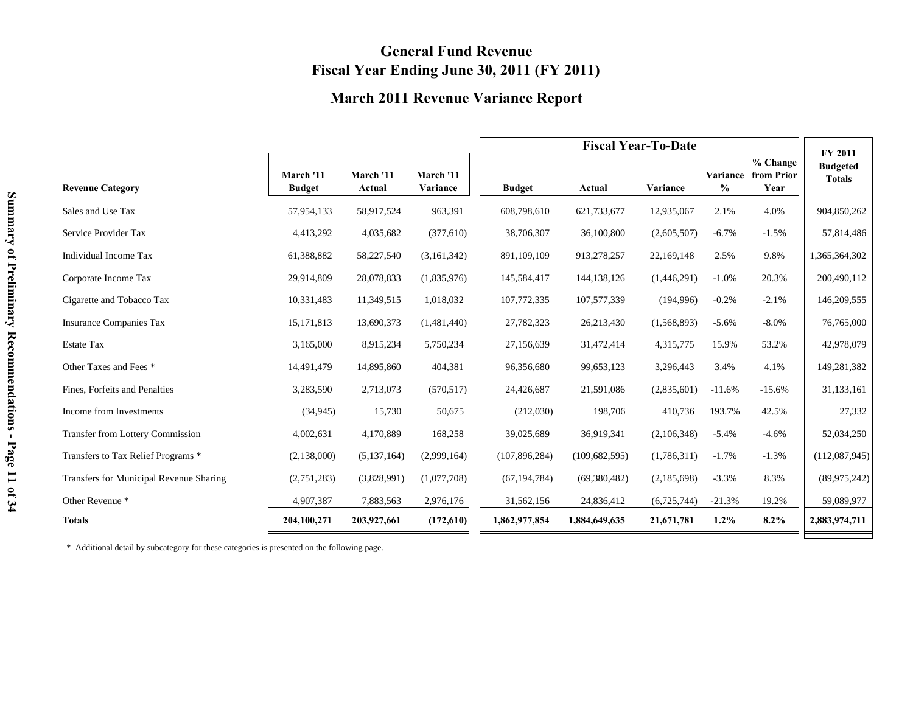# General Fund Revenue
# Fiscal Year Ending June 30, 2011 (FY 2011)

## March 2011 Revenue Variance Report

| Revenue Category | March '11 Budget | March '11 Actual | March '11 Variance | Fiscal Year-To-Date Budget | Fiscal Year-To-Date Actual | Fiscal Year-To-Date Variance | Variance % | % Change from Prior Year | FY 2011 Budgeted Totals |
|---|---|---|---|---|---|---|---|---|---|
| Sales and Use Tax | 57,954,133 | 58,917,524 | 963,391 | 608,798,610 | 621,733,677 | 12,935,067 | 2.1% | 4.0% | 904,850,262 |
| Service Provider Tax | 4,413,292 | 4,035,682 | (377,610) | 38,706,307 | 36,100,800 | (2,605,507) | -6.7% | -1.5% | 57,814,486 |
| Individual Income Tax | 61,388,882 | 58,227,540 | (3,161,342) | 891,109,109 | 913,278,257 | 22,169,148 | 2.5% | 9.8% | 1,365,364,302 |
| Corporate Income Tax | 29,914,809 | 28,078,833 | (1,835,976) | 145,584,417 | 144,138,126 | (1,446,291) | -1.0% | 20.3% | 200,490,112 |
| Cigarette and Tobacco Tax | 10,331,483 | 11,349,515 | 1,018,032 | 107,772,335 | 107,577,339 | (194,996) | -0.2% | -2.1% | 146,209,555 |
| Insurance Companies Tax | 15,171,813 | 13,690,373 | (1,481,440) | 27,782,323 | 26,213,430 | (1,568,893) | -5.6% | -8.0% | 76,765,000 |
| Estate Tax | 3,165,000 | 8,915,234 | 5,750,234 | 27,156,639 | 31,472,414 | 4,315,775 | 15.9% | 53.2% | 42,978,079 |
| Other Taxes and Fees * | 14,491,479 | 14,895,860 | 404,381 | 96,356,680 | 99,653,123 | 3,296,443 | 3.4% | 4.1% | 149,281,382 |
| Fines, Forfeits and Penalties | 3,283,590 | 2,713,073 | (570,517) | 24,426,687 | 21,591,086 | (2,835,601) | -11.6% | -15.6% | 31,133,161 |
| Income from Investments | (34,945) | 15,730 | 50,675 | (212,030) | 198,706 | 410,736 | 193.7% | 42.5% | 27,332 |
| Transfer from Lottery Commission | 4,002,631 | 4,170,889 | 168,258 | 39,025,689 | 36,919,341 | (2,106,348) | -5.4% | -4.6% | 52,034,250 |
| Transfers to Tax Relief Programs * | (2,138,000) | (5,137,164) | (2,999,164) | (107,896,284) | (109,682,595) | (1,786,311) | -1.7% | -1.3% | (112,087,945) |
| Transfers for Municipal Revenue Sharing | (2,751,283) | (3,828,991) | (1,077,708) | (67,194,784) | (69,380,482) | (2,185,698) | -3.3% | 8.3% | (89,975,242) |
| Other Revenue * | 4,907,387 | 7,883,563 | 2,976,176 | 31,562,156 | 24,836,412 | (6,725,744) | -21.3% | 19.2% | 59,089,977 |
| **Totals** | **204,100,271** | **203,927,661** | **(172,610)** | **1,862,977,854** | **1,884,649,635** | **21,671,781** | **1.2%** | **8.2%** | **2,883,974,711** |

\* Additional detail by subcategory for these categories is presented on the following page.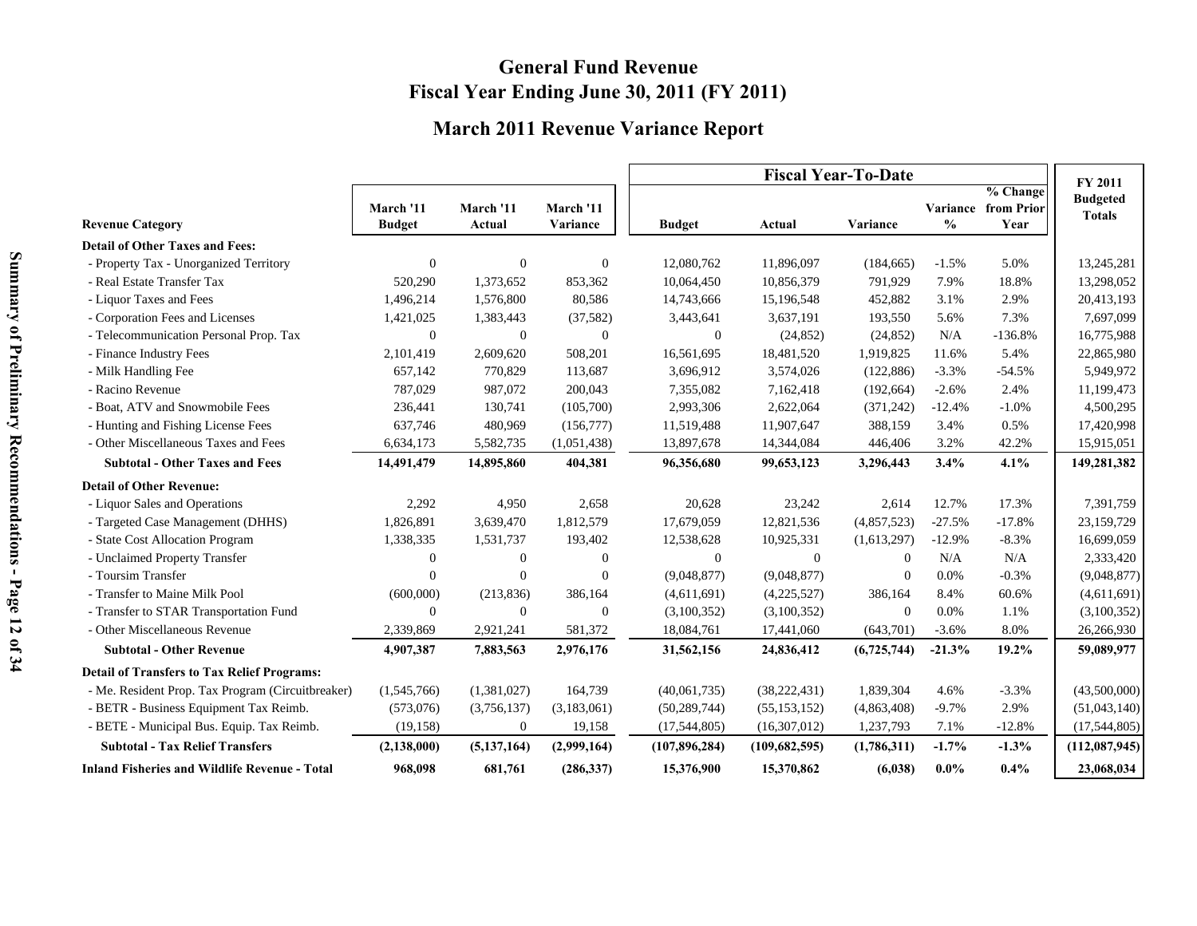# General Fund Revenue
# Fiscal Year Ending June 30, 2011 (FY 2011)

## March 2011 Revenue Variance Report

| Revenue Category | March '11 Budget | March '11 Actual | March '11 Variance | Fiscal Year-To-Date Budget | Fiscal Year-To-Date Actual | Fiscal Year-To-Date Variance | Variance % | % Change from Prior Year | FY 2011 Budgeted Totals |
|---|---|---|---|---|---|---|---|---|---|
| **Detail of Other Taxes and Fees:** | | | | | | | | | |
| - Property Tax - Unorganized Territory | 0 | 0 | 0 | 12,080,762 | 11,896,097 | (184,665) | -1.5% | 5.0% | 13,245,281 |
| - Real Estate Transfer Tax | 520,290 | 1,373,652 | 853,362 | 10,064,450 | 10,856,379 | 791,929 | 7.9% | 18.8% | 13,298,052 |
| - Liquor Taxes and Fees | 1,496,214 | 1,576,800 | 80,586 | 14,743,666 | 15,196,548 | 452,882 | 3.1% | 2.9% | 20,413,193 |
| - Corporation Fees and Licenses | 1,421,025 | 1,383,443 | (37,582) | 3,443,641 | 3,637,191 | 193,550 | 5.6% | 7.3% | 7,697,099 |
| - Telecommunication Personal Prop. Tax | 0 | 0 | 0 | 0 | (24,852) | (24,852) | N/A | -136.8% | 16,775,988 |
| - Finance Industry Fees | 2,101,419 | 2,609,620 | 508,201 | 16,561,695 | 18,481,520 | 1,919,825 | 11.6% | 5.4% | 22,865,980 |
| - Milk Handling Fee | 657,142 | 770,829 | 113,687 | 3,696,912 | 3,574,026 | (122,886) | -3.3% | -54.5% | 5,949,972 |
| - Racino Revenue | 787,029 | 987,072 | 200,043 | 7,355,082 | 7,162,418 | (192,664) | -2.6% | 2.4% | 11,199,473 |
| - Boat, ATV and Snowmobile Fees | 236,441 | 130,741 | (105,700) | 2,993,306 | 2,622,064 | (371,242) | -12.4% | -1.0% | 4,500,295 |
| - Hunting and Fishing License Fees | 637,746 | 480,969 | (156,777) | 11,519,488 | 11,907,647 | 388,159 | 3.4% | 0.5% | 17,420,998 |
| - Other Miscellaneous Taxes and Fees | 6,634,173 | 5,582,735 | (1,051,438) | 13,897,678 | 14,344,084 | 446,406 | 3.2% | 42.2% | 15,915,051 |
| **Subtotal - Other Taxes and Fees** | **14,491,479** | **14,895,860** | **404,381** | **96,356,680** | **99,653,123** | **3,296,443** | **3.4%** | **4.1%** | **149,281,382** |
| **Detail of Other Revenue:** | | | | | | | | | |
| - Liquor Sales and Operations | 2,292 | 4,950 | 2,658 | 20,628 | 23,242 | 2,614 | 12.7% | 17.3% | 7,391,759 |
| - Targeted Case Management (DHHS) | 1,826,891 | 3,639,470 | 1,812,579 | 17,679,059 | 12,821,536 | (4,857,523) | -27.5% | -17.8% | 23,159,729 |
| - State Cost Allocation Program | 1,338,335 | 1,531,737 | 193,402 | 12,538,628 | 10,925,331 | (1,613,297) | -12.9% | -8.3% | 16,699,059 |
| - Unclaimed Property Transfer | 0 | 0 | 0 | 0 | 0 | 0 | N/A | N/A | 2,333,420 |
| - Toursim Transfer | 0 | 0 | 0 | (9,048,877) | (9,048,877) | 0 | 0.0% | -0.3% | (9,048,877) |
| - Transfer to Maine Milk Pool | (600,000) | (213,836) | 386,164 | (4,611,691) | (4,225,527) | 386,164 | 8.4% | 60.6% | (4,611,691) |
| - Transfer to STAR Transportation Fund | 0 | 0 | 0 | (3,100,352) | (3,100,352) | 0 | 0.0% | 1.1% | (3,100,352) |
| - Other Miscellaneous Revenue | 2,339,869 | 2,921,241 | 581,372 | 18,084,761 | 17,441,060 | (643,701) | -3.6% | 8.0% | 26,266,930 |
| **Subtotal - Other Revenue** | **4,907,387** | **7,883,563** | **2,976,176** | **31,562,156** | **24,836,412** | **(6,725,744)** | **-21.3%** | **19.2%** | **59,089,977** |
| **Detail of Transfers to Tax Relief Programs:** | | | | | | | | | |
| - Me. Resident Prop. Tax Program (Circuitbreaker) | (1,545,766) | (1,381,027) | 164,739 | (40,061,735) | (38,222,431) | 1,839,304 | 4.6% | -3.3% | (43,500,000) |
| - BETR - Business Equipment Tax Reimb. | (573,076) | (3,756,137) | (3,183,061) | (50,289,744) | (55,153,152) | (4,863,408) | -9.7% | 2.9% | (51,043,140) |
| - BETE - Municipal Bus. Equip. Tax Reimb. | (19,158) | 0 | 19,158 | (17,544,805) | (16,307,012) | 1,237,793 | 7.1% | -12.8% | (17,544,805) |
| **Subtotal - Tax Relief Transfers** | **(2,138,000)** | **(5,137,164)** | **(2,999,164)** | **(107,896,284)** | **(109,682,595)** | **(1,786,311)** | **-1.7%** | **-1.3%** | **(112,087,945)** |
| **Inland Fisheries and Wildlife Revenue - Total** | **968,098** | **681,761** | **(286,337)** | **15,376,900** | **15,370,862** | **(6,038)** | **0.0%** | **0.4%** | **23,068,034** |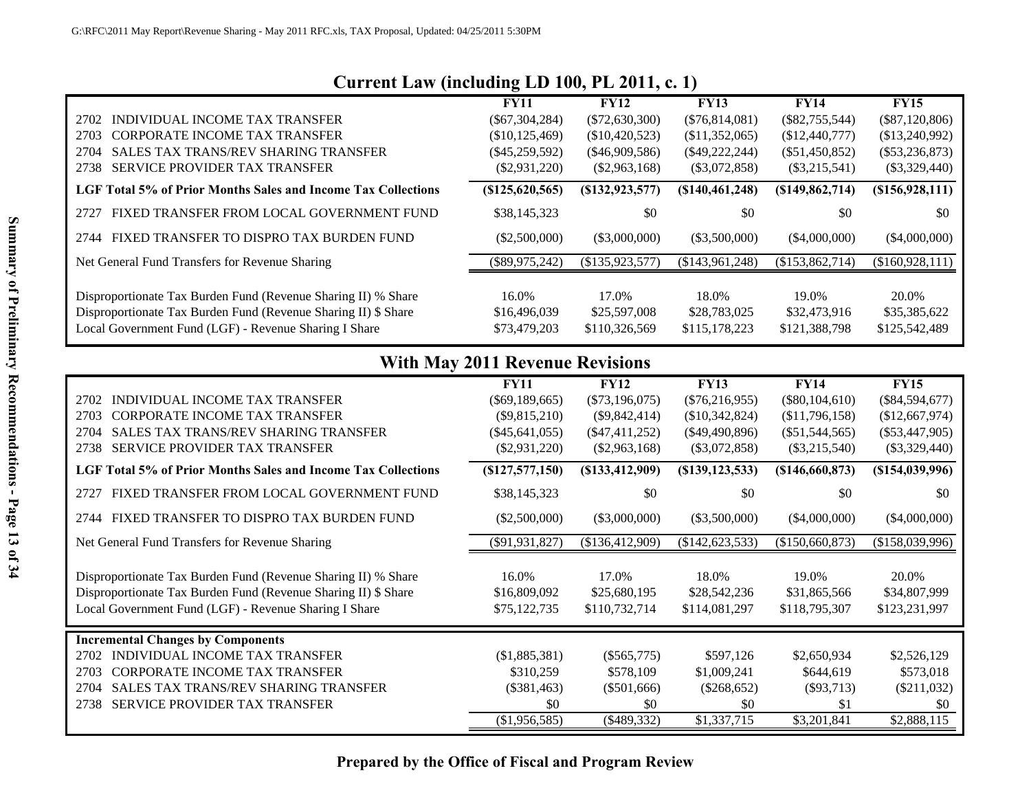## Current Law (including LD 100, PL 2011, c. 1)

| | FY11 | FY12 | FY13 | FY14 | FY15 |
|---|---|---|---|---|---|
| 2702 INDIVIDUAL INCOME TAX TRANSFER | ($67,304,284) | ($72,630,300) | ($76,814,081) | ($82,755,544) | ($87,120,806) |
| 2703 CORPORATE INCOME TAX TRANSFER | ($10,125,469) | ($10,420,523) | ($11,352,065) | ($12,440,777) | ($13,240,992) |
| 2704 SALES TAX TRANS/REV SHARING TRANSFER | ($45,259,592) | ($46,909,586) | ($49,222,244) | ($51,450,852) | ($53,236,873) |
| 2738 SERVICE PROVIDER TAX TRANSFER | ($2,931,220) | ($2,963,168) | ($3,072,858) | ($3,215,541) | ($3,329,440) |
| **LGF Total 5% of Prior Months Sales and Income Tax Collections** | **($125,620,565)** | **($132,923,577)** | **($140,461,248)** | **($149,862,714)** | **($156,928,111)** |
| 2727 FIXED TRANSFER FROM LOCAL GOVERNMENT FUND | $38,145,323 | $0 | $0 | $0 | $0 |
| 2744 FIXED TRANSFER TO DISPRO TAX BURDEN FUND | ($2,500,000) | ($3,000,000) | ($3,500,000) | ($4,000,000) | ($4,000,000) |
| Net General Fund Transfers for Revenue Sharing | ($89,975,242) | ($135,923,577) | ($143,961,248) | ($153,862,714) | ($160,928,111) |
| Disproportionate Tax Burden Fund (Revenue Sharing II) % Share | 16.0% | 17.0% | 18.0% | 19.0% | 20.0% |
| Disproportionate Tax Burden Fund (Revenue Sharing II) $ Share | $16,496,039 | $25,597,008 | $28,783,025 | $32,473,916 | $35,385,622 |
| Local Government Fund (LGF) - Revenue Sharing I Share | $73,479,203 | $110,326,569 | $115,178,223 | $121,388,798 | $125,542,489 |

## With May 2011 Revenue Revisions

| | FY11 | FY12 | FY13 | FY14 | FY15 |
|---|---|---|---|---|---|
| 2702 INDIVIDUAL INCOME TAX TRANSFER | ($69,189,665) | ($73,196,075) | ($76,216,955) | ($80,104,610) | ($84,594,677) |
| 2703 CORPORATE INCOME TAX TRANSFER | ($9,815,210) | ($9,842,414) | ($10,342,824) | ($11,796,158) | ($12,667,974) |
| 2704 SALES TAX TRANS/REV SHARING TRANSFER | ($45,641,055) | ($47,411,252) | ($49,490,896) | ($51,544,565) | ($53,447,905) |
| 2738 SERVICE PROVIDER TAX TRANSFER | ($2,931,220) | ($2,963,168) | ($3,072,858) | ($3,215,540) | ($3,329,440) |
| **LGF Total 5% of Prior Months Sales and Income Tax Collections** | **($127,577,150)** | **($133,412,909)** | **($139,123,533)** | **($146,660,873)** | **($154,039,996)** |
| 2727 FIXED TRANSFER FROM LOCAL GOVERNMENT FUND | $38,145,323 | $0 | $0 | $0 | $0 |
| 2744 FIXED TRANSFER TO DISPRO TAX BURDEN FUND | ($2,500,000) | ($3,000,000) | ($3,500,000) | ($4,000,000) | ($4,000,000) |
| Net General Fund Transfers for Revenue Sharing | ($91,931,827) | ($136,412,909) | ($142,623,533) | ($150,660,873) | ($158,039,996) |
| Disproportionate Tax Burden Fund (Revenue Sharing II) % Share | 16.0% | 17.0% | 18.0% | 19.0% | 20.0% |
| Disproportionate Tax Burden Fund (Revenue Sharing II) $ Share | $16,809,092 | $25,680,195 | $28,542,236 | $31,865,566 | $34,807,999 |
| Local Government Fund (LGF) - Revenue Sharing I Share | $75,122,735 | $110,732,714 | $114,081,297 | $118,795,307 | $123,231,997 |

| **Incremental Changes by Components** | | | | | |
|---|---|---|---|---|---|
| 2702 INDIVIDUAL INCOME TAX TRANSFER | ($1,885,381) | ($565,775) | $597,126 | $2,650,934 | $2,526,129 |
| 2703 CORPORATE INCOME TAX TRANSFER | $310,259 | $578,109 | $1,009,241 | $644,619 | $573,018 |
| 2704 SALES TAX TRANS/REV SHARING TRANSFER | ($381,463) | ($501,666) | ($268,652) | ($93,713) | ($211,032) |
| 2738 SERVICE PROVIDER TAX TRANSFER | $0 | $0 | $0 | $1 | $0 |
| | ($1,956,585) | ($489,332) | $1,337,715 | $3,201,841 | $2,888,115 |

**Prepared by the Office of Fiscal and Program Review**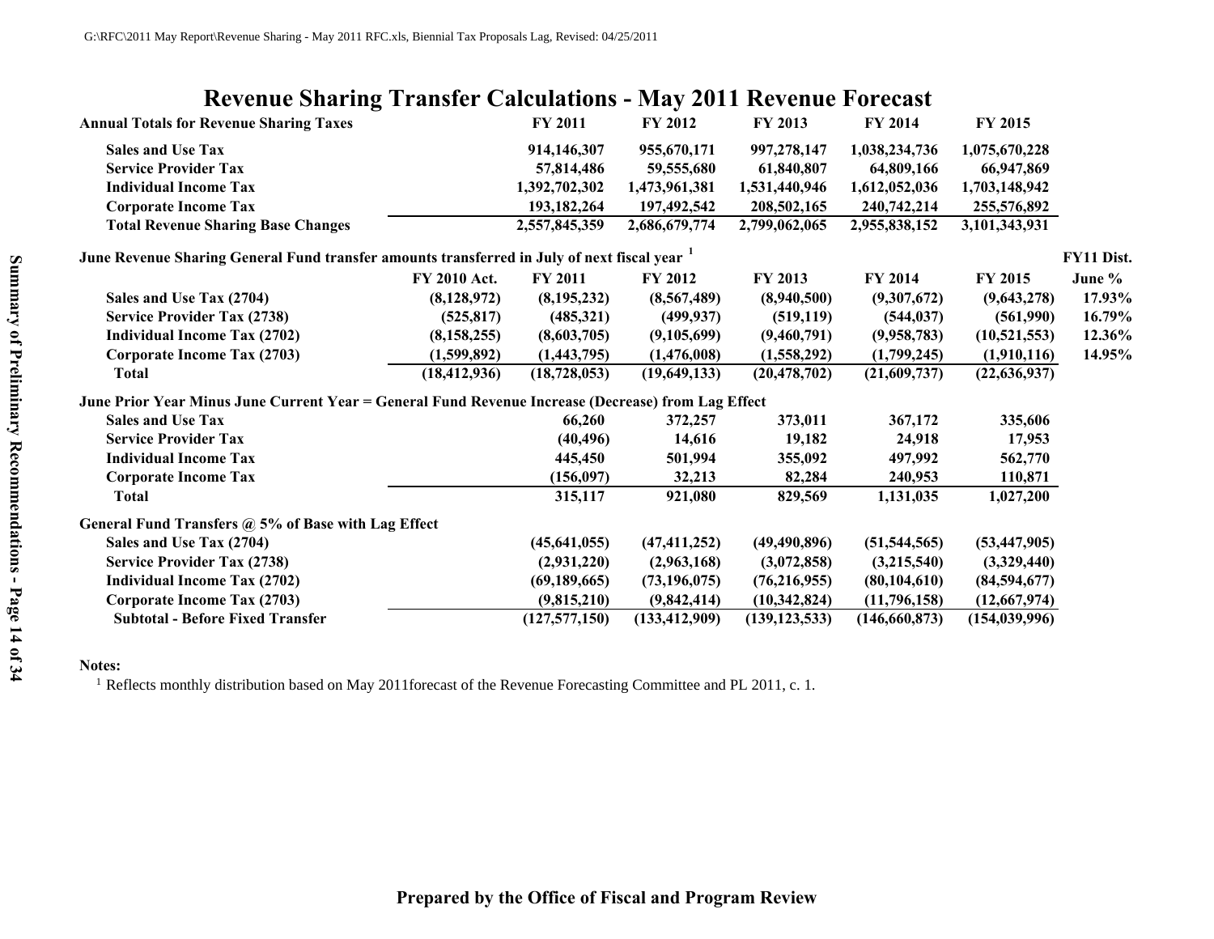# Revenue Sharing Transfer Calculations - May 2011 Revenue Forecast

| Annual Totals for Revenue Sharing Taxes | | FY 2011 | FY 2012 | FY 2013 | FY 2014 | FY 2015 | |
|---|---|---|---|---|---|---|---|
| Sales and Use Tax | | 914,146,307 | 955,670,171 | 997,278,147 | 1,038,234,736 | 1,075,670,228 | |
| Service Provider Tax | | 57,814,486 | 59,555,680 | 61,840,807 | 64,809,166 | 66,947,869 | |
| Individual Income Tax | | 1,392,702,302 | 1,473,961,381 | 1,531,440,946 | 1,612,052,036 | 1,703,148,942 | |
| Corporate Income Tax | | 193,182,264 | 197,492,542 | 208,502,165 | 240,742,214 | 255,576,892 | |
| Total Revenue Sharing Base Changes | | 2,557,845,359 | 2,686,679,774 | 2,799,062,065 | 2,955,838,152 | 3,101,343,931 | |
| **June Revenue Sharing General Fund transfer amounts transferred in July of next fiscal year [1]** | | | | | | | **FY11 Dist.** |
| | FY 2010 Act. | FY 2011 | FY 2012 | FY 2013 | FY 2014 | FY 2015 | June % |
| Sales and Use Tax (2704) | (8,128,972) | (8,195,232) | (8,567,489) | (8,940,500) | (9,307,672) | (9,643,278) | 17.93% |
| Service Provider Tax (2738) | (525,817) | (485,321) | (499,937) | (519,119) | (544,037) | (561,990) | 16.79% |
| Individual Income Tax (2702) | (8,158,255) | (8,603,705) | (9,105,699) | (9,460,791) | (9,958,783) | (10,521,553) | 12.36% |
| Corporate Income Tax (2703) | (1,599,892) | (1,443,795) | (1,476,008) | (1,558,292) | (1,799,245) | (1,910,116) | 14.95% |
| Total | (18,412,936) | (18,728,053) | (19,649,133) | (20,478,702) | (21,609,737) | (22,636,937) | |
| **June Prior Year Minus June Current Year = General Fund Revenue Increase (Decrease) from Lag Effect** | | | | | | | |
| Sales and Use Tax | | 66,260 | 372,257 | 373,011 | 367,172 | 335,606 | |
| Service Provider Tax | | (40,496) | 14,616 | 19,182 | 24,918 | 17,953 | |
| Individual Income Tax | | 445,450 | 501,994 | 355,092 | 497,992 | 562,770 | |
| Corporate Income Tax | | (156,097) | 32,213 | 82,284 | 240,953 | 110,871 | |
| Total | | 315,117 | 921,080 | 829,569 | 1,131,035 | 1,027,200 | |
| **General Fund Transfers @ 5% of Base with Lag Effect** | | | | | | | |
| Sales and Use Tax (2704) | | (45,641,055) | (47,411,252) | (49,490,896) | (51,544,565) | (53,447,905) | |
| Service Provider Tax (2738) | | (2,931,220) | (2,963,168) | (3,072,858) | (3,215,540) | (3,329,440) | |
| Individual Income Tax (2702) | | (69,189,665) | (73,196,075) | (76,216,955) | (80,104,610) | (84,594,677) | |
| Corporate Income Tax (2703) | | (9,815,210) | (9,842,414) | (10,342,824) | (11,796,158) | (12,667,974) | |
| Subtotal - Before Fixed Transfer | | (127,577,150) | (133,412,909) | (139,123,533) | (146,660,873) | (154,039,996) | |

**Notes:**

[1] Reflects monthly distribution based on May 2011forecast of the Revenue Forecasting Committee and PL 2011, c. 1.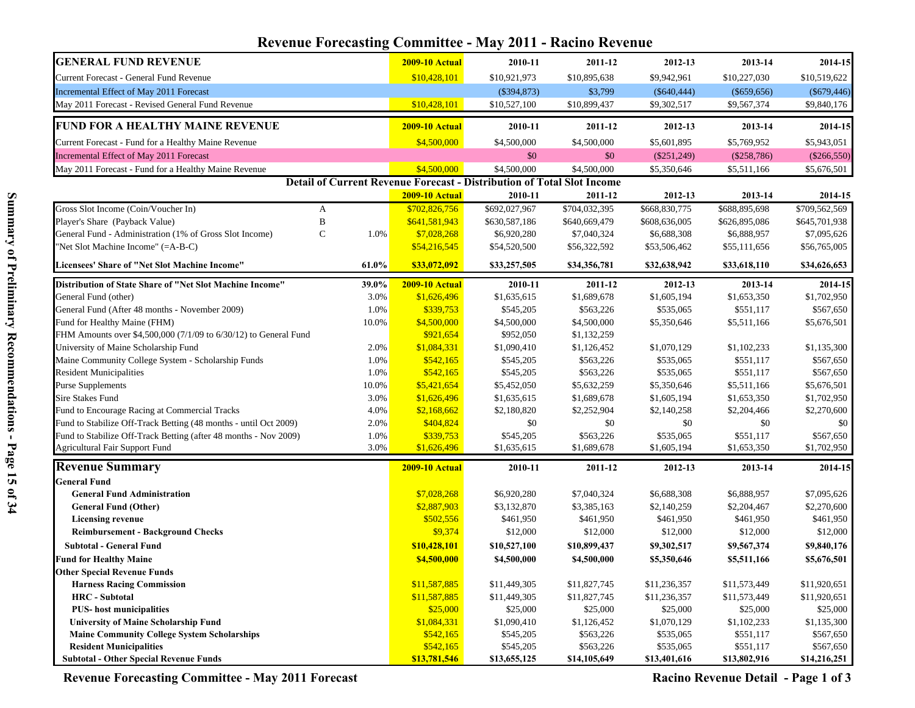# Revenue Forecasting Committee - May 2011 - Racino Revenue

| GENERAL FUND REVENUE | 2009-10 Actual | 2010-11 | 2011-12 | 2012-13 | 2013-14 | 2014-15 |
|---|---|---|---|---|---|---|
| Current Forecast - General Fund Revenue | $10,428,101 | $10,921,973 | $10,895,638 | $9,942,961 | $10,227,030 | $10,519,622 |
| Incremental Effect of May 2011 Forecast | | ($394,873) | $3,799 | ($640,444) | ($659,656) | ($679,446) |
| May 2011 Forecast - Revised General Fund Revenue | $10,428,101 | $10,527,100 | $10,899,437 | $9,302,517 | $9,567,374 | $9,840,176 |

| FUND FOR A HEALTHY MAINE REVENUE | 2009-10 Actual | 2010-11 | 2011-12 | 2012-13 | 2013-14 | 2014-15 |
|---|---|---|---|---|---|---|
| Current Forecast - Fund for a Healthy Maine Revenue | $4,500,000 | $4,500,000 | $4,500,000 | $5,601,895 | $5,769,952 | $5,943,051 |
| Incremental Effect of May 2011 Forecast | | $0 | $0 | ($251,249) | ($258,786) | ($266,550) |
| May 2011 Forecast - Fund for a Healthy Maine Revenue | $4,500,000 | $4,500,000 | $4,500,000 | $5,350,646 | $5,511,166 | $5,676,501 |

## Detail of Current Revenue Forecast - Distribution of Total Slot Income

| | | | 2009-10 Actual | 2010-11 | 2011-12 | 2012-13 | 2013-14 | 2014-15 |
|---|---|---|---|---|---|---|---|---|
| Gross Slot Income (Coin/Voucher In) | A | | $702,826,756 | $692,027,967 | $704,032,395 | $668,830,775 | $688,895,698 | $709,562,569 |
| Player's Share (Payback Value) | B | | $641,581,943 | $630,587,186 | $640,669,479 | $608,636,005 | $626,895,086 | $645,701,938 |
| General Fund - Administration (1% of Gross Slot Income) | C | 1.0% | $7,028,268 | $6,920,280 | $7,040,324 | $6,688,308 | $6,888,957 | $7,095,626 |
| "Net Slot Machine Income" (=A-B-C) | | | $54,216,545 | $54,520,500 | $56,322,592 | $53,506,462 | $55,111,656 | $56,765,005 |
| **Licensees' Share of "Net Slot Machine Income"** | | **61.0%** | **$33,072,092** | **$33,257,505** | **$34,356,781** | **$32,638,942** | **$33,618,110** | **$34,626,653** |

| Distribution of State Share of "Net Slot Machine Income" | 39.0% | 2009-10 Actual | 2010-11 | 2011-12 | 2012-13 | 2013-14 | 2014-15 |
|---|---|---|---|---|---|---|---|
| General Fund (other) | 3.0% | $1,626,496 | $1,635,615 | $1,689,678 | $1,605,194 | $1,653,350 | $1,702,950 |
| General Fund (After 48 months - November 2009) | 1.0% | $339,753 | $545,205 | $563,226 | $535,065 | $551,117 | $567,650 |
| Fund for Healthy Maine (FHM) | 10.0% | $4,500,000 | $4,500,000 | $4,500,000 | $5,350,646 | $5,511,166 | $5,676,501 |
| FHM Amounts over $4,500,000 (7/1/09 to 6/30/12) to General Fund | | $921,654 | $952,050 | $1,132,259 | | | |
| University of Maine Scholarship Fund | 2.0% | $1,084,331 | $1,090,410 | $1,126,452 | $1,070,129 | $1,102,233 | $1,135,300 |
| Maine Community College System - Scholarship Funds | 1.0% | $542,165 | $545,205 | $563,226 | $535,065 | $551,117 | $567,650 |
| Resident Municipalities | 1.0% | $542,165 | $545,205 | $563,226 | $535,065 | $551,117 | $567,650 |
| Purse Supplements | 10.0% | $5,421,654 | $5,452,050 | $5,632,259 | $5,350,646 | $5,511,166 | $5,676,501 |
| Sire Stakes Fund | 3.0% | $1,626,496 | $1,635,615 | $1,689,678 | $1,605,194 | $1,653,350 | $1,702,950 |
| Fund to Encourage Racing at Commercial Tracks | 4.0% | $2,168,662 | $2,180,820 | $2,252,904 | $2,140,258 | $2,204,466 | $2,270,600 |
| Fund to Stabilize Off-Track Betting (48 months - until Oct 2009) | 2.0% | $404,824 | $0 | $0 | $0 | $0 | $0 |
| Fund to Stabilize Off-Track Betting (after 48 months - Nov 2009) | 1.0% | $339,753 | $545,205 | $563,226 | $535,065 | $551,117 | $567,650 |
| Agricultural Fair Support Fund | 3.0% | $1,626,496 | $1,635,615 | $1,689,678 | $1,605,194 | $1,653,350 | $1,702,950 |

| Revenue Summary | 2009-10 Actual | 2010-11 | 2011-12 | 2012-13 | 2013-14 | 2014-15 |
|---|---|---|---|---|---|---|
| **General Fund** | | | | | | |
| **General Fund Administration** | $7,028,268 | $6,920,280 | $7,040,324 | $6,688,308 | $6,888,957 | $7,095,626 |
| **General Fund (Other)** | $2,887,903 | $3,132,870 | $3,385,163 | $2,140,259 | $2,204,467 | $2,270,600 |
| **Licensing revenue** | $502,556 | $461,950 | $461,950 | $461,950 | $461,950 | $461,950 |
| **Reimbursement - Background Checks** | $9,374 | $12,000 | $12,000 | $12,000 | $12,000 | $12,000 |
| **Subtotal - General Fund** | **$10,428,101** | **$10,527,100** | **$10,899,437** | **$9,302,517** | **$9,567,374** | **$9,840,176** |
| **Fund for Healthy Maine** | **$4,500,000** | **$4,500,000** | **$4,500,000** | **$5,350,646** | **$5,511,166** | **$5,676,501** |
| **Other Special Revenue Funds** | | | | | | |
| **Harness Racing Commission** | $11,587,885 | $11,449,305 | $11,827,745 | $11,236,357 | $11,573,449 | $11,920,651 |
| **HRC - Subtotal** | $11,587,885 | $11,449,305 | $11,827,745 | $11,236,357 | $11,573,449 | $11,920,651 |
| **PUS- host municipalities** | $25,000 | $25,000 | $25,000 | $25,000 | $25,000 | $25,000 |
| **University of Maine Scholarship Fund** | $1,084,331 | $1,090,410 | $1,126,452 | $1,070,129 | $1,102,233 | $1,135,300 |
| **Maine Community College System Scholarships** | $542,165 | $545,205 | $563,226 | $535,065 | $551,117 | $567,650 |
| **Resident Municipalities** | $542,165 | $545,205 | $563,226 | $535,065 | $551,117 | $567,650 |
| **Subtotal - Other Special Revenue Funds** | **$13,781,546** | **$13,655,125** | **$14,105,649** | **$13,401,616** | **$13,802,916** | **$14,216,251** |

**Revenue Forecasting Committee - May 2011 Forecast** — **Racino Revenue Detail - Page 1 of 3**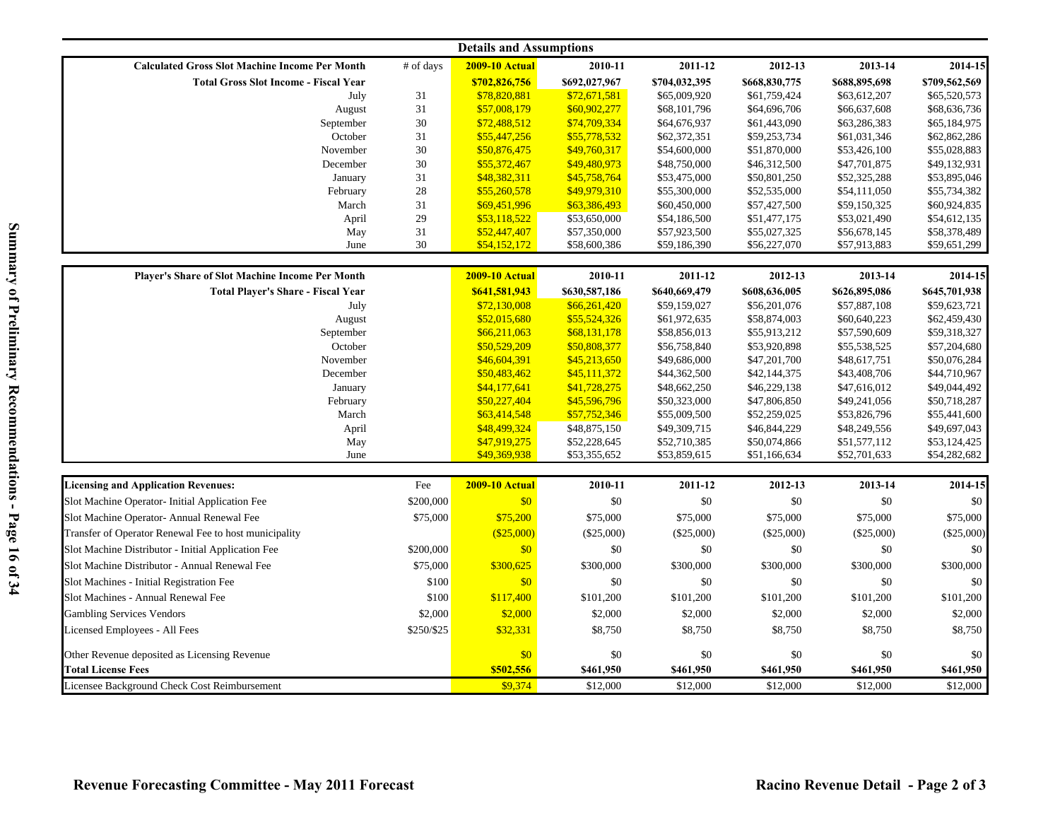## Details and Assumptions

| Calculated Gross Slot Machine Income Per Month | # of days | 2009-10 Actual | 2010-11 | 2011-12 | 2012-13 | 2013-14 | 2014-15 |
|---|---|---|---|---|---|---|---|
| **Total Gross Slot Income - Fiscal Year** | | **$702,826,756** | **$692,027,967** | **$704,032,395** | **$668,830,775** | **$688,895,698** | **$709,562,569** |
| July | 31 | $78,820,881 | $72,671,581 | $65,009,920 | $61,759,424 | $63,612,207 | $65,520,573 |
| August | 31 | $57,008,179 | $60,902,277 | $68,101,796 | $64,696,706 | $66,637,608 | $68,636,736 |
| September | 30 | $72,488,512 | $74,709,334 | $64,676,937 | $61,443,090 | $63,286,383 | $65,184,975 |
| October | 31 | $55,447,256 | $55,778,532 | $62,372,351 | $59,253,734 | $61,031,346 | $62,862,286 |
| November | 30 | $50,876,475 | $49,760,317 | $54,600,000 | $51,870,000 | $53,426,100 | $55,028,883 |
| December | 30 | $55,372,467 | $49,480,973 | $48,750,000 | $46,312,500 | $47,701,875 | $49,132,931 |
| January | 31 | $48,382,311 | $45,758,764 | $53,475,000 | $50,801,250 | $52,325,288 | $53,895,046 |
| February | 28 | $55,260,578 | $49,979,310 | $55,300,000 | $52,535,000 | $54,111,050 | $55,734,382 |
| March | 31 | $69,451,996 | $63,386,493 | $60,450,000 | $57,427,500 | $59,150,325 | $60,924,835 |
| April | 29 | $53,118,522 | $53,650,000 | $54,186,500 | $51,477,175 | $53,021,490 | $54,612,135 |
| May | 31 | $52,447,407 | $57,350,000 | $57,923,500 | $55,027,325 | $56,678,145 | $58,378,489 |
| June | 30 | $54,152,172 | $58,600,386 | $59,186,390 | $56,227,070 | $57,913,883 | $59,651,299 |

| Player's Share of Slot Machine Income Per Month | 2009-10 Actual | 2010-11 | 2011-12 | 2012-13 | 2013-14 | 2014-15 |
|---|---|---|---|---|---|---|
| **Total Player's Share - Fiscal Year** | **$641,581,943** | **$630,587,186** | **$640,669,479** | **$608,636,005** | **$626,895,086** | **$645,701,938** |
| July | $72,130,008 | $66,261,420 | $59,159,027 | $56,201,076 | $57,887,108 | $59,623,721 |
| August | $52,015,680 | $55,524,326 | $61,972,635 | $58,874,003 | $60,640,223 | $62,459,430 |
| September | $66,211,063 | $68,131,178 | $58,856,013 | $55,913,212 | $57,590,609 | $59,318,327 |
| October | $50,529,209 | $50,808,377 | $56,758,840 | $53,920,898 | $55,538,525 | $57,204,680 |
| November | $46,604,391 | $45,213,650 | $49,686,000 | $47,201,700 | $48,617,751 | $50,076,284 |
| December | $50,483,462 | $45,111,372 | $44,362,500 | $42,144,375 | $43,408,706 | $44,710,967 |
| January | $44,177,641 | $41,728,275 | $48,662,250 | $46,229,138 | $47,616,012 | $49,044,492 |
| February | $50,227,404 | $45,596,796 | $50,323,000 | $47,806,850 | $49,241,056 | $50,718,287 |
| March | $63,414,548 | $57,752,346 | $55,009,500 | $52,259,025 | $53,826,796 | $55,441,600 |
| April | $48,499,324 | $48,875,150 | $49,309,715 | $46,844,229 | $48,249,556 | $49,697,043 |
| May | $47,919,275 | $52,228,645 | $52,710,385 | $50,074,866 | $51,577,112 | $53,124,425 |
| June | $49,369,938 | $53,355,652 | $53,859,615 | $51,166,634 | $52,701,633 | $54,282,682 |

| Licensing and Application Revenues: | Fee | 2009-10 Actual | 2010-11 | 2011-12 | 2012-13 | 2013-14 | 2014-15 |
|---|---|---|---|---|---|---|---|
| Slot Machine Operator- Initial Application Fee | $200,000 | $0 | $0 | $0 | $0 | $0 | $0 |
| Slot Machine Operator- Annual Renewal Fee | $75,000 | $75,200 | $75,000 | $75,000 | $75,000 | $75,000 | $75,000 |
| Transfer of Operator Renewal Fee to host municipality | | ($25,000) | ($25,000) | ($25,000) | ($25,000) | ($25,000) | ($25,000) |
| Slot Machine Distributor - Initial Application Fee | $200,000 | $0 | $0 | $0 | $0 | $0 | $0 |
| Slot Machine Distributor - Annual Renewal Fee | $75,000 | $300,625 | $300,000 | $300,000 | $300,000 | $300,000 | $300,000 |
| Slot Machines - Initial Registration Fee | $100 | $0 | $0 | $0 | $0 | $0 | $0 |
| Slot Machines - Annual Renewal Fee | $100 | $117,400 | $101,200 | $101,200 | $101,200 | $101,200 | $101,200 |
| Gambling Services Vendors | $2,000 | $2,000 | $2,000 | $2,000 | $2,000 | $2,000 | $2,000 |
| Licensed Employees - All Fees | $250/$25 | $32,331 | $8,750 | $8,750 | $8,750 | $8,750 | $8,750 |
| Other Revenue deposited as Licensing Revenue | | $0 | $0 | $0 | $0 | $0 | $0 |
| **Total License Fees** | | **$502,556** | **$461,950** | **$461,950** | **$461,950** | **$461,950** | **$461,950** |
| Licensee Background Check Cost Reimbursement | | $9,374 | $12,000 | $12,000 | $12,000 | $12,000 | $12,000 |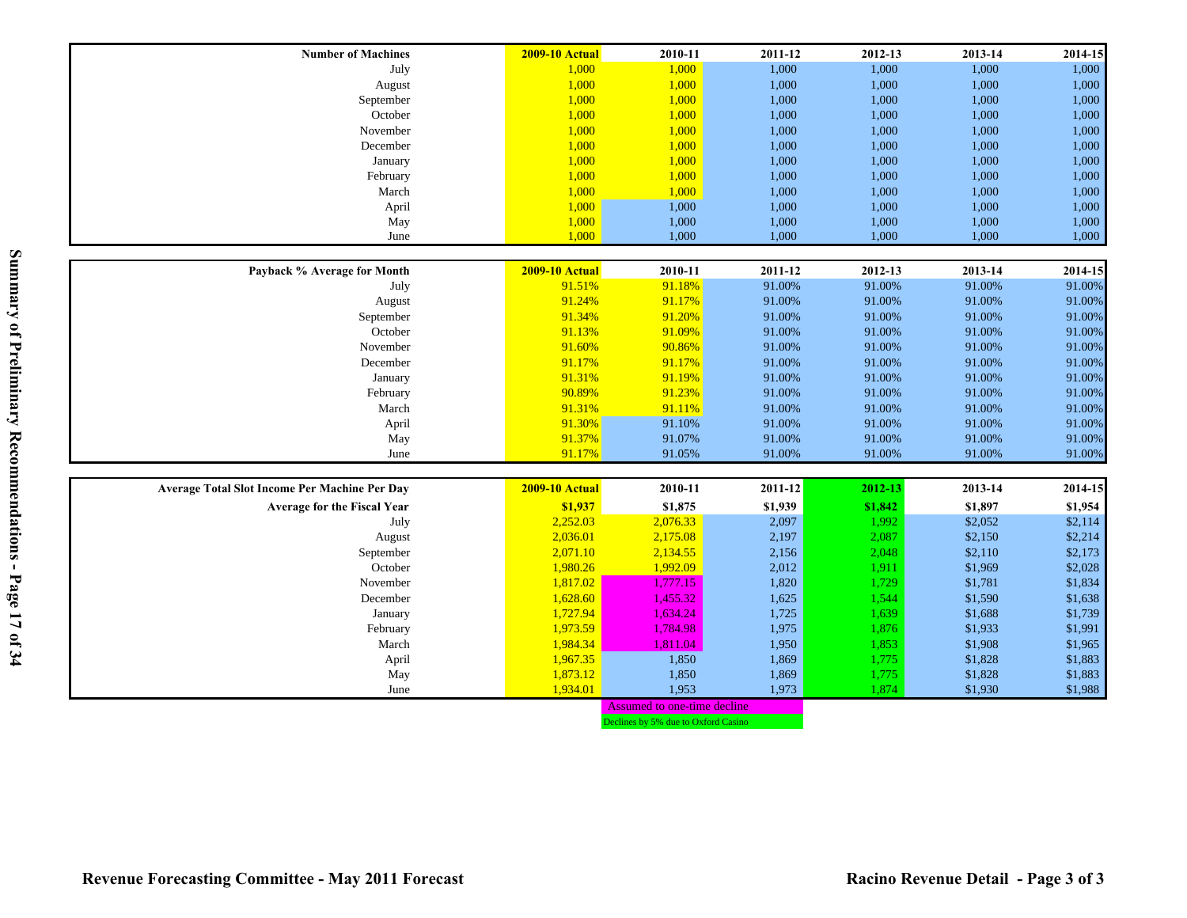| Number of Machines | 2009-10 Actual | 2010-11 | 2011-12 | 2012-13 | 2013-14 | 2014-15 |
|---|---|---|---|---|---|---|
| July | 1,000 | 1,000 | 1,000 | 1,000 | 1,000 | 1,000 |
| August | 1,000 | 1,000 | 1,000 | 1,000 | 1,000 | 1,000 |
| September | 1,000 | 1,000 | 1,000 | 1,000 | 1,000 | 1,000 |
| October | 1,000 | 1,000 | 1,000 | 1,000 | 1,000 | 1,000 |
| November | 1,000 | 1,000 | 1,000 | 1,000 | 1,000 | 1,000 |
| December | 1,000 | 1,000 | 1,000 | 1,000 | 1,000 | 1,000 |
| January | 1,000 | 1,000 | 1,000 | 1,000 | 1,000 | 1,000 |
| February | 1,000 | 1,000 | 1,000 | 1,000 | 1,000 | 1,000 |
| March | 1,000 | 1,000 | 1,000 | 1,000 | 1,000 | 1,000 |
| April | 1,000 | 1,000 | 1,000 | 1,000 | 1,000 | 1,000 |
| May | 1,000 | 1,000 | 1,000 | 1,000 | 1,000 | 1,000 |
| June | 1,000 | 1,000 | 1,000 | 1,000 | 1,000 | 1,000 |

| Payback % Average for Month | 2009-10 Actual | 2010-11 | 2011-12 | 2012-13 | 2013-14 | 2014-15 |
|---|---|---|---|---|---|---|
| July | 91.51% | 91.18% | 91.00% | 91.00% | 91.00% | 91.00% |
| August | 91.24% | 91.17% | 91.00% | 91.00% | 91.00% | 91.00% |
| September | 91.34% | 91.20% | 91.00% | 91.00% | 91.00% | 91.00% |
| October | 91.13% | 91.09% | 91.00% | 91.00% | 91.00% | 91.00% |
| November | 91.60% | 90.86% | 91.00% | 91.00% | 91.00% | 91.00% |
| December | 91.17% | 91.17% | 91.00% | 91.00% | 91.00% | 91.00% |
| January | 91.31% | 91.19% | 91.00% | 91.00% | 91.00% | 91.00% |
| February | 90.89% | 91.23% | 91.00% | 91.00% | 91.00% | 91.00% |
| March | 91.31% | 91.11% | 91.00% | 91.00% | 91.00% | 91.00% |
| April | 91.30% | 91.10% | 91.00% | 91.00% | 91.00% | 91.00% |
| May | 91.37% | 91.07% | 91.00% | 91.00% | 91.00% | 91.00% |
| June | 91.17% | 91.05% | 91.00% | 91.00% | 91.00% | 91.00% |

| Average Total Slot Income Per Machine Per Day | 2009-10 Actual | 2010-11 | 2011-12 | 2012-13 | 2013-14 | 2014-15 |
|---|---|---|---|---|---|---|
| **Average for the Fiscal Year** | **$1,937** | **$1,875** | **$1,939** | **$1,842** | **$1,897** | **$1,954** |
| July | 2,252.03 | 2,076.33 | 2,097 | 1,992 | $2,052 | $2,114 |
| August | 2,036.01 | 2,175.08 | 2,197 | 2,087 | $2,150 | $2,214 |
| September | 2,071.10 | 2,134.55 | 2,156 | 2,048 | $2,110 | $2,173 |
| October | 1,980.26 | 1,992.09 | 2,012 | 1,911 | $1,969 | $2,028 |
| November | 1,817.02 | 1,777.15 | 1,820 | 1,729 | $1,781 | $1,834 |
| December | 1,628.60 | 1,455.32 | 1,625 | 1,544 | $1,590 | $1,638 |
| January | 1,727.94 | 1,634.24 | 1,725 | 1,639 | $1,688 | $1,739 |
| February | 1,973.59 | 1,784.98 | 1,975 | 1,876 | $1,933 | $1,991 |
| March | 1,984.34 | 1,811.04 | 1,950 | 1,853 | $1,908 | $1,965 |
| April | 1,967.35 | 1,850 | 1,869 | 1,775 | $1,828 | $1,883 |
| May | 1,873.12 | 1,850 | 1,869 | 1,775 | $1,828 | $1,883 |
| June | 1,934.01 | 1,953 | 1,973 | 1,874 | $1,930 | $1,988 |

Assumed to one-time decline

Declines by 5% due to Oxford Casino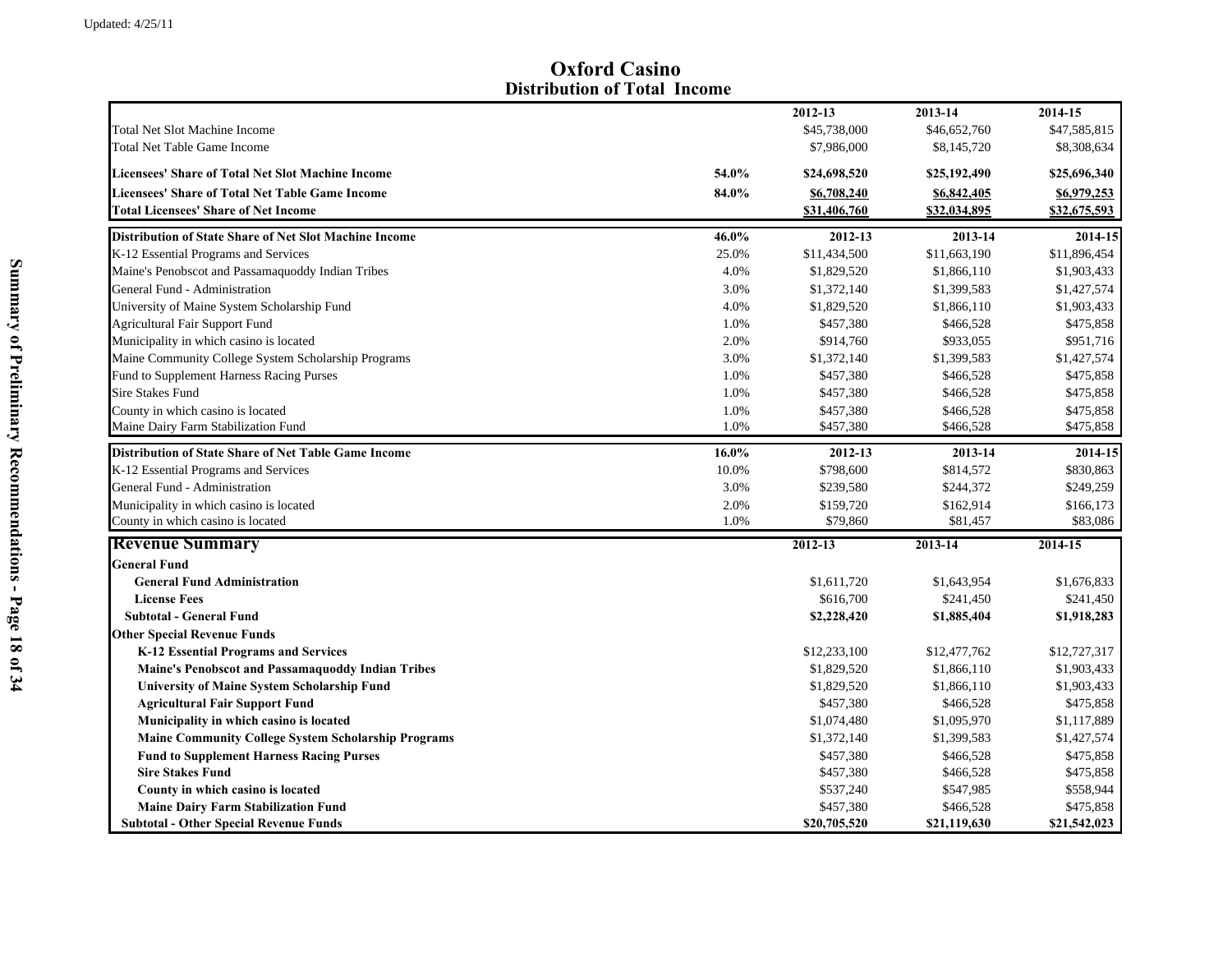Updated: 4/25/11

# Oxford Casino
## Distribution of Total Income

| | | 2012-13 | 2013-14 | 2014-15 |
|---|---|---|---|---|
| Total Net Slot Machine Income | | $45,738,000 | $46,652,760 | $47,585,815 |
| Total Net Table Game Income | | $7,986,000 | $8,145,720 | $8,308,634 |
| **Licensees' Share of Total Net Slot Machine Income** | **54.0%** | **$24,698,520** | **$25,192,490** | **$25,696,340** |
| **Licensees' Share of Total Net Table Game Income** | **84.0%** | **$6,708,240** | **$6,842,405** | **$6,979,253** |
| **Total Licensees' Share of Net Income** | | **$31,406,760** | **$32,034,895** | **$32,675,593** |

| **Distribution of State Share of Net Slot Machine Income** | **46.0%** | **2012-13** | **2013-14** | **2014-15** |
|---|---|---|---|---|
| K-12 Essential Programs and Services | 25.0% | $11,434,500 | $11,663,190 | $11,896,454 |
| Maine's Penobscot and Passamaquoddy Indian Tribes | 4.0% | $1,829,520 | $1,866,110 | $1,903,433 |
| General Fund - Administration | 3.0% | $1,372,140 | $1,399,583 | $1,427,574 |
| University of Maine System Scholarship Fund | 4.0% | $1,829,520 | $1,866,110 | $1,903,433 |
| Agricultural Fair Support Fund | 1.0% | $457,380 | $466,528 | $475,858 |
| Municipality in which casino is located | 2.0% | $914,760 | $933,055 | $951,716 |
| Maine Community College System Scholarship Programs | 3.0% | $1,372,140 | $1,399,583 | $1,427,574 |
| Fund to Supplement Harness Racing Purses | 1.0% | $457,380 | $466,528 | $475,858 |
| Sire Stakes Fund | 1.0% | $457,380 | $466,528 | $475,858 |
| County in which casino is located | 1.0% | $457,380 | $466,528 | $475,858 |
| Maine Dairy Farm Stabilization Fund | 1.0% | $457,380 | $466,528 | $475,858 |

| **Distribution of State Share of Net Table Game Income** | **16.0%** | **2012-13** | **2013-14** | **2014-15** |
|---|---|---|---|---|
| K-12 Essential Programs and Services | 10.0% | $798,600 | $814,572 | $830,863 |
| General Fund - Administration | 3.0% | $239,580 | $244,372 | $249,259 |
| Municipality in which casino is located | 2.0% | $159,720 | $162,914 | $166,173 |
| County in which casino is located | 1.0% | $79,860 | $81,457 | $83,086 |

| **Revenue Summary** | **2012-13** | **2013-14** | **2014-15** |
|---|---|---|---|
| **General Fund** | | | |
| **General Fund Administration** | $1,611,720 | $1,643,954 | $1,676,833 |
| **License Fees** | $616,700 | $241,450 | $241,450 |
| **Subtotal - General Fund** | **$2,228,420** | **$1,885,404** | **$1,918,283** |
| **Other Special Revenue Funds** | | | |
| **K-12 Essential Programs and Services** | $12,233,100 | $12,477,762 | $12,727,317 |
| **Maine's Penobscot and Passamaquoddy Indian Tribes** | $1,829,520 | $1,866,110 | $1,903,433 |
| **University of Maine System Scholarship Fund** | $1,829,520 | $1,866,110 | $1,903,433 |
| **Agricultural Fair Support Fund** | $457,380 | $466,528 | $475,858 |
| **Municipality in which casino is located** | $1,074,480 | $1,095,970 | $1,117,889 |
| **Maine Community College System Scholarship Programs** | $1,372,140 | $1,399,583 | $1,427,574 |
| **Fund to Supplement Harness Racing Purses** | $457,380 | $466,528 | $475,858 |
| **Sire Stakes Fund** | $457,380 | $466,528 | $475,858 |
| **County in which casino is located** | $537,240 | $547,985 | $558,944 |
| **Maine Dairy Farm Stabilization Fund** | $457,380 | $466,528 | $475,858 |
| **Subtotal - Other Special Revenue Funds** | **$20,705,520** | **$21,119,630** | **$21,542,023** |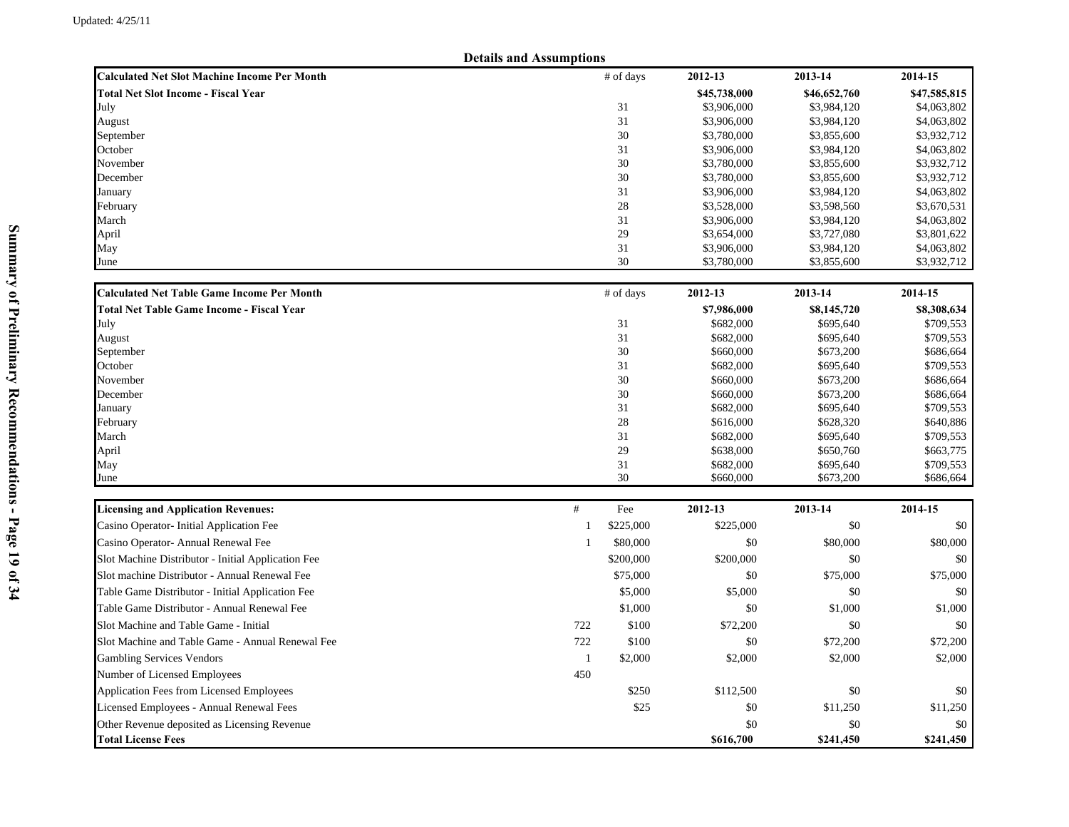Updated: 4/25/11

## Details and Assumptions

| Calculated Net Slot Machine Income Per Month | # of days | 2012-13 | 2013-14 | 2014-15 |
|---|---|---|---|---|
| **Total Net Slot Income - Fiscal Year** | | **$45,738,000** | **$46,652,760** | **$47,585,815** |
| July | 31 | $3,906,000 | $3,984,120 | $4,063,802 |
| August | 31 | $3,906,000 | $3,984,120 | $4,063,802 |
| September | 30 | $3,780,000 | $3,855,600 | $3,932,712 |
| October | 31 | $3,906,000 | $3,984,120 | $4,063,802 |
| November | 30 | $3,780,000 | $3,855,600 | $3,932,712 |
| December | 30 | $3,780,000 | $3,855,600 | $3,932,712 |
| January | 31 | $3,906,000 | $3,984,120 | $4,063,802 |
| February | 28 | $3,528,000 | $3,598,560 | $3,670,531 |
| March | 31 | $3,906,000 | $3,984,120 | $4,063,802 |
| April | 29 | $3,654,000 | $3,727,080 | $3,801,622 |
| May | 31 | $3,906,000 | $3,984,120 | $4,063,802 |
| June | 30 | $3,780,000 | $3,855,600 | $3,932,712 |

| Calculated Net Table Game Income Per Month | # of days | 2012-13 | 2013-14 | 2014-15 |
|---|---|---|---|---|
| **Total Net Table Game Income - Fiscal Year** | | **$7,986,000** | **$8,145,720** | **$8,308,634** |
| July | 31 | $682,000 | $695,640 | $709,553 |
| August | 31 | $682,000 | $695,640 | $709,553 |
| September | 30 | $660,000 | $673,200 | $686,664 |
| October | 31 | $682,000 | $695,640 | $709,553 |
| November | 30 | $660,000 | $673,200 | $686,664 |
| December | 30 | $660,000 | $673,200 | $686,664 |
| January | 31 | $682,000 | $695,640 | $709,553 |
| February | 28 | $616,000 | $628,320 | $640,886 |
| March | 31 | $682,000 | $695,640 | $709,553 |
| April | 29 | $638,000 | $650,760 | $663,775 |
| May | 31 | $682,000 | $695,640 | $709,553 |
| June | 30 | $660,000 | $673,200 | $686,664 |

| Licensing and Application Revenues: | # | Fee | 2012-13 | 2013-14 | 2014-15 |
|---|---|---|---|---|---|
| Casino Operator- Initial Application Fee | 1 | $225,000 | $225,000 | $0 | $0 |
| Casino Operator- Annual Renewal Fee | 1 | $80,000 | $0 | $80,000 | $80,000 |
| Slot Machine Distributor - Initial Application Fee | | $200,000 | $200,000 | $0 | $0 |
| Slot machine Distributor - Annual Renewal Fee | | $75,000 | $0 | $75,000 | $75,000 |
| Table Game Distributor - Initial Application Fee | | $5,000 | $5,000 | $0 | $0 |
| Table Game Distributor - Annual Renewal Fee | | $1,000 | $0 | $1,000 | $1,000 |
| Slot Machine and Table Game - Initial | 722 | $100 | $72,200 | $0 | $0 |
| Slot Machine and Table Game - Annual Renewal Fee | 722 | $100 | $0 | $72,200 | $72,200 |
| Gambling Services Vendors | 1 | $2,000 | $2,000 | $2,000 | $2,000 |
| Number of Licensed Employees | 450 | | | | |
| Application Fees from Licensed Employees | | $250 | $112,500 | $0 | $0 |
| Licensed Employees - Annual Renewal Fees | | $25 | $0 | $11,250 | $11,250 |
| Other Revenue deposited as Licensing Revenue | | | $0 | $0 | $0 |
| **Total License Fees** | | | **$616,700** | **$241,450** | **$241,450** |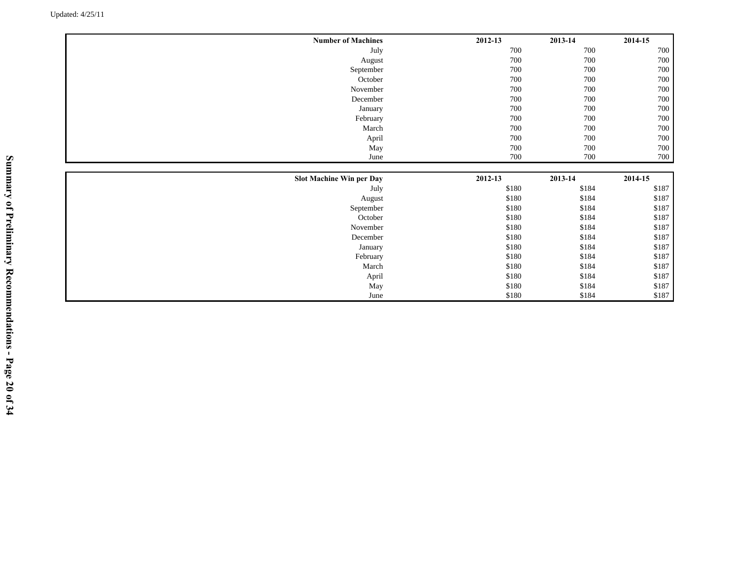| Number of Machines | 2012-13 | 2013-14 | 2014-15 |
|---|---|---|---|
| July | 700 | 700 | 700 |
| August | 700 | 700 | 700 |
| September | 700 | 700 | 700 |
| October | 700 | 700 | 700 |
| November | 700 | 700 | 700 |
| December | 700 | 700 | 700 |
| January | 700 | 700 | 700 |
| February | 700 | 700 | 700 |
| March | 700 | 700 | 700 |
| April | 700 | 700 | 700 |
| May | 700 | 700 | 700 |
| June | 700 | 700 | 700 |

| Slot Machine Win per Day | 2012-13 | 2013-14 | 2014-15 |
|---|---|---|---|
| July | $180 | $184 | $187 |
| August | $180 | $184 | $187 |
| September | $180 | $184 | $187 |
| October | $180 | $184 | $187 |
| November | $180 | $184 | $187 |
| December | $180 | $184 | $187 |
| January | $180 | $184 | $187 |
| February | $180 | $184 | $187 |
| March | $180 | $184 | $187 |
| April | $180 | $184 | $187 |
| May | $180 | $184 | $187 |
| June | $180 | $184 | $187 |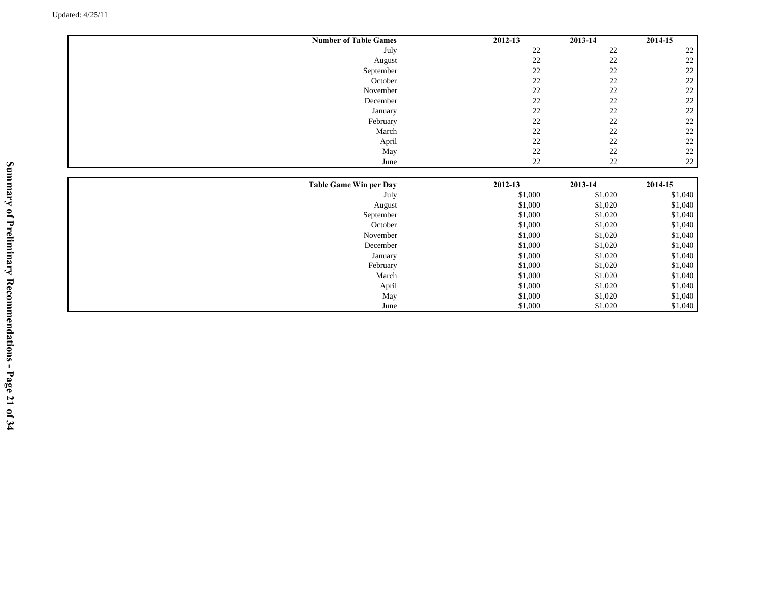Updated: 4/25/11

| Number of Table Games | 2012-13 | 2013-14 | 2014-15 |
|---|---|---|---|
| July | 22 | 22 | 22 |
| August | 22 | 22 | 22 |
| September | 22 | 22 | 22 |
| October | 22 | 22 | 22 |
| November | 22 | 22 | 22 |
| December | 22 | 22 | 22 |
| January | 22 | 22 | 22 |
| February | 22 | 22 | 22 |
| March | 22 | 22 | 22 |
| April | 22 | 22 | 22 |
| May | 22 | 22 | 22 |
| June | 22 | 22 | 22 |

| Table Game Win per Day | 2012-13 | 2013-14 | 2014-15 |
|---|---|---|---|
| July | $1,000 | $1,020 | $1,040 |
| August | $1,000 | $1,020 | $1,040 |
| September | $1,000 | $1,020 | $1,040 |
| October | $1,000 | $1,020 | $1,040 |
| November | $1,000 | $1,020 | $1,040 |
| December | $1,000 | $1,020 | $1,040 |
| January | $1,000 | $1,020 | $1,040 |
| February | $1,000 | $1,020 | $1,040 |
| March | $1,000 | $1,020 | $1,040 |
| April | $1,000 | $1,020 | $1,040 |
| May | $1,000 | $1,020 | $1,040 |
| June | $1,000 | $1,020 | $1,040 |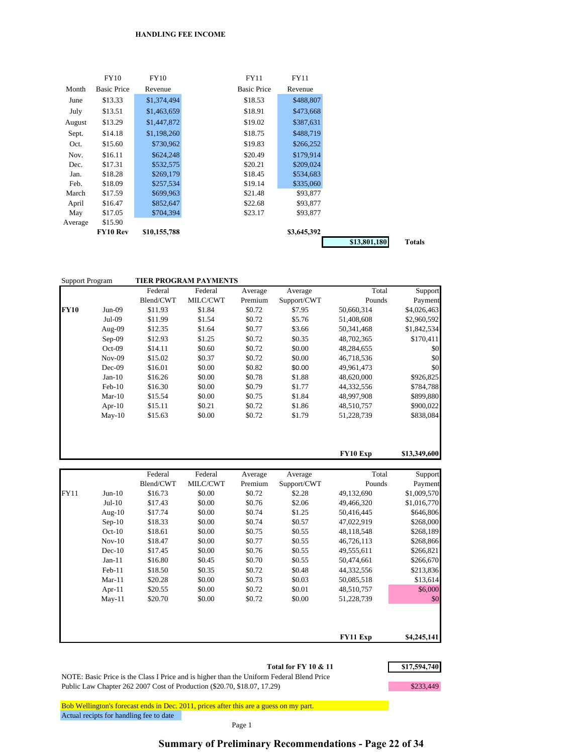**HANDLING FEE INCOME**

| Month | FY10 Basic Price | FY10 Revenue | FY11 Basic Price | FY11 Revenue |
|---|---|---|---|---|
| June | $13.33 | $1,374,494 | $18.53 | $488,807 |
| July | $13.51 | $1,463,659 | $18.91 | $473,668 |
| August | $13.29 | $1,447,872 | $19.02 | $387,631 |
| Sept. | $14.18 | $1,198,260 | $18.75 | $488,719 |
| Oct. | $15.60 | $730,962 | $19.83 | $266,252 |
| Nov. | $16.11 | $624,248 | $20.49 | $179,914 |
| Dec. | $17.31 | $532,575 | $20.21 | $209,024 |
| Jan. | $18.28 | $269,179 | $18.45 | $534,683 |
| Feb. | $18.09 | $257,534 | $19.14 | $335,060 |
| March | $17.59 | $699,963 | $21.48 | $93,877 |
| April | $16.47 | $852,647 | $22.68 | $93,877 |
| May | $17.05 | $704,394 | $23.17 | $93,877 |
| Average | $15.90 | | | |
| | **FY10 Rev** | **$10,155,788** | | **$3,645,392** |

**$13,801,180** **Totals**

Support Program **TIER PROGRAM PAYMENTS**

| | | Federal Blend/CWT | Federal MILC/CWT | Average Premium | Average Support/CWT | Total Pounds | Support Payment |
|---|---|---|---|---|---|---|---|
| **FY10** | Jun-09 | $11.93 | $1.84 | $0.72 | $7.95 | 50,660,314 | $4,026,463 |
| | Jul-09 | $11.99 | $1.54 | $0.72 | $5.76 | 51,408,608 | $2,960,592 |
| | Aug-09 | $12.35 | $1.64 | $0.77 | $3.66 | 50,341,468 | $1,842,534 |
| | Sep-09 | $12.93 | $1.25 | $0.72 | $0.35 | 48,702,365 | $170,411 |
| | Oct-09 | $14.11 | $0.60 | $0.72 | $0.00 | 48,284,655 | $0 |
| | Nov-09 | $15.02 | $0.37 | $0.72 | $0.00 | 46,718,536 | $0 |
| | Dec-09 | $16.01 | $0.00 | $0.82 | $0.00 | 49,961,473 | $0 |
| | Jan-10 | $16.26 | $0.00 | $0.78 | $1.88 | 48,620,000 | $926,825 |
| | Feb-10 | $16.30 | $0.00 | $0.79 | $1.77 | 44,332,556 | $784,788 |
| | Mar-10 | $15.54 | $0.00 | $0.75 | $1.84 | 48,997,908 | $899,880 |
| | Apr-10 | $15.11 | $0.21 | $0.72 | $1.86 | 48,510,757 | $900,022 |
| | May-10 | $15.63 | $0.00 | $0.72 | $1.79 | 51,228,739 | $838,084 |
| | | | | | | **FY10 Exp** | **$13,349,600** |

| | | Federal Blend/CWT | Federal MILC/CWT | Average Premium | Average Support/CWT | Total Pounds | Support Payment |
|---|---|---|---|---|---|---|---|
| FY11 | Jun-10 | $16.73 | $0.00 | $0.72 | $2.28 | 49,132,690 | $1,009,570 |
| | Jul-10 | $17.43 | $0.00 | $0.76 | $2.06 | 49,466,320 | $1,016,770 |
| | Aug-10 | $17.74 | $0.00 | $0.74 | $1.25 | 50,416,445 | $646,806 |
| | Sep-10 | $18.33 | $0.00 | $0.74 | $0.57 | 47,022,919 | $268,000 |
| | Oct-10 | $18.61 | $0.00 | $0.75 | $0.55 | 48,118,548 | $268,189 |
| | Nov-10 | $18.47 | $0.00 | $0.77 | $0.55 | 46,726,113 | $268,866 |
| | Dec-10 | $17.45 | $0.00 | $0.76 | $0.55 | 49,555,611 | $266,821 |
| | Jan-11 | $16.80 | $0.45 | $0.70 | $0.55 | 50,474,661 | $266,670 |
| | Feb-11 | $18.50 | $0.35 | $0.72 | $0.48 | 44,332,556 | $213,836 |
| | Mar-11 | $20.28 | $0.00 | $0.73 | $0.03 | 50,085,518 | $13,614 |
| | Apr-11 | $20.55 | $0.00 | $0.72 | $0.01 | 48,510,757 | $6,000 |
| | May-11 | $20.70 | $0.00 | $0.72 | $0.00 | 51,228,739 | $0 |
| | | | | | | **FY11 Exp** | **$4,245,141** |

**Total for FY 10 & 11** **$17,594,740**

NOTE: Basic Price is the Class I Price and is higher than the Uniform Federal Blend Price

Public Law Chapter 262 2007 Cost of Production ($20.70, $18.07, 17.29) $233,449

Bob Wellington's forecast ends in Dec. 2011, prices after this are a guess on my part.

Actual recipts for handling fee to date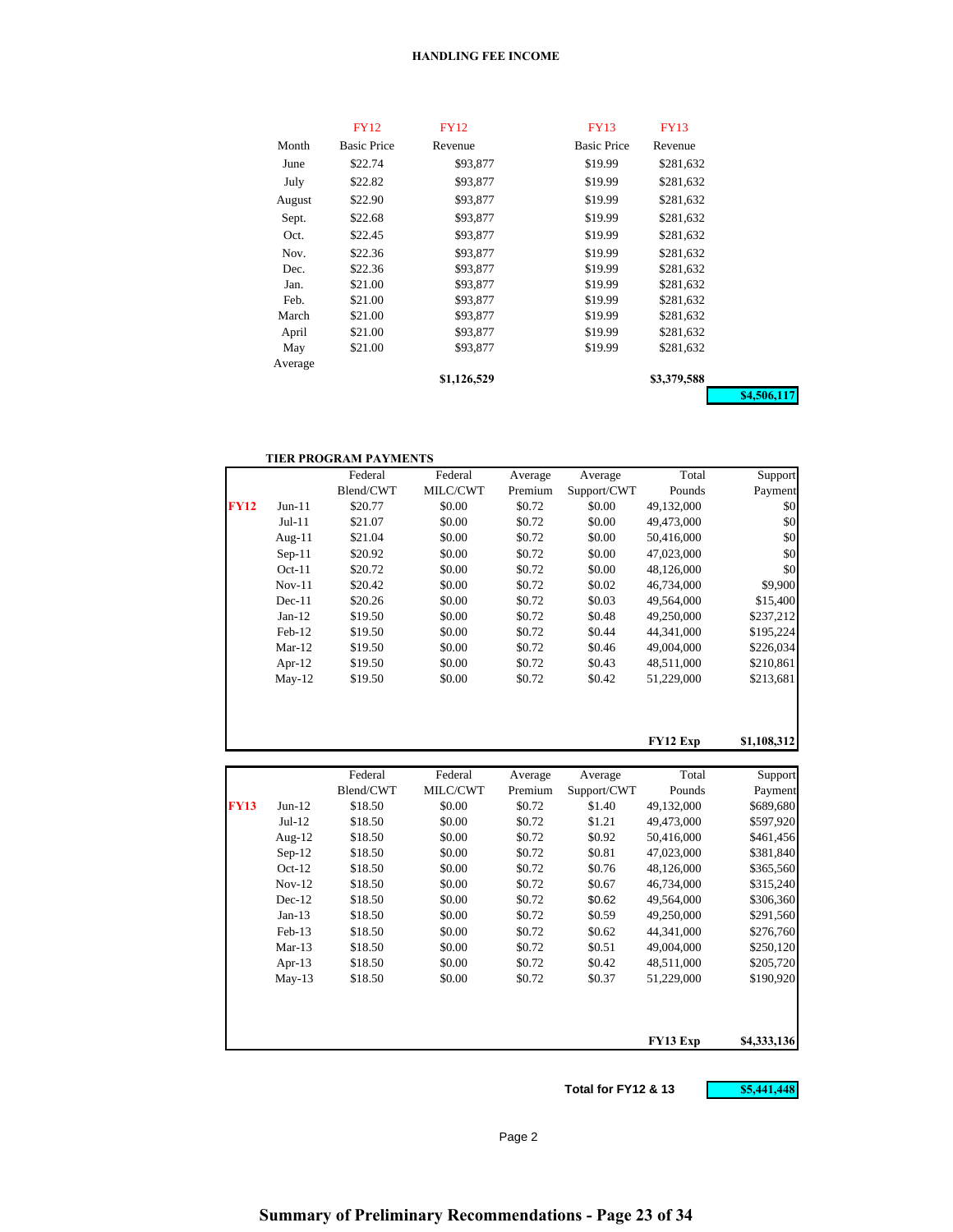# HANDLING FEE INCOME

| Month | FY12 Basic Price | FY12 Revenue | FY13 Basic Price | FY13 Revenue |
|---|---|---|---|---|
| June | $22.74 | $93,877 | $19.99 | $281,632 |
| July | $22.82 | $93,877 | $19.99 | $281,632 |
| August | $22.90 | $93,877 | $19.99 | $281,632 |
| Sept. | $22.68 | $93,877 | $19.99 | $281,632 |
| Oct. | $22.45 | $93,877 | $19.99 | $281,632 |
| Nov. | $22.36 | $93,877 | $19.99 | $281,632 |
| Dec. | $22.36 | $93,877 | $19.99 | $281,632 |
| Jan. | $21.00 | $93,877 | $19.99 | $281,632 |
| Feb. | $21.00 | $93,877 | $19.99 | $281,632 |
| March | $21.00 | $93,877 | $19.99 | $281,632 |
| April | $21.00 | $93,877 | $19.99 | $281,632 |
| May | $21.00 | $93,877 | $19.99 | $281,632 |
| Average | | | | |
| | | **$1,126,529** | | **$3,379,588** |

**$4,506,117**

## TIER PROGRAM PAYMENTS

| | | Federal Blend/CWT | Federal MILC/CWT | Average Premium | Average Support/CWT | Total Pounds | Support Payment |
|---|---|---|---|---|---|---|---|
| **FY12** | Jun-11 | $20.77 | $0.00 | $0.72 | $0.00 | 49,132,000 | $0 |
| | Jul-11 | $21.07 | $0.00 | $0.72 | $0.00 | 49,473,000 | $0 |
| | Aug-11 | $21.04 | $0.00 | $0.72 | $0.00 | 50,416,000 | $0 |
| | Sep-11 | $20.92 | $0.00 | $0.72 | $0.00 | 47,023,000 | $0 |
| | Oct-11 | $20.72 | $0.00 | $0.72 | $0.00 | 48,126,000 | $0 |
| | Nov-11 | $20.42 | $0.00 | $0.72 | $0.02 | 46,734,000 | $9,900 |
| | Dec-11 | $20.26 | $0.00 | $0.72 | $0.03 | 49,564,000 | $15,400 |
| | Jan-12 | $19.50 | $0.00 | $0.72 | $0.48 | 49,250,000 | $237,212 |
| | Feb-12 | $19.50 | $0.00 | $0.72 | $0.44 | 44,341,000 | $195,224 |
| | Mar-12 | $19.50 | $0.00 | $0.72 | $0.46 | 49,004,000 | $226,034 |
| | Apr-12 | $19.50 | $0.00 | $0.72 | $0.43 | 48,511,000 | $210,861 |
| | May-12 | $19.50 | $0.00 | $0.72 | $0.42 | 51,229,000 | $213,681 |
| | | | | | | **FY12 Exp** | **$1,108,312** |

| | | Federal Blend/CWT | Federal MILC/CWT | Average Premium | Average Support/CWT | Total Pounds | Support Payment |
|---|---|---|---|---|---|---|---|
| **FY13** | Jun-12 | $18.50 | $0.00 | $0.72 | $1.40 | 49,132,000 | $689,680 |
| | Jul-12 | $18.50 | $0.00 | $0.72 | $1.21 | 49,473,000 | $597,920 |
| | Aug-12 | $18.50 | $0.00 | $0.72 | $0.92 | 50,416,000 | $461,456 |
| | Sep-12 | $18.50 | $0.00 | $0.72 | $0.81 | 47,023,000 | $381,840 |
| | Oct-12 | $18.50 | $0.00 | $0.72 | $0.76 | 48,126,000 | $365,560 |
| | Nov-12 | $18.50 | $0.00 | $0.72 | $0.67 | 46,734,000 | $315,240 |
| | Dec-12 | $18.50 | $0.00 | $0.72 | $0.62 | 49,564,000 | $306,360 |
| | Jan-13 | $18.50 | $0.00 | $0.72 | $0.59 | 49,250,000 | $291,560 |
| | Feb-13 | $18.50 | $0.00 | $0.72 | $0.62 | 44,341,000 | $276,760 |
| | Mar-13 | $18.50 | $0.00 | $0.72 | $0.51 | 49,004,000 | $250,120 |
| | Apr-13 | $18.50 | $0.00 | $0.72 | $0.42 | 48,511,000 | $205,720 |
| | May-13 | $18.50 | $0.00 | $0.72 | $0.37 | 51,229,000 | $190,920 |
| | | | | | | **FY13 Exp** | **$4,333,136** |

**Total for FY12 & 13** **$5,441,448**

Page 2

**Summary of Preliminary Recommendations - Page 23 of 34**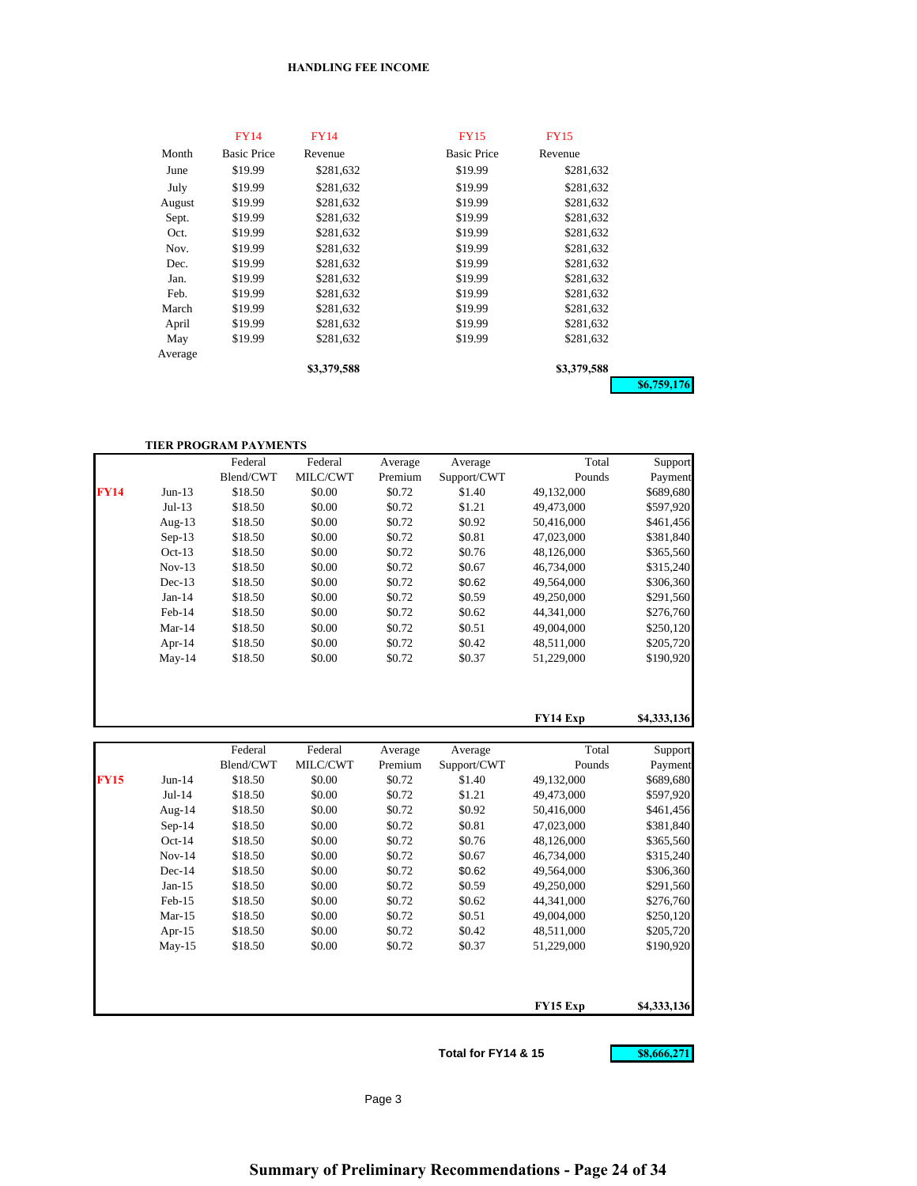## HANDLING FEE INCOME

| Month | FY14 Basic Price | FY14 Revenue | FY15 Basic Price | FY15 Revenue |
|---|---|---|---|---|
| June | $19.99 | $281,632 | $19.99 | $281,632 |
| July | $19.99 | $281,632 | $19.99 | $281,632 |
| August | $19.99 | $281,632 | $19.99 | $281,632 |
| Sept. | $19.99 | $281,632 | $19.99 | $281,632 |
| Oct. | $19.99 | $281,632 | $19.99 | $281,632 |
| Nov. | $19.99 | $281,632 | $19.99 | $281,632 |
| Dec. | $19.99 | $281,632 | $19.99 | $281,632 |
| Jan. | $19.99 | $281,632 | $19.99 | $281,632 |
| Feb. | $19.99 | $281,632 | $19.99 | $281,632 |
| March | $19.99 | $281,632 | $19.99 | $281,632 |
| April | $19.99 | $281,632 | $19.99 | $281,632 |
| May | $19.99 | $281,632 | $19.99 | $281,632 |
| Average | | | | |
| | | **$3,379,588** | | **$3,379,588** |

**$6,759,176**

## TIER PROGRAM PAYMENTS

| | | Federal Blend/CWT | Federal MILC/CWT | Average Premium | Average Support/CWT | Total Pounds | Support Payment |
|---|---|---|---|---|---|---|---|
| **FY14** | Jun-13 | $18.50 | $0.00 | $0.72 | $1.40 | 49,132,000 | $689,680 |
| | Jul-13 | $18.50 | $0.00 | $0.72 | $1.21 | 49,473,000 | $597,920 |
| | Aug-13 | $18.50 | $0.00 | $0.72 | $0.92 | 50,416,000 | $461,456 |
| | Sep-13 | $18.50 | $0.00 | $0.72 | $0.81 | 47,023,000 | $381,840 |
| | Oct-13 | $18.50 | $0.00 | $0.72 | $0.76 | 48,126,000 | $365,560 |
| | Nov-13 | $18.50 | $0.00 | $0.72 | $0.67 | 46,734,000 | $315,240 |
| | Dec-13 | $18.50 | $0.00 | $0.72 | $0.62 | 49,564,000 | $306,360 |
| | Jan-14 | $18.50 | $0.00 | $0.72 | $0.59 | 49,250,000 | $291,560 |
| | Feb-14 | $18.50 | $0.00 | $0.72 | $0.62 | 44,341,000 | $276,760 |
| | Mar-14 | $18.50 | $0.00 | $0.72 | $0.51 | 49,004,000 | $250,120 |
| | Apr-14 | $18.50 | $0.00 | $0.72 | $0.42 | 48,511,000 | $205,720 |
| | May-14 | $18.50 | $0.00 | $0.72 | $0.37 | 51,229,000 | $190,920 |
| | | | | | | **FY14 Exp** | **$4,333,136** |

| | | Federal Blend/CWT | Federal MILC/CWT | Average Premium | Average Support/CWT | Total Pounds | Support Payment |
|---|---|---|---|---|---|---|---|
| **FY15** | Jun-14 | $18.50 | $0.00 | $0.72 | $1.40 | 49,132,000 | $689,680 |
| | Jul-14 | $18.50 | $0.00 | $0.72 | $1.21 | 49,473,000 | $597,920 |
| | Aug-14 | $18.50 | $0.00 | $0.72 | $0.92 | 50,416,000 | $461,456 |
| | Sep-14 | $18.50 | $0.00 | $0.72 | $0.81 | 47,023,000 | $381,840 |
| | Oct-14 | $18.50 | $0.00 | $0.72 | $0.76 | 48,126,000 | $365,560 |
| | Nov-14 | $18.50 | $0.00 | $0.72 | $0.67 | 46,734,000 | $315,240 |
| | Dec-14 | $18.50 | $0.00 | $0.72 | $0.62 | 49,564,000 | $306,360 |
| | Jan-15 | $18.50 | $0.00 | $0.72 | $0.59 | 49,250,000 | $291,560 |
| | Feb-15 | $18.50 | $0.00 | $0.72 | $0.62 | 44,341,000 | $276,760 |
| | Mar-15 | $18.50 | $0.00 | $0.72 | $0.51 | 49,004,000 | $250,120 |
| | Apr-15 | $18.50 | $0.00 | $0.72 | $0.42 | 48,511,000 | $205,720 |
| | May-15 | $18.50 | $0.00 | $0.72 | $0.37 | 51,229,000 | $190,920 |
| | | | | | | **FY15 Exp** | **$4,333,136** |

**Total for FY14 & 15** **$8,666,271**

Page 3

**Summary of Preliminary Recommendations - Page 24 of 34**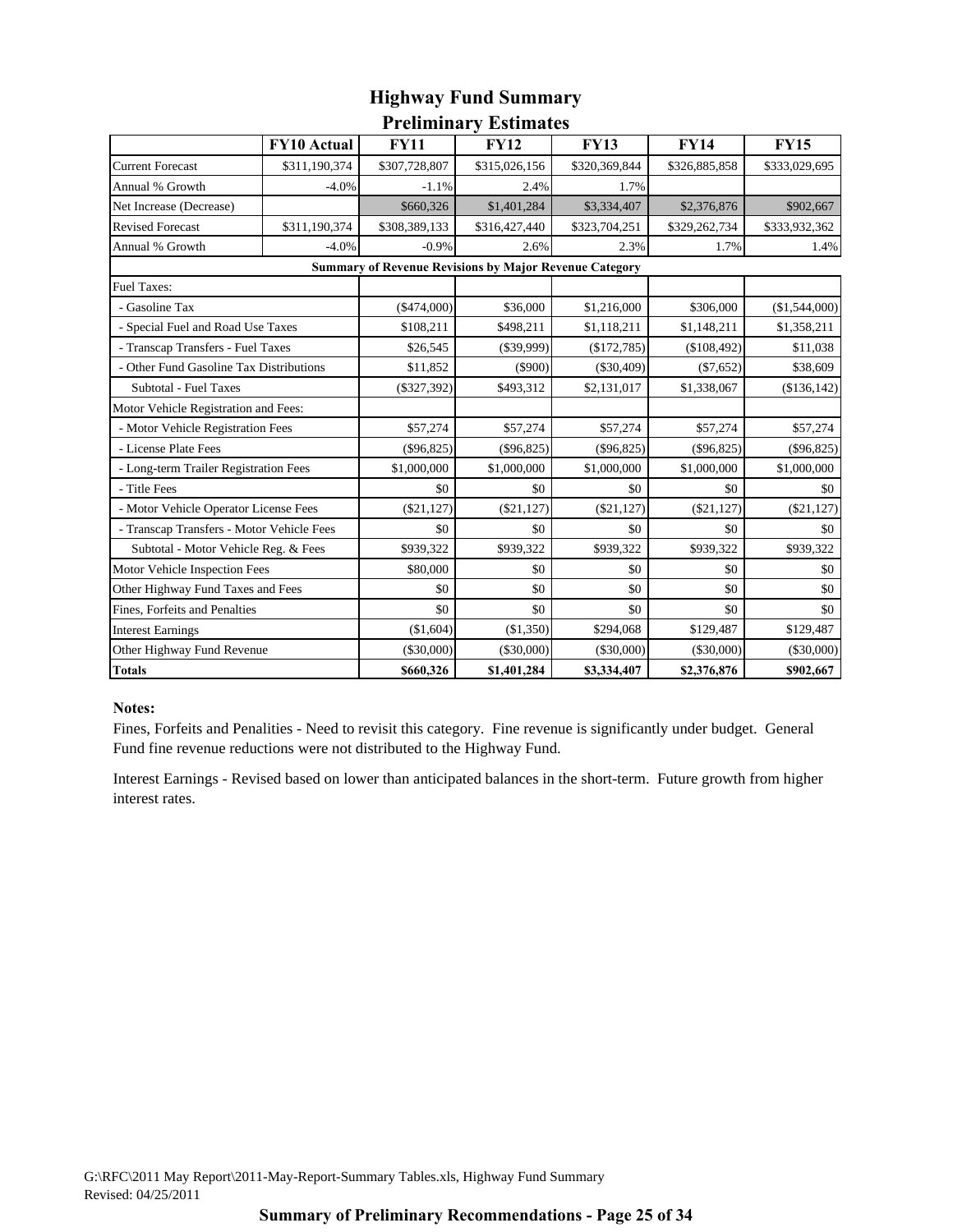# Highway Fund Summary
## Preliminary Estimates

| | FY10 Actual | FY11 | FY12 | FY13 | FY14 | FY15 |
|---|---|---|---|---|---|---|
| Current Forecast | $311,190,374 | $307,728,807 | $315,026,156 | $320,369,844 | $326,885,858 | $333,029,695 |
| Annual % Growth | -4.0% | -1.1% | 2.4% | 1.7% | | |
| Net Increase (Decrease) | | $660,326 | $1,401,284 | $3,334,407 | $2,376,876 | $902,667 |
| Revised Forecast | $311,190,374 | $308,389,133 | $316,427,440 | $323,704,251 | $329,262,734 | $333,932,362 |
| Annual % Growth | -4.0% | -0.9% | 2.6% | 2.3% | 1.7% | 1.4% |
| **Summary of Revenue Revisions by Major Revenue Category** | | | | | | |
| Fuel Taxes: | | | | | | |
| - Gasoline Tax | | ($474,000) | $36,000 | $1,216,000 | $306,000 | ($1,544,000) |
| - Special Fuel and Road Use Taxes | | $108,211 | $498,211 | $1,118,211 | $1,148,211 | $1,358,211 |
| - Transcap Transfers - Fuel Taxes | | $26,545 | ($39,999) | ($172,785) | ($108,492) | $11,038 |
| - Other Fund Gasoline Tax Distributions | | $11,852 | ($900) | ($30,409) | ($7,652) | $38,609 |
| Subtotal - Fuel Taxes | | ($327,392) | $493,312 | $2,131,017 | $1,338,067 | ($136,142) |
| Motor Vehicle Registration and Fees: | | | | | | |
| - Motor Vehicle Registration Fees | | $57,274 | $57,274 | $57,274 | $57,274 | $57,274 |
| - License Plate Fees | | ($96,825) | ($96,825) | ($96,825) | ($96,825) | ($96,825) |
| - Long-term Trailer Registration Fees | | $1,000,000 | $1,000,000 | $1,000,000 | $1,000,000 | $1,000,000 |
| - Title Fees | | $0 | $0 | $0 | $0 | $0 |
| - Motor Vehicle Operator License Fees | | ($21,127) | ($21,127) | ($21,127) | ($21,127) | ($21,127) |
| - Transcap Transfers - Motor Vehicle Fees | | $0 | $0 | $0 | $0 | $0 |
| Subtotal - Motor Vehicle Reg. & Fees | | $939,322 | $939,322 | $939,322 | $939,322 | $939,322 |
| Motor Vehicle Inspection Fees | | $80,000 | $0 | $0 | $0 | $0 |
| Other Highway Fund Taxes and Fees | | $0 | $0 | $0 | $0 | $0 |
| Fines, Forfeits and Penalties | | $0 | $0 | $0 | $0 | $0 |
| Interest Earnings | | ($1,604) | ($1,350) | $294,068 | $129,487 | $129,487 |
| Other Highway Fund Revenue | | ($30,000) | ($30,000) | ($30,000) | ($30,000) | ($30,000) |
| **Totals** | | **$660,326** | **$1,401,284** | **$3,334,407** | **$2,376,876** | **$902,667** |

**Notes:**

Fines, Forfeits and Penalities - Need to revisit this category. Fine revenue is significantly under budget. General Fund fine revenue reductions were not distributed to the Highway Fund.

Interest Earnings - Revised based on lower than anticipated balances in the short-term. Future growth from higher interest rates.

G:\RFC\2011 May Report\2011-May-Report-Summary Tables.xls, Highway Fund Summary
Revised: 04/25/2011

**Summary of Preliminary Recommendations - Page 25 of 34**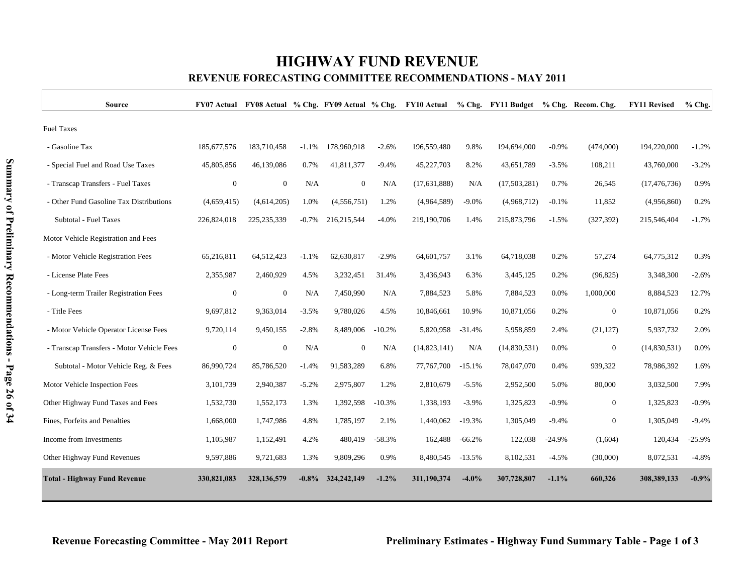# HIGHWAY FUND REVENUE

## REVENUE FORECASTING COMMITTEE RECOMMENDATIONS - MAY 2011

| Source | FY07 Actual | FY08 Actual | % Chg. | FY09 Actual | % Chg. | FY10 Actual | % Chg. | FY11 Budget | % Chg. | Recom. Chg. | FY11 Revised | % Chg. |
|---|---|---|---|---|---|---|---|---|---|---|---|---|
| Fuel Taxes | | | | | | | | | | | | |
| - Gasoline Tax | 185,677,576 | 183,710,458 | -1.1% | 178,960,918 | -2.6% | 196,559,480 | 9.8% | 194,694,000 | -0.9% | (474,000) | 194,220,000 | -1.2% |
| - Special Fuel and Road Use Taxes | 45,805,856 | 46,139,086 | 0.7% | 41,811,377 | -9.4% | 45,227,703 | 8.2% | 43,651,789 | -3.5% | 108,211 | 43,760,000 | -3.2% |
| - Transcap Transfers - Fuel Taxes | 0 | 0 | N/A | 0 | N/A | (17,631,888) | N/A | (17,503,281) | 0.7% | 26,545 | (17,476,736) | 0.9% |
| - Other Fund Gasoline Tax Distributions | (4,659,415) | (4,614,205) | 1.0% | (4,556,751) | 1.2% | (4,964,589) | -9.0% | (4,968,712) | -0.1% | 11,852 | (4,956,860) | 0.2% |
| Subtotal - Fuel Taxes | 226,824,018 | 225,235,339 | -0.7% | 216,215,544 | -4.0% | 219,190,706 | 1.4% | 215,873,796 | -1.5% | (327,392) | 215,546,404 | -1.7% |
| Motor Vehicle Registration and Fees | | | | | | | | | | | | |
| - Motor Vehicle Registration Fees | 65,216,811 | 64,512,423 | -1.1% | 62,630,817 | -2.9% | 64,601,757 | 3.1% | 64,718,038 | 0.2% | 57,274 | 64,775,312 | 0.3% |
| - License Plate Fees | 2,355,987 | 2,460,929 | 4.5% | 3,232,451 | 31.4% | 3,436,943 | 6.3% | 3,445,125 | 0.2% | (96,825) | 3,348,300 | -2.6% |
| - Long-term Trailer Registration Fees | 0 | 0 | N/A | 7,450,990 | N/A | 7,884,523 | 5.8% | 7,884,523 | 0.0% | 1,000,000 | 8,884,523 | 12.7% |
| - Title Fees | 9,697,812 | 9,363,014 | -3.5% | 9,780,026 | 4.5% | 10,846,661 | 10.9% | 10,871,056 | 0.2% | 0 | 10,871,056 | 0.2% |
| - Motor Vehicle Operator License Fees | 9,720,114 | 9,450,155 | -2.8% | 8,489,006 | -10.2% | 5,820,958 | -31.4% | 5,958,859 | 2.4% | (21,127) | 5,937,732 | 2.0% |
| - Transcap Transfers - Motor Vehicle Fees | 0 | 0 | N/A | 0 | N/A | (14,823,141) | N/A | (14,830,531) | 0.0% | 0 | (14,830,531) | 0.0% |
| Subtotal - Motor Vehicle Reg. & Fees | 86,990,724 | 85,786,520 | -1.4% | 91,583,289 | 6.8% | 77,767,700 | -15.1% | 78,047,070 | 0.4% | 939,322 | 78,986,392 | 1.6% |
| Motor Vehicle Inspection Fees | 3,101,739 | 2,940,387 | -5.2% | 2,975,807 | 1.2% | 2,810,679 | -5.5% | 2,952,500 | 5.0% | 80,000 | 3,032,500 | 7.9% |
| Other Highway Fund Taxes and Fees | 1,532,730 | 1,552,173 | 1.3% | 1,392,598 | -10.3% | 1,338,193 | -3.9% | 1,325,823 | -0.9% | 0 | 1,325,823 | -0.9% |
| Fines, Forfeits and Penalties | 1,668,000 | 1,747,986 | 4.8% | 1,785,197 | 2.1% | 1,440,062 | -19.3% | 1,305,049 | -9.4% | 0 | 1,305,049 | -9.4% |
| Income from Investments | 1,105,987 | 1,152,491 | 4.2% | 480,419 | -58.3% | 162,488 | -66.2% | 122,038 | -24.9% | (1,604) | 120,434 | -25.9% |
| Other Highway Fund Revenues | 9,597,886 | 9,721,683 | 1.3% | 9,809,296 | 0.9% | 8,480,545 | -13.5% | 8,102,531 | -4.5% | (30,000) | 8,072,531 | -4.8% |
| **Total - Highway Fund Revenue** | **330,821,083** | **328,136,579** | **-0.8%** | **324,242,149** | **-1.2%** | **311,190,374** | **-4.0%** | **307,728,807** | **-1.1%** | **660,326** | **308,389,133** | **-0.9%** |

**Revenue Forecasting Committee - May 2011 Report** | **Preliminary Estimates - Highway Fund Summary Table - Page 1 of 3**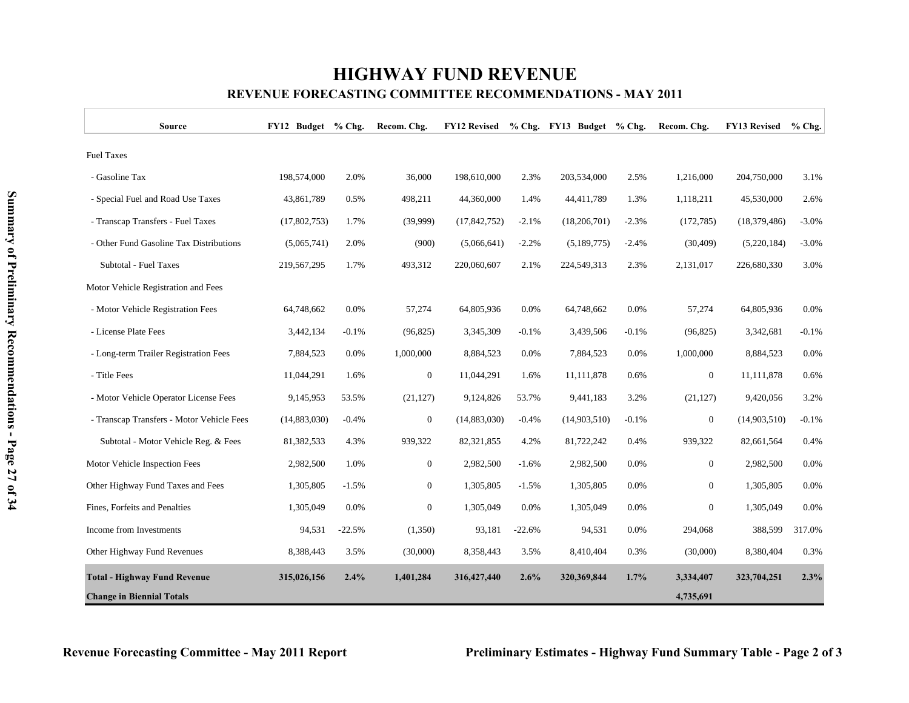# HIGHWAY FUND REVENUE

## REVENUE FORECASTING COMMITTEE RECOMMENDATIONS - MAY 2011

| Source | FY12 Budget | % Chg. | Recom. Chg. | FY12 Revised | % Chg. | FY13 Budget | % Chg. | Recom. Chg. | FY13 Revised | % Chg. |
|---|---|---|---|---|---|---|---|---|---|---|
| Fuel Taxes | | | | | | | | | | |
| - Gasoline Tax | 198,574,000 | 2.0% | 36,000 | 198,610,000 | 2.3% | 203,534,000 | 2.5% | 1,216,000 | 204,750,000 | 3.1% |
| - Special Fuel and Road Use Taxes | 43,861,789 | 0.5% | 498,211 | 44,360,000 | 1.4% | 44,411,789 | 1.3% | 1,118,211 | 45,530,000 | 2.6% |
| - Transcap Transfers - Fuel Taxes | (17,802,753) | 1.7% | (39,999) | (17,842,752) | -2.1% | (18,206,701) | -2.3% | (172,785) | (18,379,486) | -3.0% |
| - Other Fund Gasoline Tax Distributions | (5,065,741) | 2.0% | (900) | (5,066,641) | -2.2% | (5,189,775) | -2.4% | (30,409) | (5,220,184) | -3.0% |
| Subtotal - Fuel Taxes | 219,567,295 | 1.7% | 493,312 | 220,060,607 | 2.1% | 224,549,313 | 2.3% | 2,131,017 | 226,680,330 | 3.0% |
| Motor Vehicle Registration and Fees | | | | | | | | | | |
| - Motor Vehicle Registration Fees | 64,748,662 | 0.0% | 57,274 | 64,805,936 | 0.0% | 64,748,662 | 0.0% | 57,274 | 64,805,936 | 0.0% |
| - License Plate Fees | 3,442,134 | -0.1% | (96,825) | 3,345,309 | -0.1% | 3,439,506 | -0.1% | (96,825) | 3,342,681 | -0.1% |
| - Long-term Trailer Registration Fees | 7,884,523 | 0.0% | 1,000,000 | 8,884,523 | 0.0% | 7,884,523 | 0.0% | 1,000,000 | 8,884,523 | 0.0% |
| - Title Fees | 11,044,291 | 1.6% | 0 | 11,044,291 | 1.6% | 11,111,878 | 0.6% | 0 | 11,111,878 | 0.6% |
| - Motor Vehicle Operator License Fees | 9,145,953 | 53.5% | (21,127) | 9,124,826 | 53.7% | 9,441,183 | 3.2% | (21,127) | 9,420,056 | 3.2% |
| - Transcap Transfers - Motor Vehicle Fees | (14,883,030) | -0.4% | 0 | (14,883,030) | -0.4% | (14,903,510) | -0.1% | 0 | (14,903,510) | -0.1% |
| Subtotal - Motor Vehicle Reg. & Fees | 81,382,533 | 4.3% | 939,322 | 82,321,855 | 4.2% | 81,722,242 | 0.4% | 939,322 | 82,661,564 | 0.4% |
| Motor Vehicle Inspection Fees | 2,982,500 | 1.0% | 0 | 2,982,500 | -1.6% | 2,982,500 | 0.0% | 0 | 2,982,500 | 0.0% |
| Other Highway Fund Taxes and Fees | 1,305,805 | -1.5% | 0 | 1,305,805 | -1.5% | 1,305,805 | 0.0% | 0 | 1,305,805 | 0.0% |
| Fines, Forfeits and Penalties | 1,305,049 | 0.0% | 0 | 1,305,049 | 0.0% | 1,305,049 | 0.0% | 0 | 1,305,049 | 0.0% |
| Income from Investments | 94,531 | -22.5% | (1,350) | 93,181 | -22.6% | 94,531 | 0.0% | 294,068 | 388,599 | 317.0% |
| Other Highway Fund Revenues | 8,388,443 | 3.5% | (30,000) | 8,358,443 | 3.5% | 8,410,404 | 0.3% | (30,000) | 8,380,404 | 0.3% |
| **Total - Highway Fund Revenue** | **315,026,156** | **2.4%** | **1,401,284** | **316,427,440** | **2.6%** | **320,369,844** | **1.7%** | **3,334,407** | **323,704,251** | **2.3%** |
| **Change in Biennial Totals** | | | | | | | | **4,735,691** | | |

**Revenue Forecasting Committee - May 2011 Report**

**Preliminary Estimates - Highway Fund Summary Table - Page 2 of 3**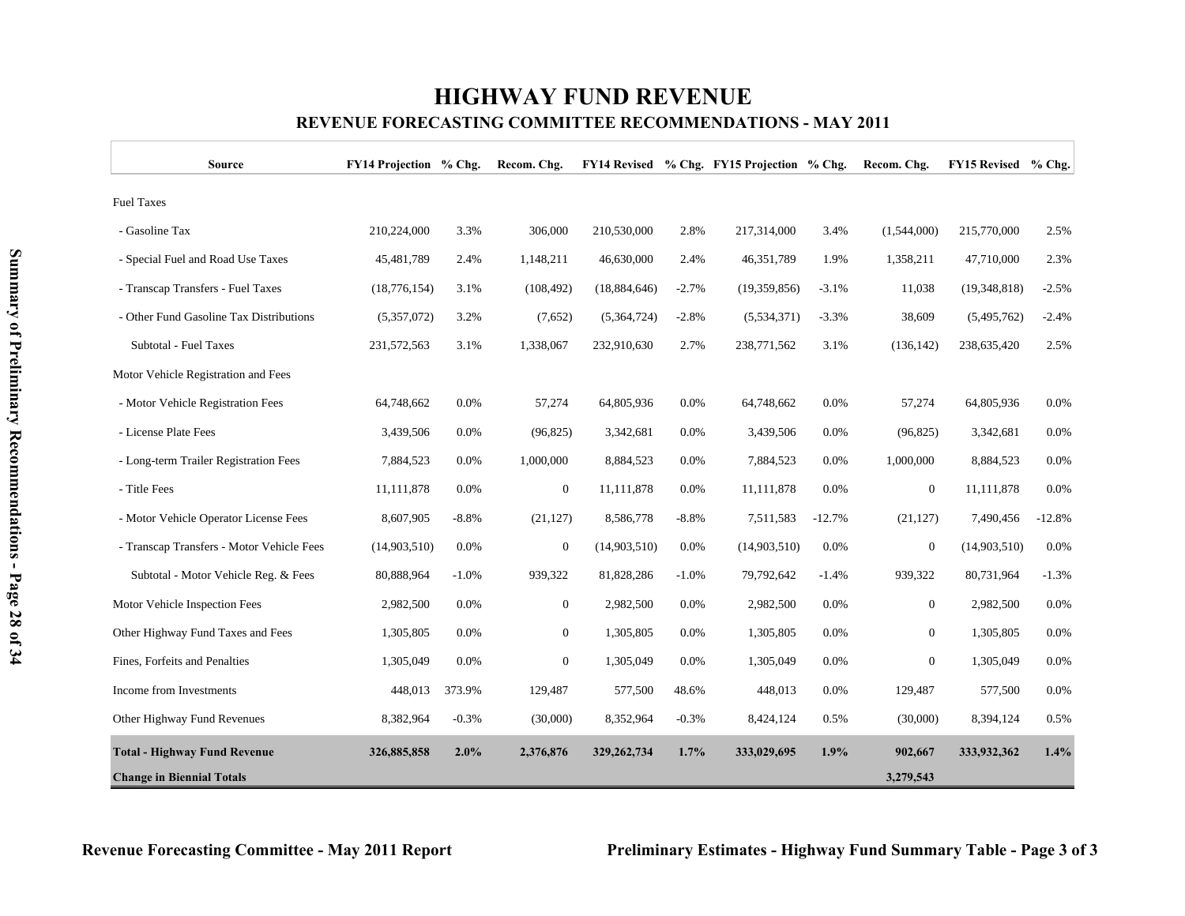# HIGHWAY FUND REVENUE

## REVENUE FORECASTING COMMITTEE RECOMMENDATIONS - MAY 2011

| Source | FY14 Projection | % Chg. | Recom. Chg. | FY14 Revised | % Chg. | FY15 Projection | % Chg. | Recom. Chg. | FY15 Revised | % Chg. |
|---|---|---|---|---|---|---|---|---|---|---|
| Fuel Taxes | | | | | | | | | | |
| - Gasoline Tax | 210,224,000 | 3.3% | 306,000 | 210,530,000 | 2.8% | 217,314,000 | 3.4% | (1,544,000) | 215,770,000 | 2.5% |
| - Special Fuel and Road Use Taxes | 45,481,789 | 2.4% | 1,148,211 | 46,630,000 | 2.4% | 46,351,789 | 1.9% | 1,358,211 | 47,710,000 | 2.3% |
| - Transcap Transfers - Fuel Taxes | (18,776,154) | 3.1% | (108,492) | (18,884,646) | -2.7% | (19,359,856) | -3.1% | 11,038 | (19,348,818) | -2.5% |
| - Other Fund Gasoline Tax Distributions | (5,357,072) | 3.2% | (7,652) | (5,364,724) | -2.8% | (5,534,371) | -3.3% | 38,609 | (5,495,762) | -2.4% |
| Subtotal - Fuel Taxes | 231,572,563 | 3.1% | 1,338,067 | 232,910,630 | 2.7% | 238,771,562 | 3.1% | (136,142) | 238,635,420 | 2.5% |
| Motor Vehicle Registration and Fees | | | | | | | | | | |
| - Motor Vehicle Registration Fees | 64,748,662 | 0.0% | 57,274 | 64,805,936 | 0.0% | 64,748,662 | 0.0% | 57,274 | 64,805,936 | 0.0% |
| - License Plate Fees | 3,439,506 | 0.0% | (96,825) | 3,342,681 | 0.0% | 3,439,506 | 0.0% | (96,825) | 3,342,681 | 0.0% |
| - Long-term Trailer Registration Fees | 7,884,523 | 0.0% | 1,000,000 | 8,884,523 | 0.0% | 7,884,523 | 0.0% | 1,000,000 | 8,884,523 | 0.0% |
| - Title Fees | 11,111,878 | 0.0% | 0 | 11,111,878 | 0.0% | 11,111,878 | 0.0% | 0 | 11,111,878 | 0.0% |
| - Motor Vehicle Operator License Fees | 8,607,905 | -8.8% | (21,127) | 8,586,778 | -8.8% | 7,511,583 | -12.7% | (21,127) | 7,490,456 | -12.8% |
| - Transcap Transfers - Motor Vehicle Fees | (14,903,510) | 0.0% | 0 | (14,903,510) | 0.0% | (14,903,510) | 0.0% | 0 | (14,903,510) | 0.0% |
| Subtotal - Motor Vehicle Reg. & Fees | 80,888,964 | -1.0% | 939,322 | 81,828,286 | -1.0% | 79,792,642 | -1.4% | 939,322 | 80,731,964 | -1.3% |
| Motor Vehicle Inspection Fees | 2,982,500 | 0.0% | 0 | 2,982,500 | 0.0% | 2,982,500 | 0.0% | 0 | 2,982,500 | 0.0% |
| Other Highway Fund Taxes and Fees | 1,305,805 | 0.0% | 0 | 1,305,805 | 0.0% | 1,305,805 | 0.0% | 0 | 1,305,805 | 0.0% |
| Fines, Forfeits and Penalties | 1,305,049 | 0.0% | 0 | 1,305,049 | 0.0% | 1,305,049 | 0.0% | 0 | 1,305,049 | 0.0% |
| Income from Investments | 448,013 | 373.9% | 129,487 | 577,500 | 48.6% | 448,013 | 0.0% | 129,487 | 577,500 | 0.0% |
| Other Highway Fund Revenues | 8,382,964 | -0.3% | (30,000) | 8,352,964 | -0.3% | 8,424,124 | 0.5% | (30,000) | 8,394,124 | 0.5% |
| **Total - Highway Fund Revenue** | **326,885,858** | **2.0%** | **2,376,876** | **329,262,734** | **1.7%** | **333,029,695** | **1.9%** | **902,667** | **333,932,362** | **1.4%** |
| **Change in Biennial Totals** | | | | | | | | **3,279,543** | | |

Revenue Forecasting Committee - May 2011 Report

Preliminary Estimates - Highway Fund Summary Table - Page 3 of 3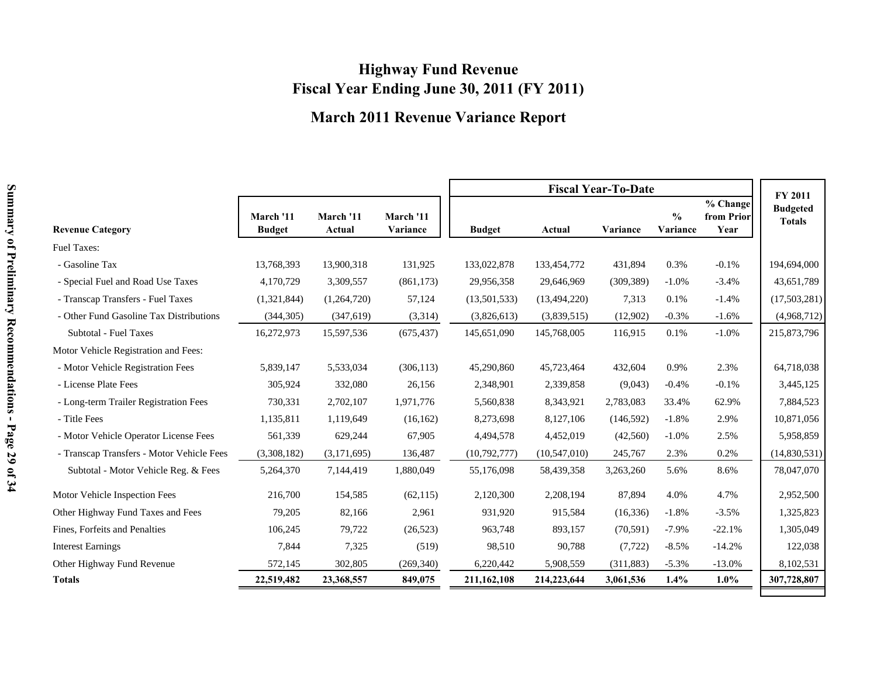# Highway Fund Revenue
# Fiscal Year Ending June 30, 2011 (FY 2011)

## March 2011 Revenue Variance Report

| Revenue Category | March '11 Budget | March '11 Actual | March '11 Variance | Fiscal Year-To-Date Budget | Fiscal Year-To-Date Actual | Fiscal Year-To-Date Variance | Fiscal Year-To-Date % Variance | Fiscal Year-To-Date % Change from Prior Year | FY 2011 Budgeted Totals |
|---|---|---|---|---|---|---|---|---|---|
| Fuel Taxes: | | | | | | | | | |
| - Gasoline Tax | 13,768,393 | 13,900,318 | 131,925 | 133,022,878 | 133,454,772 | 431,894 | 0.3% | -0.1% | 194,694,000 |
| - Special Fuel and Road Use Taxes | 4,170,729 | 3,309,557 | (861,173) | 29,956,358 | 29,646,969 | (309,389) | -1.0% | -3.4% | 43,651,789 |
| - Transcap Transfers - Fuel Taxes | (1,321,844) | (1,264,720) | 57,124 | (13,501,533) | (13,494,220) | 7,313 | 0.1% | -1.4% | (17,503,281) |
| - Other Fund Gasoline Tax Distributions | (344,305) | (347,619) | (3,314) | (3,826,613) | (3,839,515) | (12,902) | -0.3% | -1.6% | (4,968,712) |
| Subtotal - Fuel Taxes | 16,272,973 | 15,597,536 | (675,437) | 145,651,090 | 145,768,005 | 116,915 | 0.1% | -1.0% | 215,873,796 |
| Motor Vehicle Registration and Fees: | | | | | | | | | |
| - Motor Vehicle Registration Fees | 5,839,147 | 5,533,034 | (306,113) | 45,290,860 | 45,723,464 | 432,604 | 0.9% | 2.3% | 64,718,038 |
| - License Plate Fees | 305,924 | 332,080 | 26,156 | 2,348,901 | 2,339,858 | (9,043) | -0.4% | -0.1% | 3,445,125 |
| - Long-term Trailer Registration Fees | 730,331 | 2,702,107 | 1,971,776 | 5,560,838 | 8,343,921 | 2,783,083 | 33.4% | 62.9% | 7,884,523 |
| - Title Fees | 1,135,811 | 1,119,649 | (16,162) | 8,273,698 | 8,127,106 | (146,592) | -1.8% | 2.9% | 10,871,056 |
| - Motor Vehicle Operator License Fees | 561,339 | 629,244 | 67,905 | 4,494,578 | 4,452,019 | (42,560) | -1.0% | 2.5% | 5,958,859 |
| - Transcap Transfers - Motor Vehicle Fees | (3,308,182) | (3,171,695) | 136,487 | (10,792,777) | (10,547,010) | 245,767 | 2.3% | 0.2% | (14,830,531) |
| Subtotal - Motor Vehicle Reg. & Fees | 5,264,370 | 7,144,419 | 1,880,049 | 55,176,098 | 58,439,358 | 3,263,260 | 5.6% | 8.6% | 78,047,070 |
| Motor Vehicle Inspection Fees | 216,700 | 154,585 | (62,115) | 2,120,300 | 2,208,194 | 87,894 | 4.0% | 4.7% | 2,952,500 |
| Other Highway Fund Taxes and Fees | 79,205 | 82,166 | 2,961 | 931,920 | 915,584 | (16,336) | -1.8% | -3.5% | 1,325,823 |
| Fines, Forfeits and Penalties | 106,245 | 79,722 | (26,523) | 963,748 | 893,157 | (70,591) | -7.9% | -22.1% | 1,305,049 |
| Interest Earnings | 7,844 | 7,325 | (519) | 98,510 | 90,788 | (7,722) | -8.5% | -14.2% | 122,038 |
| Other Highway Fund Revenue | 572,145 | 302,805 | (269,340) | 6,220,442 | 5,908,559 | (311,883) | -5.3% | -13.0% | 8,102,531 |
| **Totals** | **22,519,482** | **23,368,557** | **849,075** | **211,162,108** | **214,223,644** | **3,061,536** | **1.4%** | **1.0%** | **307,728,807** |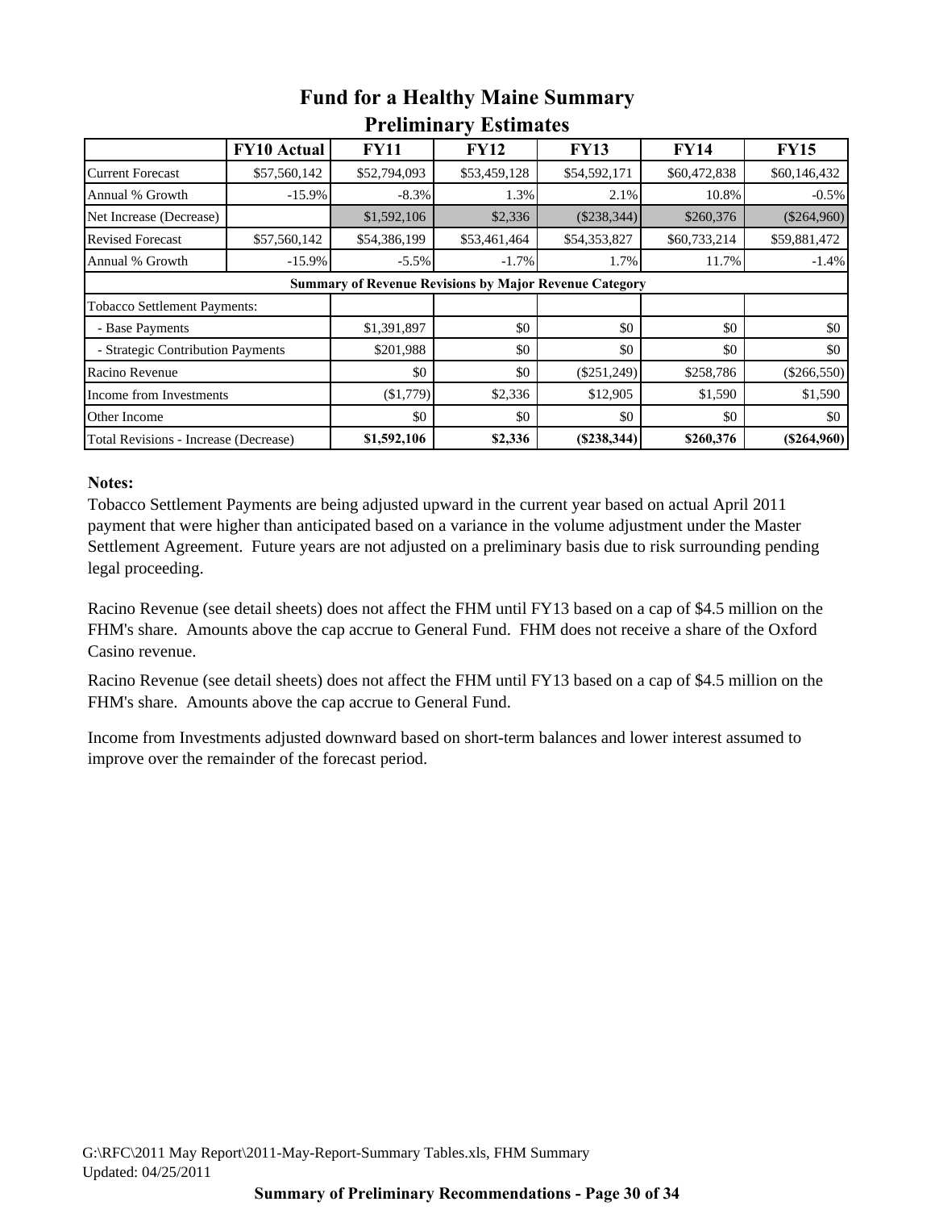# Fund for a Healthy Maine Summary
## Preliminary Estimates

| | FY10 Actual | FY11 | FY12 | FY13 | FY14 | FY15 |
|---|---|---|---|---|---|---|
| Current Forecast | $57,560,142 | $52,794,093 | $53,459,128 | $54,592,171 | $60,472,838 | $60,146,432 |
| Annual % Growth | -15.9% | -8.3% | 1.3% | 2.1% | 10.8% | -0.5% |
| Net Increase (Decrease) | | $1,592,106 | $2,336 | ($238,344) | $260,376 | ($264,960) |
| Revised Forecast | $57,560,142 | $54,386,199 | $53,461,464 | $54,353,827 | $60,733,214 | $59,881,472 |
| Annual % Growth | -15.9% | -5.5% | -1.7% | 1.7% | 11.7% | -1.4% |
| **Summary of Revenue Revisions by Major Revenue Category** | | | | | | |
| Tobacco Settlement Payments: | | | | | | |
| - Base Payments | | $1,391,897 | $0 | $0 | $0 | $0 |
| - Strategic Contribution Payments | | $201,988 | $0 | $0 | $0 | $0 |
| Racino Revenue | | $0 | $0 | ($251,249) | $258,786 | ($266,550) |
| Income from Investments | | ($1,779) | $2,336 | $12,905 | $1,590 | $1,590 |
| Other Income | | $0 | $0 | $0 | $0 | $0 |
| Total Revisions - Increase (Decrease) | | **$1,592,106** | **$2,336** | **($238,344)** | **$260,376** | **($264,960)** |

**Notes:**

Tobacco Settlement Payments are being adjusted upward in the current year based on actual April 2011 payment that were higher than anticipated based on a variance in the volume adjustment under the Master Settlement Agreement. Future years are not adjusted on a preliminary basis due to risk surrounding pending legal proceeding.

Racino Revenue (see detail sheets) does not affect the FHM until FY13 based on a cap of $4.5 million on the FHM's share. Amounts above the cap accrue to General Fund. FHM does not receive a share of the Oxford Casino revenue.

Racino Revenue (see detail sheets) does not affect the FHM until FY13 based on a cap of $4.5 million on the FHM's share. Amounts above the cap accrue to General Fund.

Income from Investments adjusted downward based on short-term balances and lower interest assumed to improve over the remainder of the forecast period.

G:\RFC\2011 May Report\2011-May-Report-Summary Tables.xls, FHM Summary
Updated: 04/25/2011

**Summary of Preliminary Recommendations - Page 30 of 34**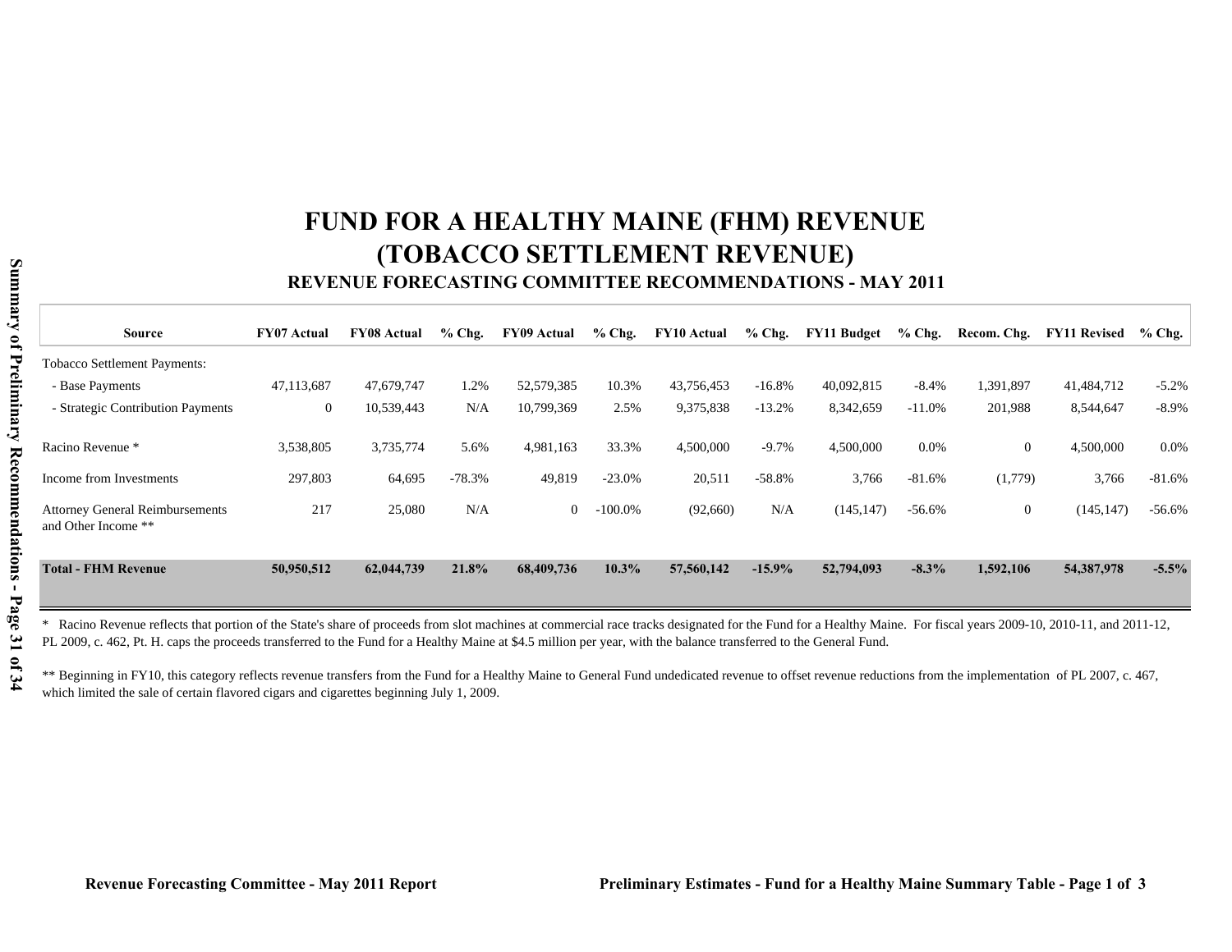# FUND FOR A HEALTHY MAINE (FHM) REVENUE
# (TOBACCO SETTLEMENT REVENUE)
## REVENUE FORECASTING COMMITTEE RECOMMENDATIONS - MAY 2011

| Source | FY07 Actual | FY08 Actual | % Chg. | FY09 Actual | % Chg. | FY10 Actual | % Chg. | FY11 Budget | % Chg. | Recom. Chg. | FY11 Revised | % Chg. |
|---|---|---|---|---|---|---|---|---|---|---|---|---|
| Tobacco Settlement Payments: | | | | | | | | | | | | |
| - Base Payments | 47,113,687 | 47,679,747 | 1.2% | 52,579,385 | 10.3% | 43,756,453 | -16.8% | 40,092,815 | -8.4% | 1,391,897 | 41,484,712 | -5.2% |
| - Strategic Contribution Payments | 0 | 10,539,443 | N/A | 10,799,369 | 2.5% | 9,375,838 | -13.2% | 8,342,659 | -11.0% | 201,988 | 8,544,647 | -8.9% |
| Racino Revenue * | 3,538,805 | 3,735,774 | 5.6% | 4,981,163 | 33.3% | 4,500,000 | -9.7% | 4,500,000 | 0.0% | 0 | 4,500,000 | 0.0% |
| Income from Investments | 297,803 | 64,695 | -78.3% | 49,819 | -23.0% | 20,511 | -58.8% | 3,766 | -81.6% | (1,779) | 3,766 | -81.6% |
| Attorney General Reimbursements and Other Income ** | 217 | 25,080 | N/A | 0 | -100.0% | (92,660) | N/A | (145,147) | -56.6% | 0 | (145,147) | -56.6% |
| **Total - FHM Revenue** | **50,950,512** | **62,044,739** | **21.8%** | **68,409,736** | **10.3%** | **57,560,142** | **-15.9%** | **52,794,093** | **-8.3%** | **1,592,106** | **54,387,978** | **-5.5%** |

\* Racino Revenue reflects that portion of the State's share of proceeds from slot machines at commercial race tracks designated for the Fund for a Healthy Maine. For fiscal years 2009-10, 2010-11, and 2011-12, PL 2009, c. 462, Pt. H. caps the proceeds transferred to the Fund for a Healthy Maine at $4.5 million per year, with the balance transferred to the General Fund.

** Beginning in FY10, this category reflects revenue transfers from the Fund for a Healthy Maine to General Fund undedicated revenue to offset revenue reductions from the implementation of PL 2007, c. 467, which limited the sale of certain flavored cigars and cigarettes beginning July 1, 2009.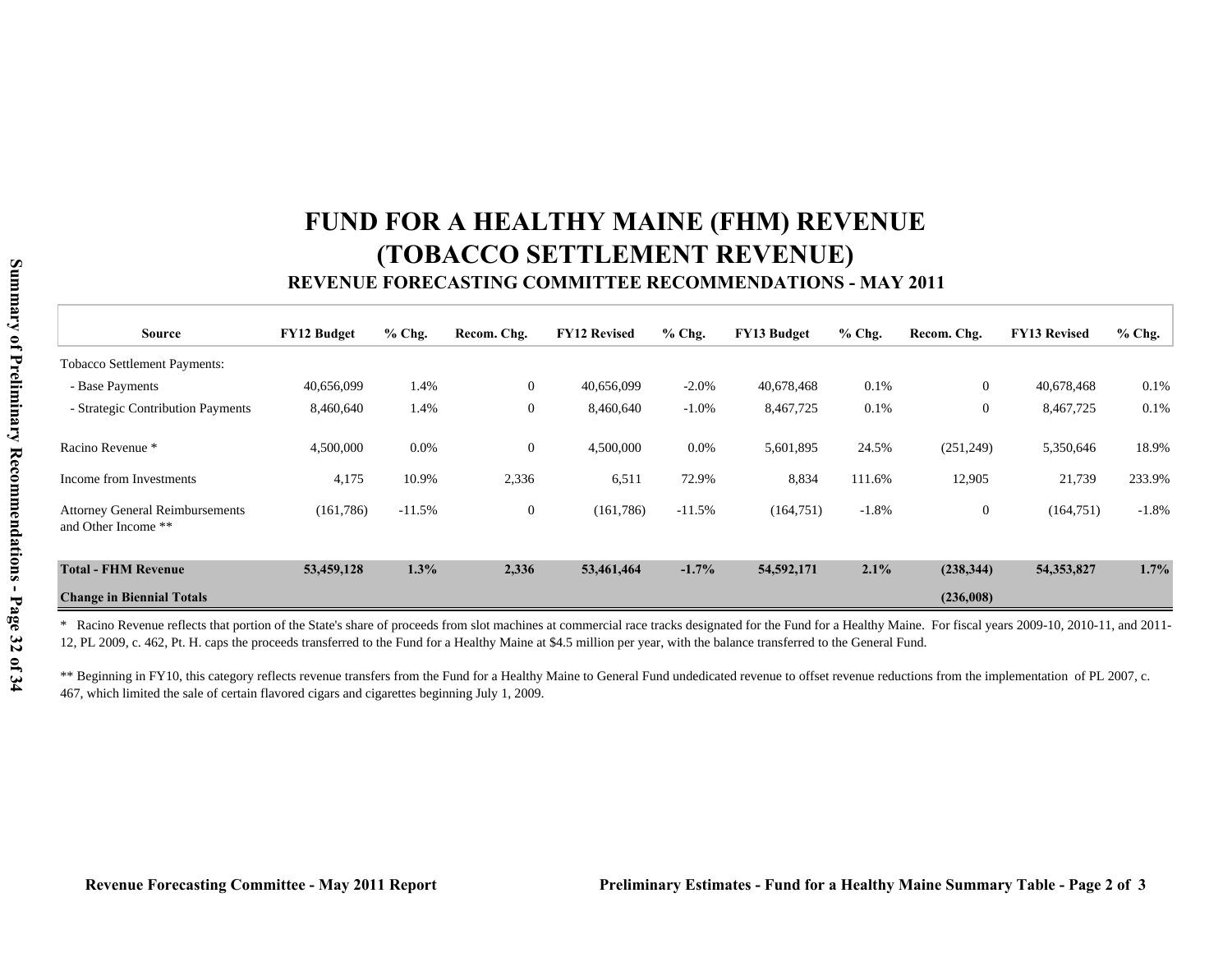# FUND FOR A HEALTHY MAINE (FHM) REVENUE
# (TOBACCO SETTLEMENT REVENUE)
## REVENUE FORECASTING COMMITTEE RECOMMENDATIONS - MAY 2011

| Source | FY12 Budget | % Chg. | Recom. Chg. | FY12 Revised | % Chg. | FY13 Budget | % Chg. | Recom. Chg. | FY13 Revised | % Chg. |
|---|---|---|---|---|---|---|---|---|---|---|
| Tobacco Settlement Payments: | | | | | | | | | | |
| - Base Payments | 40,656,099 | 1.4% | 0 | 40,656,099 | -2.0% | 40,678,468 | 0.1% | 0 | 40,678,468 | 0.1% |
| - Strategic Contribution Payments | 8,460,640 | 1.4% | 0 | 8,460,640 | -1.0% | 8,467,725 | 0.1% | 0 | 8,467,725 | 0.1% |
| Racino Revenue * | 4,500,000 | 0.0% | 0 | 4,500,000 | 0.0% | 5,601,895 | 24.5% | (251,249) | 5,350,646 | 18.9% |
| Income from Investments | 4,175 | 10.9% | 2,336 | 6,511 | 72.9% | 8,834 | 111.6% | 12,905 | 21,739 | 233.9% |
| Attorney General Reimbursements and Other Income ** | (161,786) | -11.5% | 0 | (161,786) | -11.5% | (164,751) | -1.8% | 0 | (164,751) | -1.8% |
| **Total - FHM Revenue** | **53,459,128** | **1.3%** | **2,336** | **53,461,464** | **-1.7%** | **54,592,171** | **2.1%** | **(238,344)** | **54,353,827** | **1.7%** |
| **Change in Biennial Totals** | | | | | | | | **(236,008)** | | |

\* Racino Revenue reflects that portion of the State's share of proceeds from slot machines at commercial race tracks designated for the Fund for a Healthy Maine. For fiscal years 2009-10, 2010-11, and 2011-12, PL 2009, c. 462, Pt. H. caps the proceeds transferred to the Fund for a Healthy Maine at $4.5 million per year, with the balance transferred to the General Fund.

** Beginning in FY10, this category reflects revenue transfers from the Fund for a Healthy Maine to General Fund undedicated revenue to offset revenue reductions from the implementation of PL 2007, c. 467, which limited the sale of certain flavored cigars and cigarettes beginning July 1, 2009.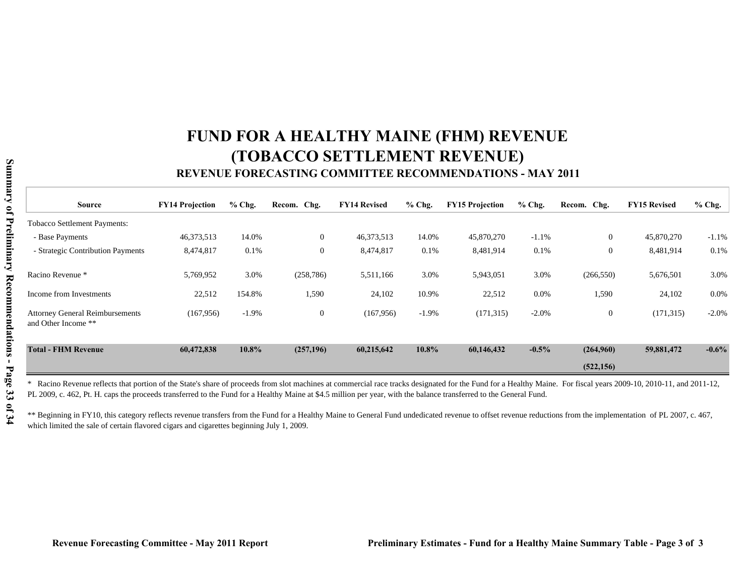# FUND FOR A HEALTHY MAINE (FHM) REVENUE
# (TOBACCO SETTLEMENT REVENUE)
## REVENUE FORECASTING COMMITTEE RECOMMENDATIONS - MAY 2011

| Source | FY14 Projection | % Chg. | Recom. Chg. | FY14 Revised | % Chg. | FY15 Projection | % Chg. | Recom. Chg. | FY15 Revised | % Chg. |
|---|---|---|---|---|---|---|---|---|---|---|
| Tobacco Settlement Payments: | | | | | | | | | | |
| - Base Payments | 46,373,513 | 14.0% | 0 | 46,373,513 | 14.0% | 45,870,270 | -1.1% | 0 | 45,870,270 | -1.1% |
| - Strategic Contribution Payments | 8,474,817 | 0.1% | 0 | 8,474,817 | 0.1% | 8,481,914 | 0.1% | 0 | 8,481,914 | 0.1% |
| Racino Revenue * | 5,769,952 | 3.0% | (258,786) | 5,511,166 | 3.0% | 5,943,051 | 3.0% | (266,550) | 5,676,501 | 3.0% |
| Income from Investments | 22,512 | 154.8% | 1,590 | 24,102 | 10.9% | 22,512 | 0.0% | 1,590 | 24,102 | 0.0% |
| Attorney General Reimbursements and Other Income ** | (167,956) | -1.9% | 0 | (167,956) | -1.9% | (171,315) | -2.0% | 0 | (171,315) | -2.0% |
| **Total - FHM Revenue** | **60,472,838** | **10.8%** | **(257,196)** | **60,215,642** | **10.8%** | **60,146,432** | **-0.5%** | **(264,960)** | **59,881,472** | **-0.6%** |
| | | | | | | | | **(522,156)** | | |

\* Racino Revenue reflects that portion of the State's share of proceeds from slot machines at commercial race tracks designated for the Fund for a Healthy Maine. For fiscal years 2009-10, 2010-11, and 2011-12, PL 2009, c. 462, Pt. H. caps the proceeds transferred to the Fund for a Healthy Maine at $4.5 million per year, with the balance transferred to the General Fund.

\** Beginning in FY10, this category reflects revenue transfers from the Fund for a Healthy Maine to General Fund undedicated revenue to offset revenue reductions from the implementation of PL 2007, c. 467, which limited the sale of certain flavored cigars and cigarettes beginning July 1, 2009.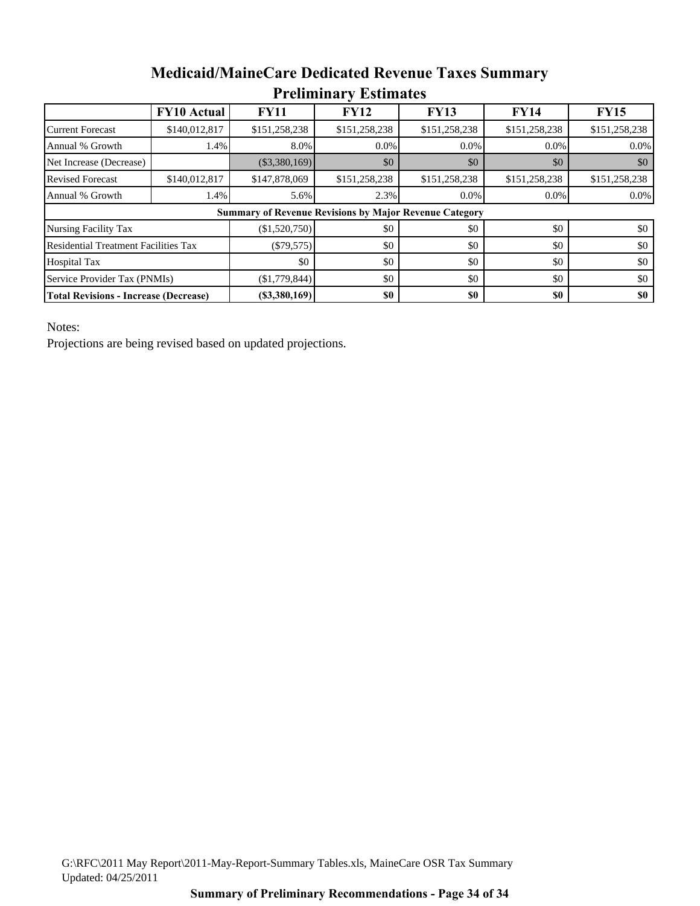# Medicaid/MaineCare Dedicated Revenue Taxes Summary

## Preliminary Estimates

| | FY10 Actual | FY11 | FY12 | FY13 | FY14 | FY15 |
|---|---|---|---|---|---|---|
| Current Forecast | $140,012,817 | $151,258,238 | $151,258,238 | $151,258,238 | $151,258,238 | $151,258,238 |
| Annual % Growth | 1.4% | 8.0% | 0.0% | 0.0% | 0.0% | 0.0% |
| Net Increase (Decrease) | | ($3,380,169) | $0 | $0 | $0 | $0 |
| Revised Forecast | $140,012,817 | $147,878,069 | $151,258,238 | $151,258,238 | $151,258,238 | $151,258,238 |
| Annual % Growth | 1.4% | 5.6% | 2.3% | 0.0% | 0.0% | 0.0% |
| **Summary of Revenue Revisions by Major Revenue Category** | | | | | | |
| Nursing Facility Tax | | ($1,520,750) | $0 | $0 | $0 | $0 |
| Residential Treatment Facilities Tax | | ($79,575) | $0 | $0 | $0 | $0 |
| Hospital Tax | | $0 | $0 | $0 | $0 | $0 |
| Service Provider Tax (PNMIs) | | ($1,779,844) | $0 | $0 | $0 | $0 |
| **Total Revisions - Increase (Decrease)** | | **($3,380,169)** | **$0** | **$0** | **$0** | **$0** |

Notes:

Projections are being revised based on updated projections.

G:\RFC\2011 May Report\2011-May-Report-Summary Tables.xls, MaineCare OSR Tax Summary
Updated: 04/25/2011

**Summary of Preliminary Recommendations - Page 34 of 34**